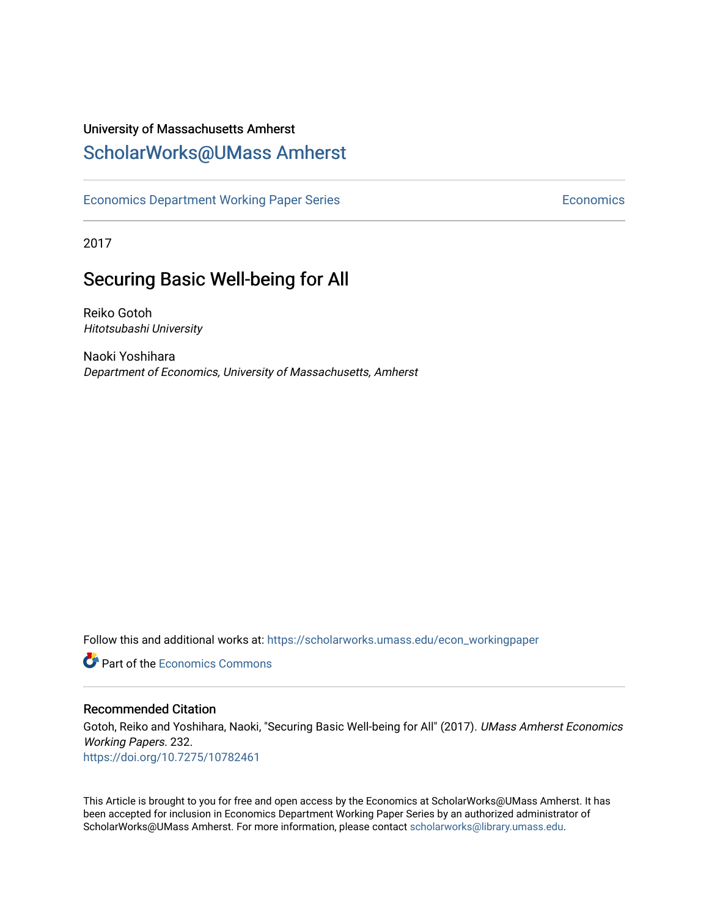University of Massachusetts Amherst

## ScholarWorks@UMass Amherst

Economics Department Working Paper Series | Economics

2017

# Securing Basic Well-being for All

Reiko Gotoh
*Hitotsubashi University*

Naoki Yoshihara
*Department of Economics, University of Massachusetts, Amherst*

Follow this and additional works at: https://scholarworks.umass.edu/econ_workingpaper

Part of the Economics Commons

### Recommended Citation

Gotoh, Reiko and Yoshihara, Naoki, "Securing Basic Well-being for All" (2017). *UMass Amherst Economics Working Papers*. 232.
https://doi.org/10.7275/10782461

This Article is brought to you for free and open access by the Economics at ScholarWorks@UMass Amherst. It has been accepted for inclusion in Economics Department Working Paper Series by an authorized administrator of ScholarWorks@UMass Amherst. For more information, please contact scholarworks@library.umass.edu.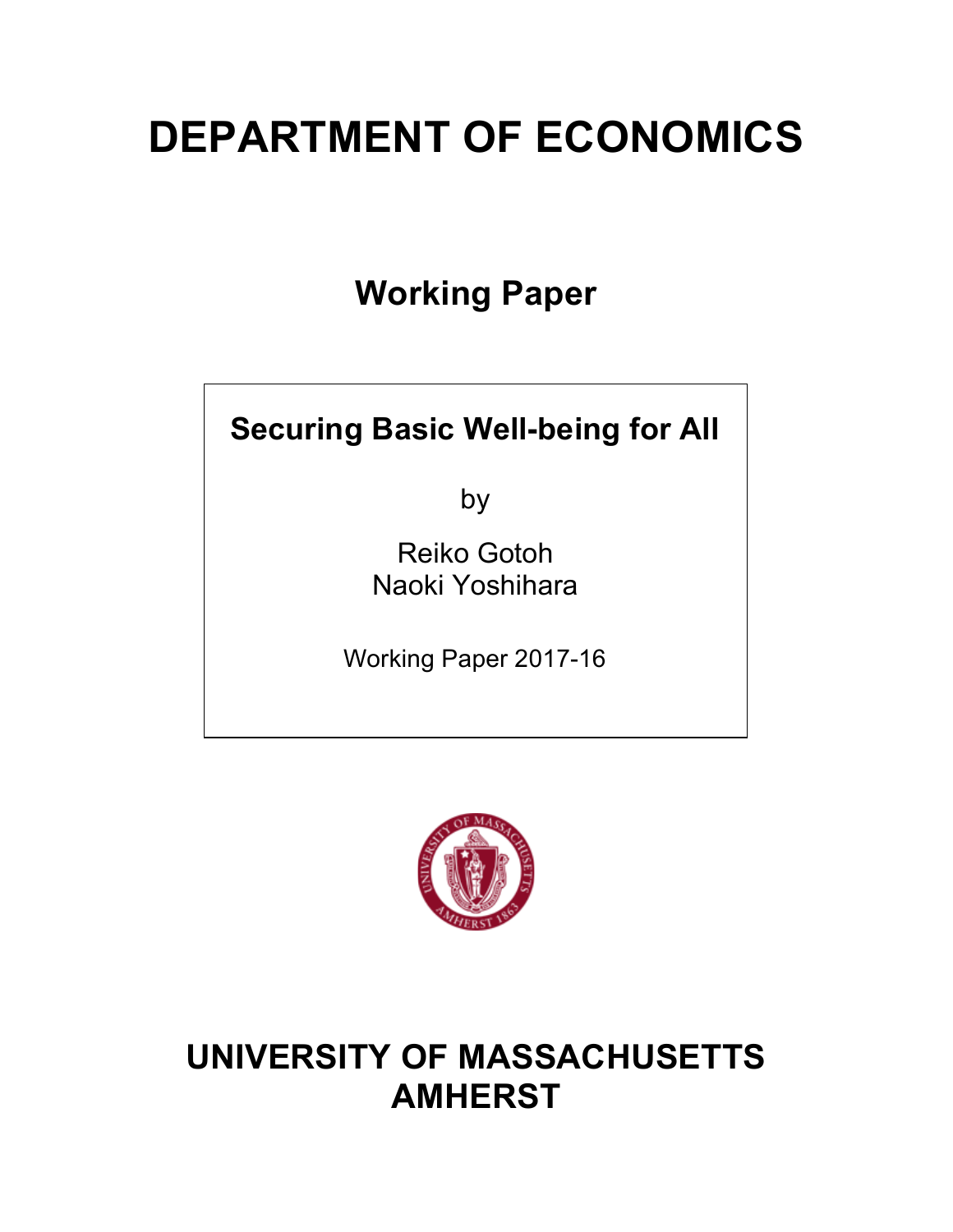# DEPARTMENT OF ECONOMICS

## Working Paper

**Securing Basic Well-being for All**

by

Reiko Gotoh
Naoki Yoshihara

Working Paper 2017-16

# UNIVERSITY OF MASSACHUSETTS AMHERST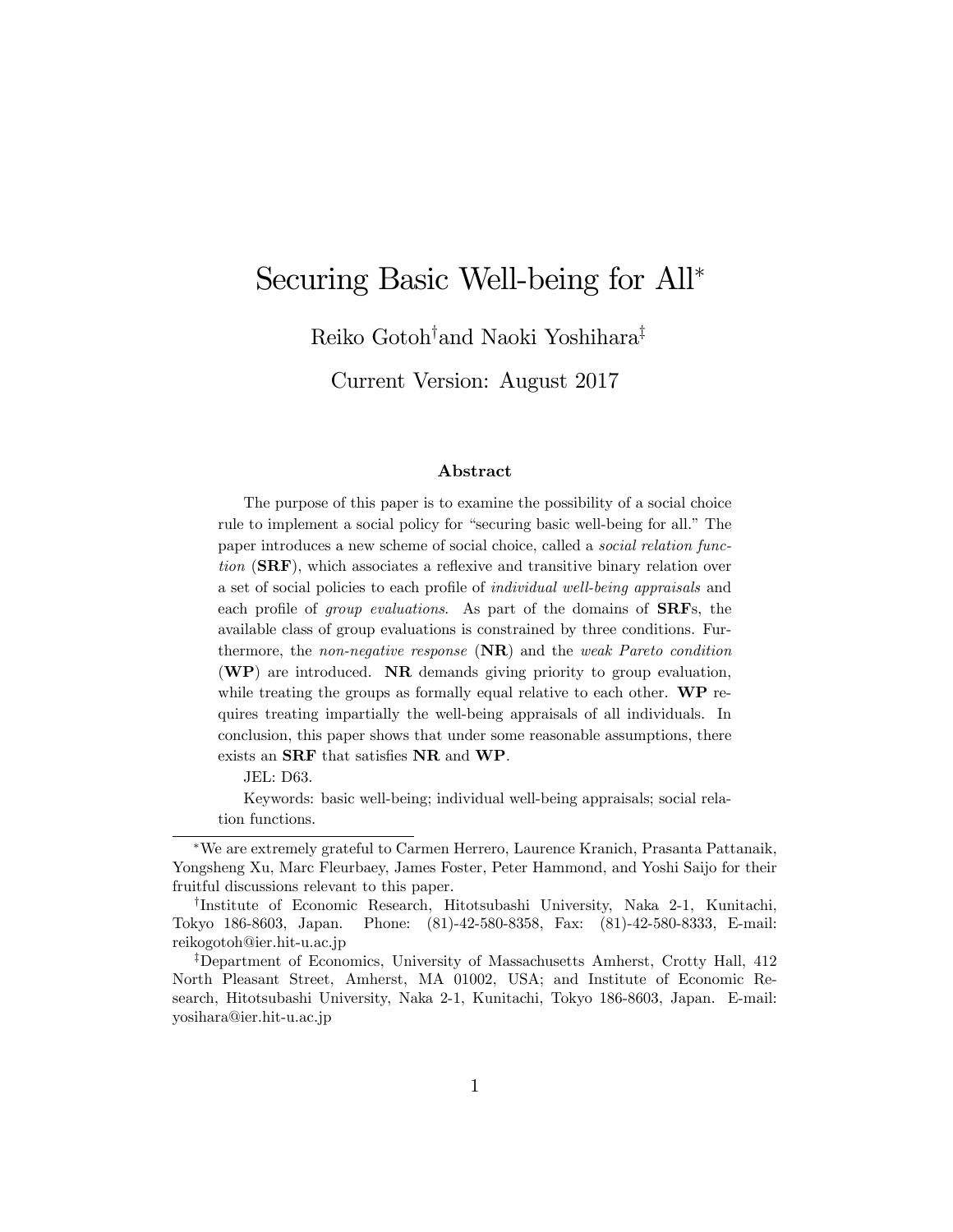# Securing Basic Well-being for All*

Reiko Gotoh[†] and Naoki Yoshihara[‡]

Current Version: August 2017

### Abstract

The purpose of this paper is to examine the possibility of a social choice rule to implement a social policy for "securing basic well-being for all." The paper introduces a new scheme of social choice, called a *social relation function* (**SRF**), which associates a reflexive and transitive binary relation over a set of social policies to each profile of *individual well-being appraisals* and each profile of *group evaluations*. As part of the domains of **SRF**s, the available class of group evaluations is constrained by three conditions. Furthermore, the *non-negative response* (**NR**) and the *weak Pareto condition* (**WP**) are introduced. **NR** demands giving priority to group evaluation, while treating the groups as formally equal relative to each other. **WP** requires treating impartially the well-being appraisals of all individuals. In conclusion, this paper shows that under some reasonable assumptions, there exists an **SRF** that satisfies **NR** and **WP**.

JEL: D63.

Keywords: basic well-being; individual well-being appraisals; social relation functions.

---

*We are extremely grateful to Carmen Herrero, Laurence Kranich, Prasanta Pattanaik, Yongsheng Xu, Marc Fleurbaey, James Foster, Peter Hammond, and Yoshi Saijo for their fruitful discussions relevant to this paper.

[†]Institute of Economic Research, Hitotsubashi University, Naka 2-1, Kunitachi, Tokyo 186-8603, Japan. Phone: (81)-42-580-8358, Fax: (81)-42-580-8333, E-mail: reikogotoh@ier.hit-u.ac.jp

[‡]Department of Economics, University of Massachusetts Amherst, Crotty Hall, 412 North Pleasant Street, Amherst, MA 01002, USA; and Institute of Economic Research, Hitotsubashi University, Naka 2-1, Kunitachi, Tokyo 186-8603, Japan. E-mail: yosihara@ier.hit-u.ac.jp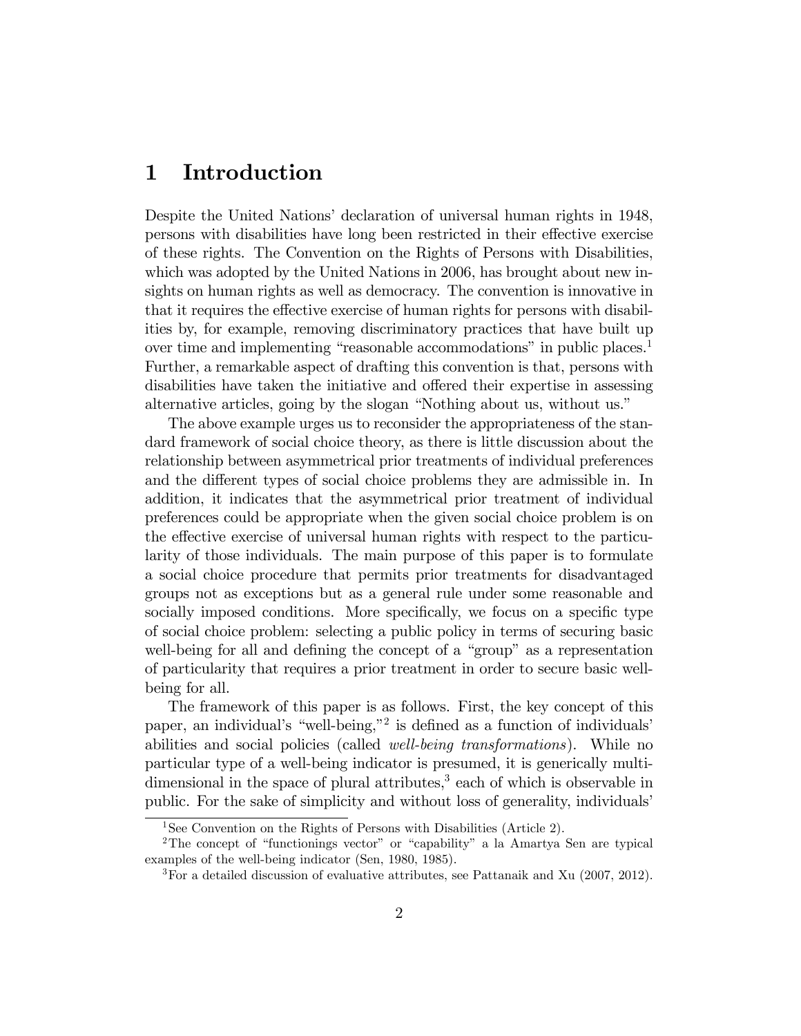# 1 Introduction

Despite the United Nations' declaration of universal human rights in 1948, persons with disabilities have long been restricted in their effective exercise of these rights. The Convention on the Rights of Persons with Disabilities, which was adopted by the United Nations in 2006, has brought about new insights on human rights as well as democracy. The convention is innovative in that it requires the effective exercise of human rights for persons with disabilities by, for example, removing discriminatory practices that have built up over time and implementing "reasonable accommodations" in public places.[1] Further, a remarkable aspect of drafting this convention is that, persons with disabilities have taken the initiative and offered their expertise in assessing alternative articles, going by the slogan "Nothing about us, without us."

The above example urges us to reconsider the appropriateness of the standard framework of social choice theory, as there is little discussion about the relationship between asymmetrical prior treatments of individual preferences and the different types of social choice problems they are admissible in. In addition, it indicates that the asymmetrical prior treatment of individual preferences could be appropriate when the given social choice problem is on the effective exercise of universal human rights with respect to the particularity of those individuals. The main purpose of this paper is to formulate a social choice procedure that permits prior treatments for disadvantaged groups not as exceptions but as a general rule under some reasonable and socially imposed conditions. More specifically, we focus on a specific type of social choice problem: selecting a public policy in terms of securing basic well-being for all and defining the concept of a "group" as a representation of particularity that requires a prior treatment in order to secure basic well-being for all.

The framework of this paper is as follows. First, the key concept of this paper, an individual's "well-being,"[2] is defined as a function of individuals' abilities and social policies (called *well-being transformations*). While no particular type of a well-being indicator is presumed, it is generically multi-dimensional in the space of plural attributes,[3] each of which is observable in public. For the sake of simplicity and without loss of generality, individuals'

[1] See Convention on the Rights of Persons with Disabilities (Article 2).

[2] The concept of "functionings vector" or "capability" a la Amartya Sen are typical examples of the well-being indicator (Sen, 1980, 1985).

[3] For a detailed discussion of evaluative attributes, see Pattanaik and Xu (2007, 2012).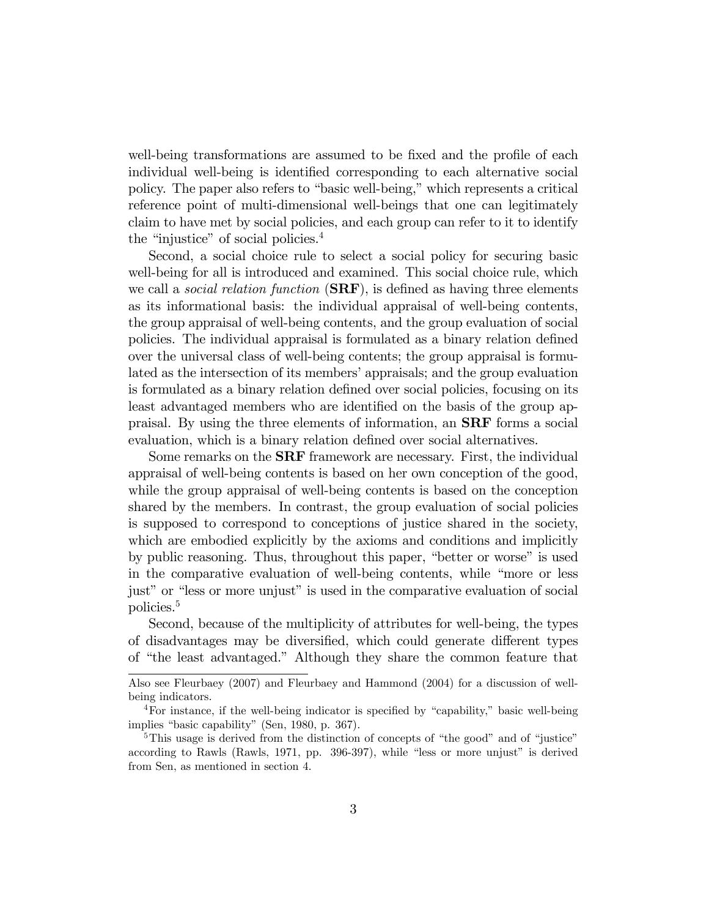well-being transformations are assumed to be fixed and the profile of each individual well-being is identified corresponding to each alternative social policy. The paper also refers to "basic well-being," which represents a critical reference point of multi-dimensional well-beings that one can legitimately claim to have met by social policies, and each group can refer to it to identify the "injustice" of social policies.[4]

Second, a social choice rule to select a social policy for securing basic well-being for all is introduced and examined. This social choice rule, which we call a *social relation function* (**SRF**), is defined as having three elements as its informational basis: the individual appraisal of well-being contents, the group appraisal of well-being contents, and the group evaluation of social policies. The individual appraisal is formulated as a binary relation defined over the universal class of well-being contents; the group appraisal is formulated as the intersection of its members' appraisals; and the group evaluation is formulated as a binary relation defined over social policies, focusing on its least advantaged members who are identified on the basis of the group appraisal. By using the three elements of information, an **SRF** forms a social evaluation, which is a binary relation defined over social alternatives.

Some remarks on the **SRF** framework are necessary. First, the individual appraisal of well-being contents is based on her own conception of the good, while the group appraisal of well-being contents is based on the conception shared by the members. In contrast, the group evaluation of social policies is supposed to correspond to conceptions of justice shared in the society, which are embodied explicitly by the axioms and conditions and implicitly by public reasoning. Thus, throughout this paper, "better or worse" is used in the comparative evaluation of well-being contents, while "more or less just" or "less or more unjust" is used in the comparative evaluation of social policies.[5]

Second, because of the multiplicity of attributes for well-being, the types of disadvantages may be diversified, which could generate different types of "the least advantaged." Although they share the common feature that

---

Also see Fleurbaey (2007) and Fleurbaey and Hammond (2004) for a discussion of well-being indicators.

[4] For instance, if the well-being indicator is specified by "capability," basic well-being implies "basic capability" (Sen, 1980, p. 367).

[5] This usage is derived from the distinction of concepts of "the good" and of "justice" according to Rawls (Rawls, 1971, pp. 396-397), while "less or more unjust" is derived from Sen, as mentioned in section 4.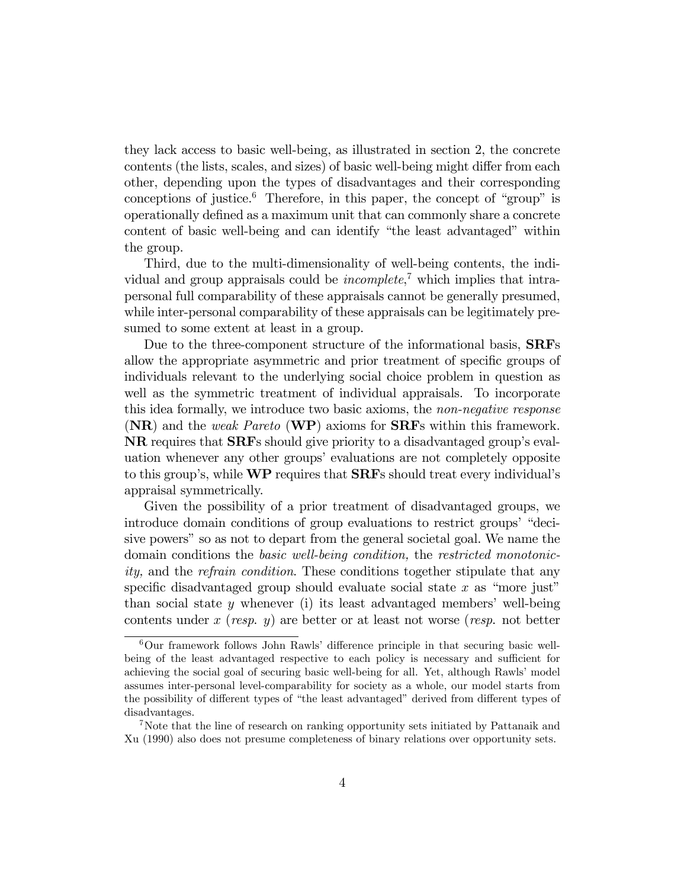they lack access to basic well-being, as illustrated in section 2, the concrete contents (the lists, scales, and sizes) of basic well-being might differ from each other, depending upon the types of disadvantages and their corresponding conceptions of justice.[6] Therefore, in this paper, the concept of "group" is operationally defined as a maximum unit that can commonly share a concrete content of basic well-being and can identify "the least advantaged" within the group.

Third, due to the multi-dimensionality of well-being contents, the individual and group appraisals could be *incomplete*,[7] which implies that intra-personal full comparability of these appraisals cannot be generally presumed, while inter-personal comparability of these appraisals can be legitimately presumed to some extent at least in a group.

Due to the three-component structure of the informational basis, **SRF**s allow the appropriate asymmetric and prior treatment of specific groups of individuals relevant to the underlying social choice problem in question as well as the symmetric treatment of individual appraisals. To incorporate this idea formally, we introduce two basic axioms, the *non-negative response* (**NR**) and the *weak Pareto* (**WP**) axioms for **SRF**s within this framework. **NR** requires that **SRF**s should give priority to a disadvantaged group's evaluation whenever any other groups' evaluations are not completely opposite to this group's, while **WP** requires that **SRF**s should treat every individual's appraisal symmetrically.

Given the possibility of a prior treatment of disadvantaged groups, we introduce domain conditions of group evaluations to restrict groups' "decisive powers" so as not to depart from the general societal goal. We name the domain conditions the *basic well-being condition,* the *restricted monotonicity,* and the *refrain condition*. These conditions together stipulate that any specific disadvantaged group should evaluate social state $x$ as "more just" than social state $y$ whenever (i) its least advantaged members' well-being contents under $x$ (*resp.* $y$) are better or at least not worse (*resp.* not better

---

[6] Our framework follows John Rawls' difference principle in that securing basic well-being of the least advantaged respective to each policy is necessary and sufficient for achieving the social goal of securing basic well-being for all. Yet, although Rawls' model assumes inter-personal level-comparability for society as a whole, our model starts from the possibility of different types of "the least advantaged" derived from different types of disadvantages.

[7] Note that the line of research on ranking opportunity sets initiated by Pattanaik and Xu (1990) also does not presume completeness of binary relations over opportunity sets.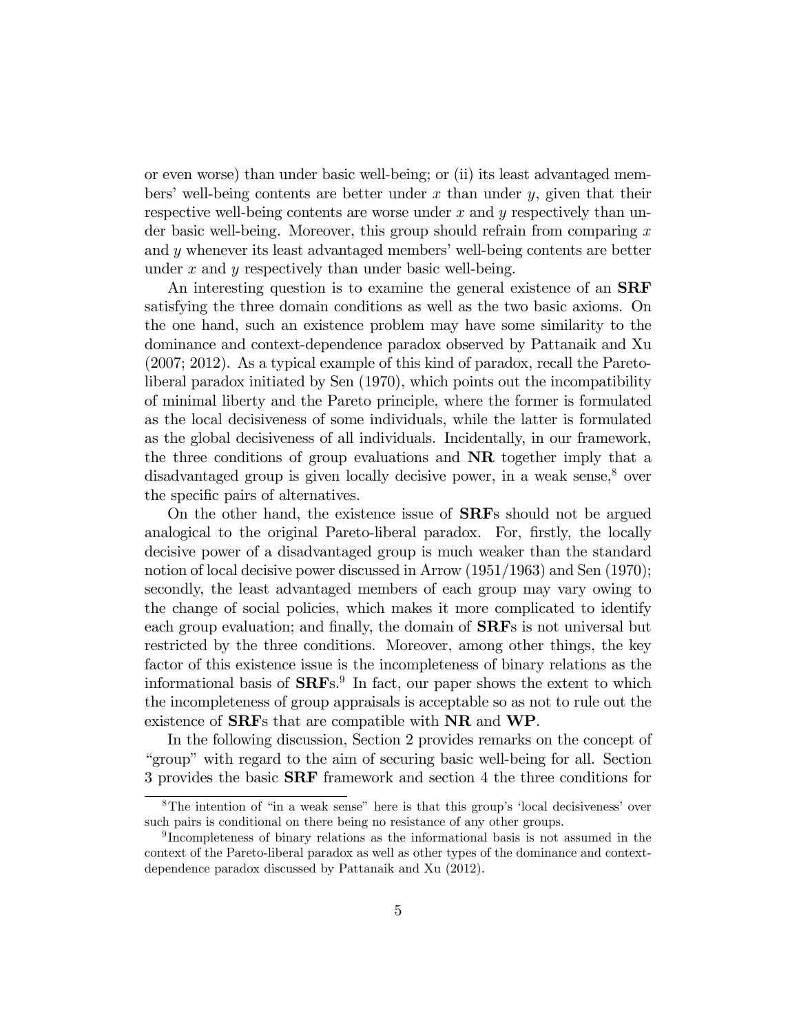or even worse) than under basic well-being; or (ii) its least advantaged members' well-being contents are better under $x$ than under $y$, given that their respective well-being contents are worse under $x$ and $y$ respectively than under basic well-being. Moreover, this group should refrain from comparing $x$ and $y$ whenever its least advantaged members' well-being contents are better under $x$ and $y$ respectively than under basic well-being.

An interesting question is to examine the general existence of an **SRF** satisfying the three domain conditions as well as the two basic axioms. On the one hand, such an existence problem may have some similarity to the dominance and context-dependence paradox observed by Pattanaik and Xu (2007; 2012). As a typical example of this kind of paradox, recall the Pareto-liberal paradox initiated by Sen (1970), which points out the incompatibility of minimal liberty and the Pareto principle, where the former is formulated as the local decisiveness of some individuals, while the latter is formulated as the global decisiveness of all individuals. Incidentally, in our framework, the three conditions of group evaluations and **NR** together imply that a disadvantaged group is given locally decisive power, in a weak sense,[8] over the specific pairs of alternatives.

On the other hand, the existence issue of **SRF**s should not be argued analogical to the original Pareto-liberal paradox. For, firstly, the locally decisive power of a disadvantaged group is much weaker than the standard notion of local decisive power discussed in Arrow (1951/1963) and Sen (1970); secondly, the least advantaged members of each group may vary owing to the change of social policies, which makes it more complicated to identify each group evaluation; and finally, the domain of **SRF**s is not universal but restricted by the three conditions. Moreover, among other things, the key factor of this existence issue is the incompleteness of binary relations as the informational basis of **SRF**s.[9] In fact, our paper shows the extent to which the incompleteness of group appraisals is acceptable so as not to rule out the existence of **SRF**s that are compatible with **NR** and **WP**.

In the following discussion, Section 2 provides remarks on the concept of "group" with regard to the aim of securing basic well-being for all. Section 3 provides the basic **SRF** framework and section 4 the three conditions for

---

[8] The intention of "in a weak sense" here is that this group's 'local decisiveness' over such pairs is conditional on there being no resistance of any other groups.

[9] Incompleteness of binary relations as the informational basis is not assumed in the context of the Pareto-liberal paradox as well as other types of the dominance and context-dependence paradox discussed by Pattanaik and Xu (2012).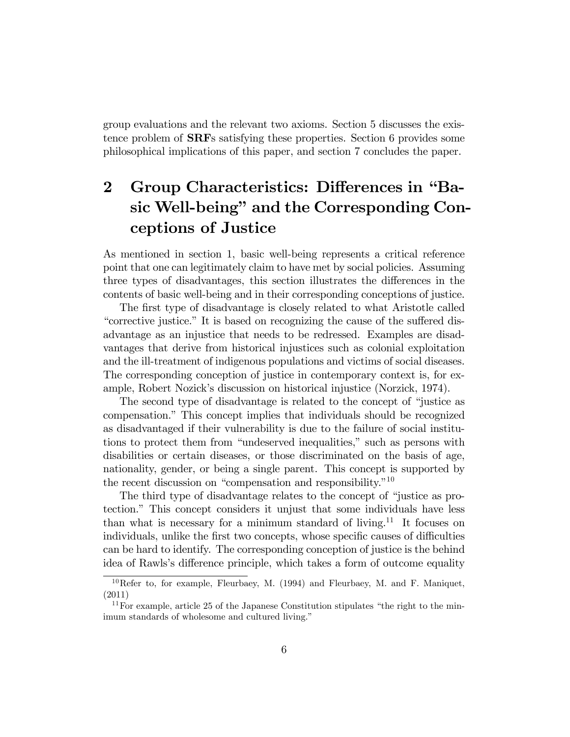group evaluations and the relevant two axioms. Section 5 discusses the existence problem of **SRF**s satisfying these properties. Section 6 provides some philosophical implications of this paper, and section 7 concludes the paper.

## 2 Group Characteristics: Differences in "Basic Well-being" and the Corresponding Conceptions of Justice

As mentioned in section 1, basic well-being represents a critical reference point that one can legitimately claim to have met by social policies. Assuming three types of disadvantages, this section illustrates the differences in the contents of basic well-being and in their corresponding conceptions of justice.

The first type of disadvantage is closely related to what Aristotle called "corrective justice." It is based on recognizing the cause of the suffered disadvantage as an injustice that needs to be redressed. Examples are disadvantages that derive from historical injustices such as colonial exploitation and the ill-treatment of indigenous populations and victims of social diseases. The corresponding conception of justice in contemporary context is, for example, Robert Nozick's discussion on historical injustice (Norzick, 1974).

The second type of disadvantage is related to the concept of "justice as compensation." This concept implies that individuals should be recognized as disadvantaged if their vulnerability is due to the failure of social institutions to protect them from "undeserved inequalities," such as persons with disabilities or certain diseases, or those discriminated on the basis of age, nationality, gender, or being a single parent. This concept is supported by the recent discussion on "compensation and responsibility."[10]

The third type of disadvantage relates to the concept of "justice as protection." This concept considers it unjust that some individuals have less than what is necessary for a minimum standard of living.[11] It focuses on individuals, unlike the first two concepts, whose specific causes of difficulties can be hard to identify. The corresponding conception of justice is the behind idea of Rawls's difference principle, which takes a form of outcome equality

[10] Refer to, for example, Fleurbaey, M. (1994) and Fleurbaey, M. and F. Maniquet, (2011)

[11] For example, article 25 of the Japanese Constitution stipulates "the right to the minimum standards of wholesome and cultured living."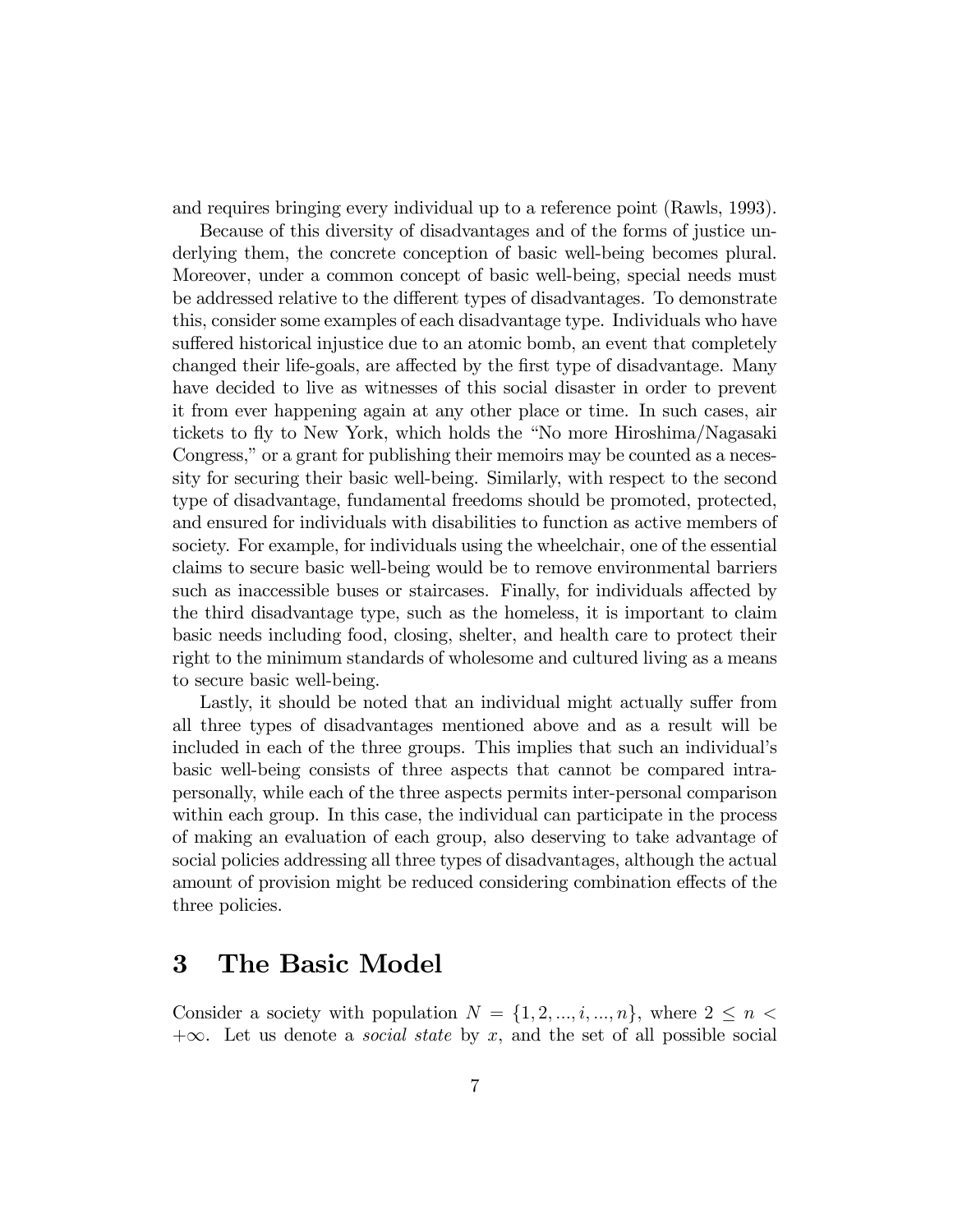and requires bringing every individual up to a reference point (Rawls, 1993).

Because of this diversity of disadvantages and of the forms of justice underlying them, the concrete conception of basic well-being becomes plural. Moreover, under a common concept of basic well-being, special needs must be addressed relative to the different types of disadvantages. To demonstrate this, consider some examples of each disadvantage type. Individuals who have suffered historical injustice due to an atomic bomb, an event that completely changed their life-goals, are affected by the first type of disadvantage. Many have decided to live as witnesses of this social disaster in order to prevent it from ever happening again at any other place or time. In such cases, air tickets to fly to New York, which holds the "No more Hiroshima/Nagasaki Congress," or a grant for publishing their memoirs may be counted as a necessity for securing their basic well-being. Similarly, with respect to the second type of disadvantage, fundamental freedoms should be promoted, protected, and ensured for individuals with disabilities to function as active members of society. For example, for individuals using the wheelchair, one of the essential claims to secure basic well-being would be to remove environmental barriers such as inaccessible buses or staircases. Finally, for individuals affected by the third disadvantage type, such as the homeless, it is important to claim basic needs including food, closing, shelter, and health care to protect their right to the minimum standards of wholesome and cultured living as a means to secure basic well-being.

Lastly, it should be noted that an individual might actually suffer from all three types of disadvantages mentioned above and as a result will be included in each of the three groups. This implies that such an individual's basic well-being consists of three aspects that cannot be compared intra-personally, while each of the three aspects permits inter-personal comparison within each group. In this case, the individual can participate in the process of making an evaluation of each group, also deserving to take advantage of social policies addressing all three types of disadvantages, although the actual amount of provision might be reduced considering combination effects of the three policies.

## 3 The Basic Model

Consider a society with population $N = \{1, 2, ..., i, ..., n\}$, where $2 \leq n < +\infty$. Let us denote a *social state* by $x$, and the set of all possible social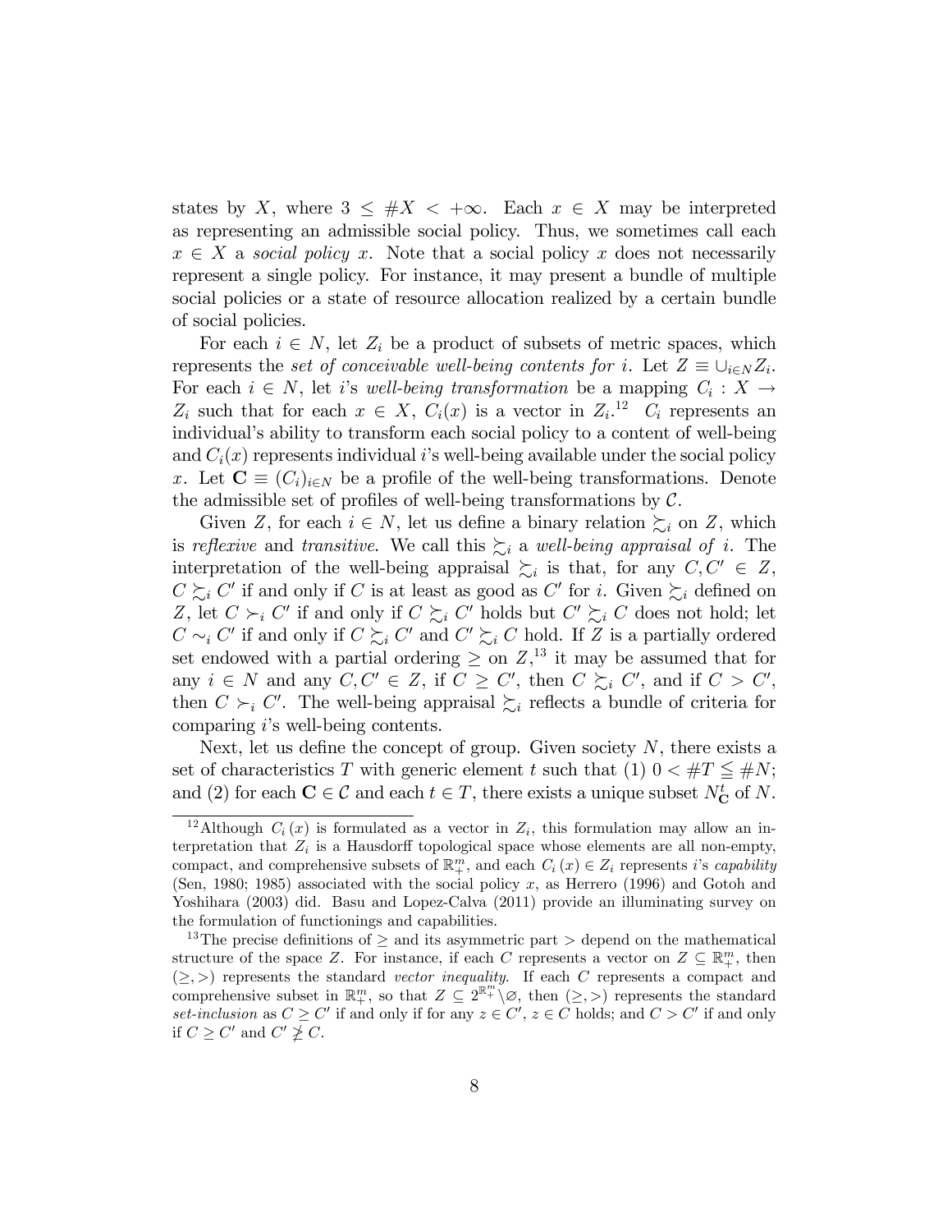states by $X$, where $3 \leq \#X < +\infty$. Each $x \in X$ may be interpreted as representing an admissible social policy. Thus, we sometimes call each $x \in X$ a *social policy* $x$. Note that a social policy $x$ does not necessarily represent a single policy. For instance, it may present a bundle of multiple social policies or a state of resource allocation realized by a certain bundle of social policies.

For each $i \in N$, let $Z_i$ be a product of subsets of metric spaces, which represents the *set of conceivable well-being contents for* $i$. Let $Z \equiv \cup_{i \in N} Z_i$. For each $i \in N$, let $i$'s *well-being transformation* be a mapping $C_i : X \to Z_i$ such that for each $x \in X$, $C_i(x)$ is a vector in $Z_i$.[12] $C_i$ represents an individual's ability to transform each social policy to a content of well-being and $C_i(x)$ represents individual $i$'s well-being available under the social policy $x$. Let $\mathbf{C} \equiv (C_i)_{i \in N}$ be a profile of the well-being transformations. Denote the admissible set of profiles of well-being transformations by $\mathcal{C}$.

Given $Z$, for each $i \in N$, let us define a binary relation $\succsim_i$ on $Z$, which is *reflexive* and *transitive*. We call this $\succsim_i$ a *well-being appraisal of* $i$. The interpretation of the well-being appraisal $\succsim_i$ is that, for any $C, C' \in Z$, $C \succsim_i C'$ if and only if $C$ is at least as good as $C'$ for $i$. Given $\succsim_i$ defined on $Z$, let $C \succ_i C'$ if and only if $C \succsim_i C'$ holds but $C' \succsim_i C$ does not hold; let $C \sim_i C'$ if and only if $C \succsim_i C'$ and $C' \succsim_i C$ hold. If $Z$ is a partially ordered set endowed with a partial ordering $\geq$ on $Z$,[13] it may be assumed that for any $i \in N$ and any $C, C' \in Z$, if $C \geq C'$, then $C \succsim_i C'$, and if $C > C'$, then $C \succ_i C'$. The well-being appraisal $\succsim_i$ reflects a bundle of criteria for comparing $i$'s well-being contents.

Next, let us define the concept of group. Given society $N$, there exists a set of characteristics $T$ with generic element $t$ such that (1) $0 < \#T \leqq \#N$; and (2) for each $\mathbf{C} \in \mathcal{C}$ and each $t \in T$, there exists a unique subset $N^t_{\mathbf{C}}$ of $N$.

---

[12] Although $C_i(x)$ is formulated as a vector in $Z_i$, this formulation may allow an interpretation that $Z_i$ is a Hausdorff topological space whose elements are all non-empty, compact, and comprehensive subsets of $\mathbb{R}^m_+$, and each $C_i(x) \in Z_i$ represents $i$'s *capability* (Sen, 1980; 1985) associated with the social policy $x$, as Herrero (1996) and Gotoh and Yoshihara (2003) did. Basu and Lopez-Calva (2011) provide an illuminating survey on the formulation of functionings and capabilities.

[13] The precise definitions of $\geq$ and its asymmetric part $>$ depend on the mathematical structure of the space $Z$. For instance, if each $C$ represents a vector on $Z \subseteq \mathbb{R}^m_+$, then $(\geq, >)$ represents the standard *vector inequality*. If each $C$ represents a compact and comprehensive subset in $\mathbb{R}^m_+$, so that $Z \subseteq 2^{\mathbb{R}^m_+} \setminus \varnothing$, then $(\geq, >)$ represents the standard *set-inclusion* as $C \geq C'$ if and only if for any $z \in C'$, $z \in C$ holds; and $C > C'$ if and only if $C \geq C'$ and $C' \ngeq C$.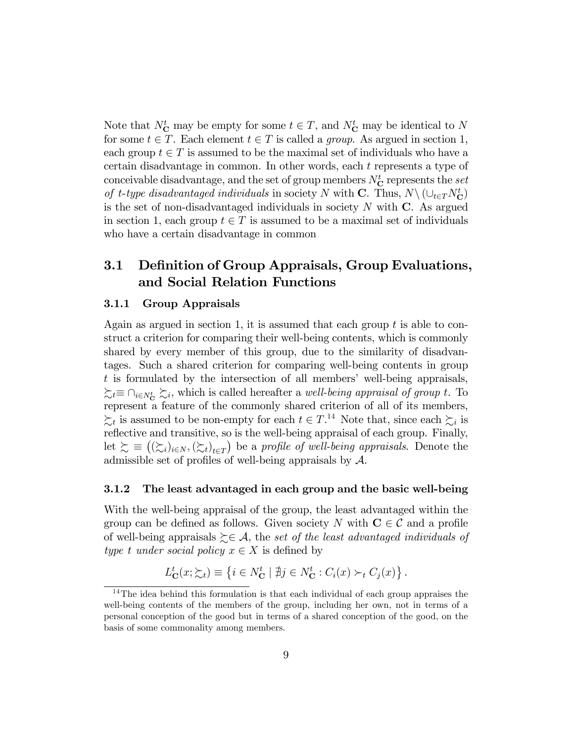Note that $N_{\mathbf{C}}^t$ may be empty for some $t \in T$, and $N_{\mathbf{C}}^t$ may be identical to $N$ for some $t \in T$. Each element $t \in T$ is called a *group*. As argued in section 1, each group $t \in T$ is assumed to be the maximal set of individuals who have a certain disadvantage in common. In other words, each $t$ represents a type of conceivable disadvantage, and the set of group members $N_{\mathbf{C}}^t$ represents the *set of $t$-type disadvantaged individuals* in society $N$ with $\mathbf{C}$. Thus, $N \setminus (\cup_{t \in T} N_{\mathbf{C}}^t)$ is the set of non-disadvantaged individuals in society $N$ with $\mathbf{C}$. As argued in section 1, each group $t \in T$ is assumed to be a maximal set of individuals who have a certain disadvantage in common

## 3.1 Definition of Group Appraisals, Group Evaluations, and Social Relation Functions

### 3.1.1 Group Appraisals

Again as argued in section 1, it is assumed that each group $t$ is able to construct a criterion for comparing their well-being contents, which is commonly shared by every member of this group, due to the similarity of disadvantages. Such a shared criterion for comparing well-being contents in group $t$ is formulated by the intersection of all members' well-being appraisals, $\succsim_t \equiv \cap_{i \in N_{\mathbf{C}}^t} \succsim_i$, which is called hereafter a *well-being appraisal of group t*. To represent a feature of the commonly shared criterion of all of its members, $\succsim_t$ is assumed to be non-empty for each $t \in T$.[14] Note that, since each $\succsim_i$ is reflective and transitive, so is the well-being appraisal of each group. Finally, let $\succsim \equiv \left( (\succsim_i)_{i \in N}, (\succsim_t)_{t \in T} \right)$ be a *profile of well-being appraisals*. Denote the admissible set of profiles of well-being appraisals by $\mathcal{A}$.

### 3.1.2 The least advantaged in each group and the basic well-being

With the well-being appraisal of the group, the least advantaged within the group can be defined as follows. Given society $N$ with $\mathbf{C} \in \mathcal{C}$ and a profile of well-being appraisals $\succsim \in \mathcal{A}$, the *set of the least advantaged individuals of type t under social policy $x \in X$* is defined by

$$L_{\mathbf{C}}^t(x; \succsim_t) \equiv \left\{ i \in N_{\mathbf{C}}^t \mid \nexists j \in N_{\mathbf{C}}^t : C_i(x) \succ_t C_j(x) \right\}.$$

[14] The idea behind this formulation is that each individual of each group appraises the well-being contents of the members of the group, including her own, not in terms of a personal conception of the good but in terms of a shared conception of the good, on the basis of some commonality among members.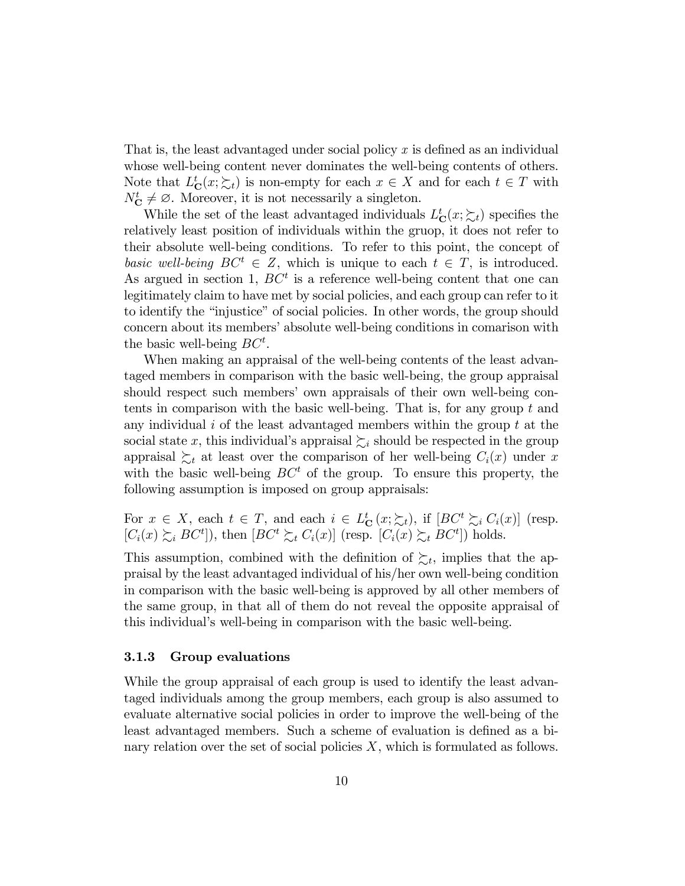That is, the least advantaged under social policy $x$ is defined as an individual whose well-being content never dominates the well-being contents of others. Note that $L^t_{\mathbf{C}}(x; \succsim_t)$ is non-empty for each $x \in X$ and for each $t \in T$ with $N^t_{\mathbf{C}} \neq \varnothing$. Moreover, it is not necessarily a singleton.

While the set of the least advantaged individuals $L^t_{\mathbf{C}}(x; \succsim_t)$ specifies the relatively least position of individuals within the gruop, it does not refer to their absolute well-being conditions. To refer to this point, the concept of *basic well-being* $BC^t \in Z$, which is unique to each $t \in T$, is introduced. As argued in section 1, $BC^t$ is a reference well-being content that one can legitimately claim to have met by social policies, and each group can refer to it to identify the "injustice" of social policies. In other words, the group should concern about its members' absolute well-being conditions in comarison with the basic well-being $BC^t$.

When making an appraisal of the well-being contents of the least advantaged members in comparison with the basic well-being, the group appraisal should respect such members' own appraisals of their own well-being contents in comparison with the basic well-being. That is, for any group $t$ and any individual $i$ of the least advantaged members within the group $t$ at the social state $x$, this individual's appraisal $\succsim_i$ should be respected in the group appraisal $\succsim_t$ at least over the comparison of her well-being $C_i(x)$ under $x$ with the basic well-being $BC^t$ of the group. To ensure this property, the following assumption is imposed on group appraisals:

For $x \in X$, each $t \in T$, and each $i \in L^t_{\mathbf{C}}(x; \succsim_t)$, if $[BC^t \succsim_i C_i(x)]$ (resp. $[C_i(x) \succsim_i BC^t]$), then $[BC^t \succsim_t C_i(x)]$ (resp. $[C_i(x) \succsim_t BC^t]$) holds.

This assumption, combined with the definition of $\succsim_t$, implies that the appraisal by the least advantaged individual of his/her own well-being condition in comparison with the basic well-being is approved by all other members of the same group, in that all of them do not reveal the opposite appraisal of this individual's well-being in comparison with the basic well-being.

### 3.1.3 Group evaluations

While the group appraisal of each group is used to identify the least advantaged individuals among the group members, each group is also assumed to evaluate alternative social policies in order to improve the well-being of the least advantaged members. Such a scheme of evaluation is defined as a binary relation over the set of social policies $X$, which is formulated as follows.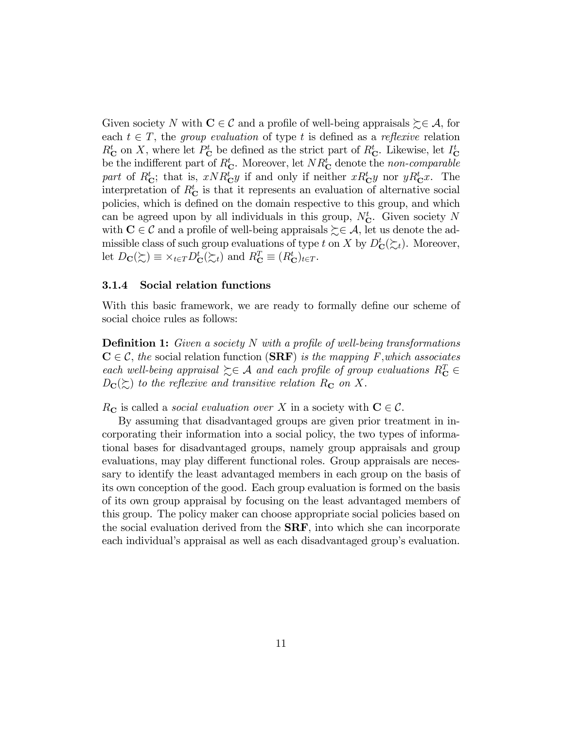Given society $N$ with $\mathbf{C} \in \mathcal{C}$ and a profile of well-being appraisals $\succsim \in \mathcal{A}$, for each $t \in T$, the *group evaluation* of type $t$ is defined as a *reflexive* relation $R^t_{\mathbf{C}}$ on $X$, where let $P^t_{\mathbf{C}}$ be defined as the strict part of $R^t_{\mathbf{C}}$. Likewise, let $I^t_{\mathbf{C}}$ be the indifferent part of $R^t_{\mathbf{C}}$. Moreover, let $NR^t_{\mathbf{C}}$ denote the *non-comparable part* of $R^t_{\mathbf{C}}$; that is, $xNR^t_{\mathbf{C}}y$ if and only if neither $xR^t_{\mathbf{C}}y$ nor $yR^t_{\mathbf{C}}x$. The interpretation of $R^t_{\mathbf{C}}$ is that it represents an evaluation of alternative social policies, which is defined on the domain respective to this group, and which can be agreed upon by all individuals in this group, $N^t_{\mathbf{C}}$. Given society $N$ with $\mathbf{C} \in \mathcal{C}$ and a profile of well-being appraisals $\succsim \in \mathcal{A}$, let us denote the admissible class of such group evaluations of type $t$ on $X$ by $D^t_{\mathbf{C}}(\succsim_t)$. Moreover, let $D_{\mathbf{C}}(\succsim) \equiv \times_{t \in T} D^t_{\mathbf{C}}(\succsim_t)$ and $R^T_{\mathbf{C}} \equiv (R^t_{\mathbf{C}})_{t \in T}$.

#### 3.1.4 Social relation functions

With this basic framework, we are ready to formally define our scheme of social choice rules as follows:

**Definition 1:** *Given a society $N$ with a profile of well-being transformations $\mathbf{C} \in \mathcal{C}$, the* social relation function (**SRF**) *is the mapping $F$, which associates each well-being appraisal $\succsim \in \mathcal{A}$ and each profile of group evaluations $R^T_{\mathbf{C}} \in D_{\mathbf{C}}(\succsim)$ to the reflexive and transitive relation $R_{\mathbf{C}}$ on $X$.*

$R_{\mathbf{C}}$ is called a *social evaluation over $X$* in a society with $\mathbf{C} \in \mathcal{C}$.

By assuming that disadvantaged groups are given prior treatment in incorporating their information into a social policy, the two types of informational bases for disadvantaged groups, namely group appraisals and group evaluations, may play different functional roles. Group appraisals are necessary to identify the least advantaged members in each group on the basis of its own conception of the good. Each group evaluation is formed on the basis of its own group appraisal by focusing on the least advantaged members of this group. The policy maker can choose appropriate social policies based on the social evaluation derived from the **SRF**, into which she can incorporate each individual's appraisal as well as each disadvantaged group's evaluation.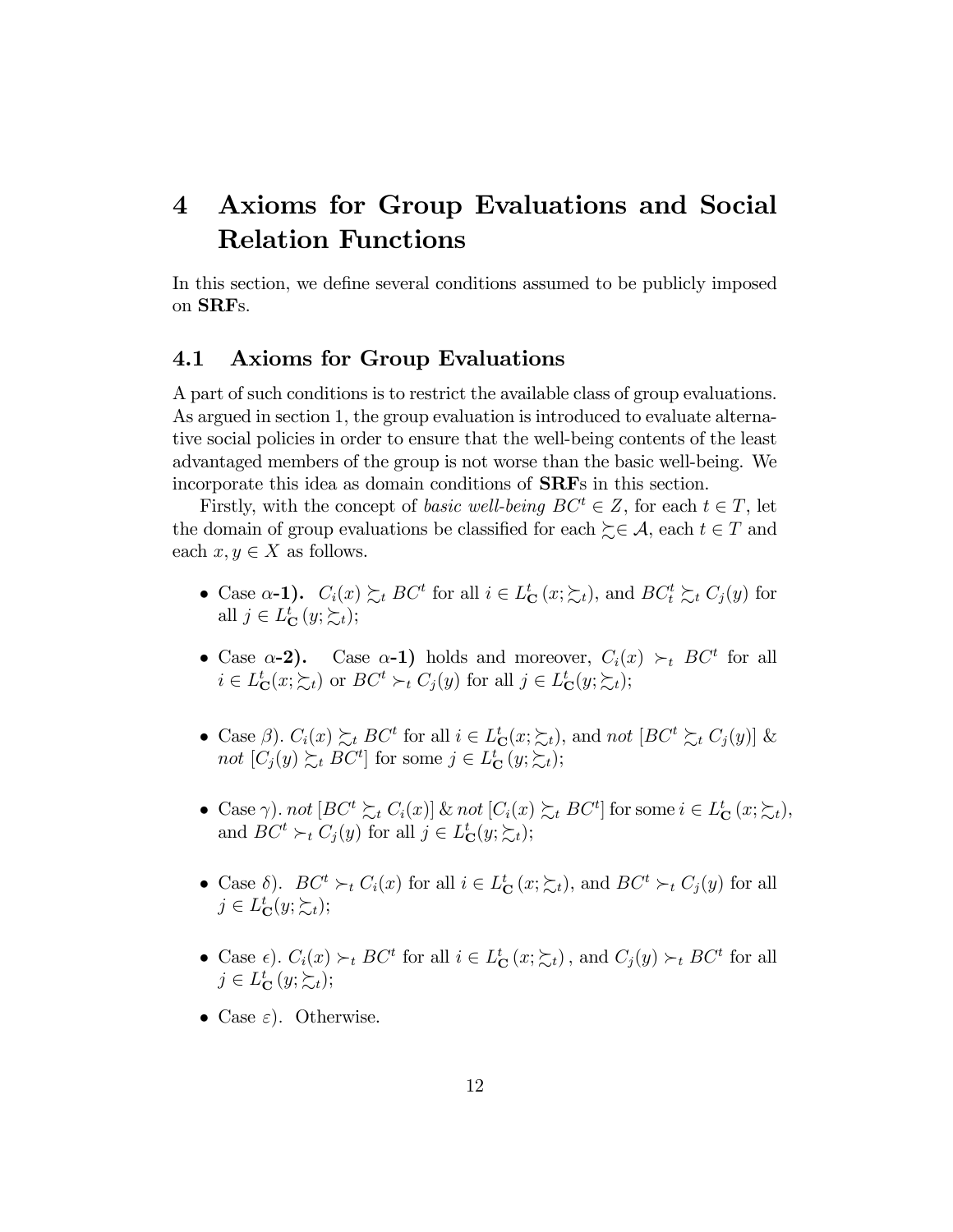# 4 Axioms for Group Evaluations and Social Relation Functions

In this section, we define several conditions assumed to be publicly imposed on **SRF**s.

## 4.1 Axioms for Group Evaluations

A part of such conditions is to restrict the available class of group evaluations. As argued in section 1, the group evaluation is introduced to evaluate alternative social policies in order to ensure that the well-being contents of the least advantaged members of the group is not worse than the basic well-being. We incorporate this idea as domain conditions of **SRF**s in this section.

Firstly, with the concept of *basic well-being* $BC^t \in Z$, for each $t \in T$, let the domain of group evaluations be classified for each $\succsim \in \mathcal{A}$, each $t \in T$ and each $x, y \in X$ as follows.

- Case **$\alpha$-1).** $C_i(x) \succsim_t BC^t$ for all $i \in L_{\mathbf{C}}^t(x; \succsim_t)$, and $BC_t^t \succsim_t C_j(y)$ for all $j \in L_{\mathbf{C}}^t(y; \succsim_t)$;

- Case **$\alpha$-2).** Case **$\alpha$-1)** holds and moreover, $C_i(x) \succ_t BC^t$ for all $i \in L_{\mathbf{C}}^t(x; \succsim_t)$ or $BC^t \succ_t C_j(y)$ for all $j \in L_{\mathbf{C}}^t(y; \succsim_t)$;

- Case $\beta$). $C_i(x) \succsim_t BC^t$ for all $i \in L_{\mathbf{C}}^t(x; \succsim_t)$, and *not* $[BC^t \succsim_t C_j(y)]$ & *not* $[C_j(y) \succsim_t BC^t]$ for some $j \in L_{\mathbf{C}}^t(y; \succsim_t)$;

- Case $\gamma$). *not* $[BC^t \succsim_t C_i(x)]$ & *not* $[C_i(x) \succsim_t BC^t]$ for some $i \in L_{\mathbf{C}}^t(x; \succsim_t)$, and $BC^t \succ_t C_j(y)$ for all $j \in L_{\mathbf{C}}^t(y; \succsim_t)$;

- Case $\delta$). $BC^t \succ_t C_i(x)$ for all $i \in L_{\mathbf{C}}^t(x; \succsim_t)$, and $BC^t \succ_t C_j(y)$ for all $j \in L_{\mathbf{C}}^t(y; \succsim_t)$;

- Case $\epsilon$). $C_i(x) \succ_t BC^t$ for all $i \in L_{\mathbf{C}}^t(x; \succsim_t)$, and $C_j(y) \succ_t BC^t$ for all $j \in L_{\mathbf{C}}^t(y; \succsim_t)$;

- Case $\varepsilon$). Otherwise.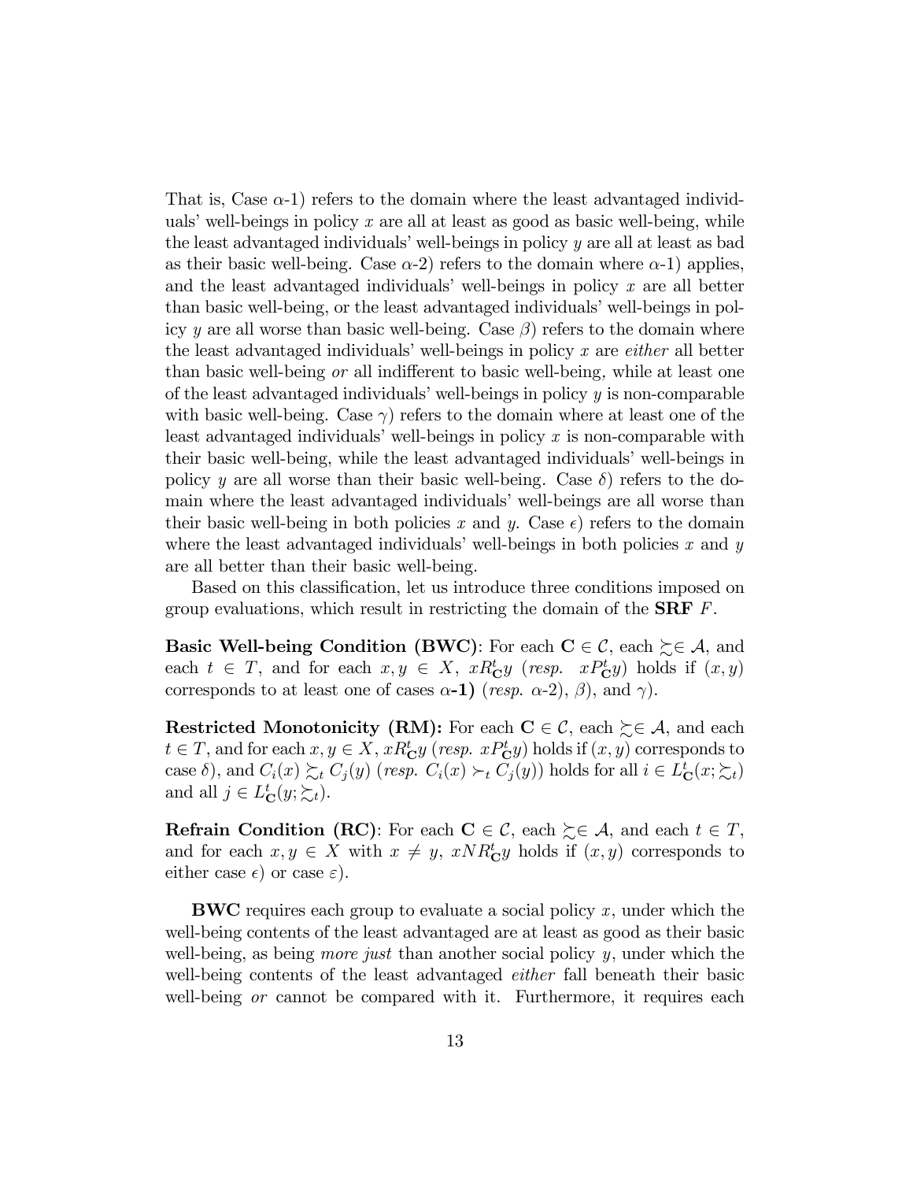That is, Case $\alpha$-1) refers to the domain where the least advantaged individuals' well-beings in policy $x$ are all at least as good as basic well-being, while the least advantaged individuals' well-beings in policy $y$ are all at least as bad as their basic well-being. Case $\alpha$-2) refers to the domain where $\alpha$-1) applies, and the least advantaged individuals' well-beings in policy $x$ are all better than basic well-being, or the least advantaged individuals' well-beings in policy $y$ are all worse than basic well-being. Case $\beta$) refers to the domain where the least advantaged individuals' well-beings in policy $x$ are *either* all better than basic well-being *or* all indifferent to basic well-being, while at least one of the least advantaged individuals' well-beings in policy $y$ is non-comparable with basic well-being. Case $\gamma$) refers to the domain where at least one of the least advantaged individuals' well-beings in policy $x$ is non-comparable with their basic well-being, while the least advantaged individuals' well-beings in policy $y$ are all worse than their basic well-being. Case $\delta$) refers to the domain where the least advantaged individuals' well-beings are all worse than their basic well-being in both policies $x$ and $y$. Case $\epsilon$) refers to the domain where the least advantaged individuals' well-beings in both policies $x$ and $y$ are all better than their basic well-being.

Based on this classification, let us introduce three conditions imposed on group evaluations, which result in restricting the domain of the **SRF** $F$.

**Basic Well-being Condition (BWC)**: For each $\mathbf{C} \in \mathcal{C}$, each $\succsim \in \mathcal{A}$, and each $t \in T$, and for each $x, y \in X$, $xR_{\mathbf{C}}^{t}y$ (*resp.* $xP_{\mathbf{C}}^{t}y$) holds if $(x, y)$ corresponds to at least one of cases $\alpha$**-1)** (*resp.* $\alpha$-2), $\beta$), and $\gamma$).

**Restricted Monotonicity (RM):** For each $\mathbf{C} \in \mathcal{C}$, each $\succsim \in \mathcal{A}$, and each $t \in T$, and for each $x, y \in X$, $xR_{\mathbf{C}}^{t}y$ (*resp.* $xP_{\mathbf{C}}^{t}y$) holds if $(x, y)$ corresponds to case $\delta$), and $C_i(x) \succsim_t C_j(y)$ (*resp.* $C_i(x) \succ_t C_j(y)$) holds for all $i \in L_{\mathbf{C}}^{t}(x; \succsim_t)$ and all $j \in L_{\mathbf{C}}^{t}(y; \succsim_t)$.

**Refrain Condition (RC)**: For each $\mathbf{C} \in \mathcal{C}$, each $\succsim \in \mathcal{A}$, and each $t \in T$, and for each $x, y \in X$ with $x \neq y$, $xNR_{\mathbf{C}}^{t}y$ holds if $(x, y)$ corresponds to either case $\epsilon$) or case $\varepsilon$).

**BWC** requires each group to evaluate a social policy $x$, under which the well-being contents of the least advantaged are at least as good as their basic well-being, as being *more just* than another social policy $y$, under which the well-being contents of the least advantaged *either* fall beneath their basic well-being *or* cannot be compared with it. Furthermore, it requires each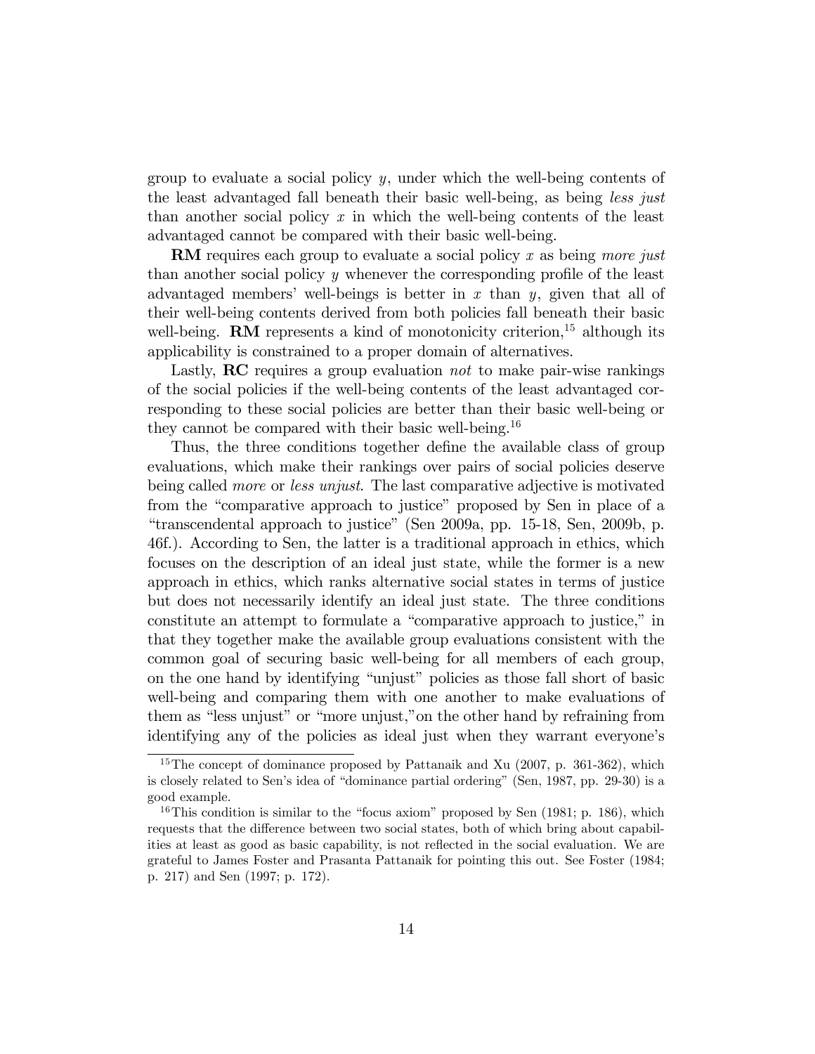group to evaluate a social policy $y$, under which the well-being contents of the least advantaged fall beneath their basic well-being, as being *less just* than another social policy $x$ in which the well-being contents of the least advantaged cannot be compared with their basic well-being.

**RM** requires each group to evaluate a social policy $x$ as being *more just* than another social policy $y$ whenever the corresponding profile of the least advantaged members' well-beings is better in $x$ than $y$, given that all of their well-being contents derived from both policies fall beneath their basic well-being. **RM** represents a kind of monotonicity criterion,[15] although its applicability is constrained to a proper domain of alternatives.

Lastly, **RC** requires a group evaluation *not* to make pair-wise rankings of the social policies if the well-being contents of the least advantaged corresponding to these social policies are better than their basic well-being or they cannot be compared with their basic well-being.[16]

Thus, the three conditions together define the available class of group evaluations, which make their rankings over pairs of social policies deserve being called *more* or *less unjust*. The last comparative adjective is motivated from the "comparative approach to justice" proposed by Sen in place of a "transcendental approach to justice" (Sen 2009a, pp. 15-18, Sen, 2009b, p. 46f.). According to Sen, the latter is a traditional approach in ethics, which focuses on the description of an ideal just state, while the former is a new approach in ethics, which ranks alternative social states in terms of justice but does not necessarily identify an ideal just state. The three conditions constitute an attempt to formulate a "comparative approach to justice," in that they together make the available group evaluations consistent with the common goal of securing basic well-being for all members of each group, on the one hand by identifying "unjust" policies as those fall short of basic well-being and comparing them with one another to make evaluations of them as "less unjust" or "more unjust," on the other hand by refraining from identifying any of the policies as ideal just when they warrant everyone's

---

[15] The concept of dominance proposed by Pattanaik and Xu (2007, p. 361-362), which is closely related to Sen's idea of "dominance partial ordering" (Sen, 1987, pp. 29-30) is a good example.

[16] This condition is similar to the "focus axiom" proposed by Sen (1981; p. 186), which requests that the difference between two social states, both of which bring about capabilities at least as good as basic capability, is not reflected in the social evaluation. We are grateful to James Foster and Prasanta Pattanaik for pointing this out. See Foster (1984; p. 217) and Sen (1997; p. 172).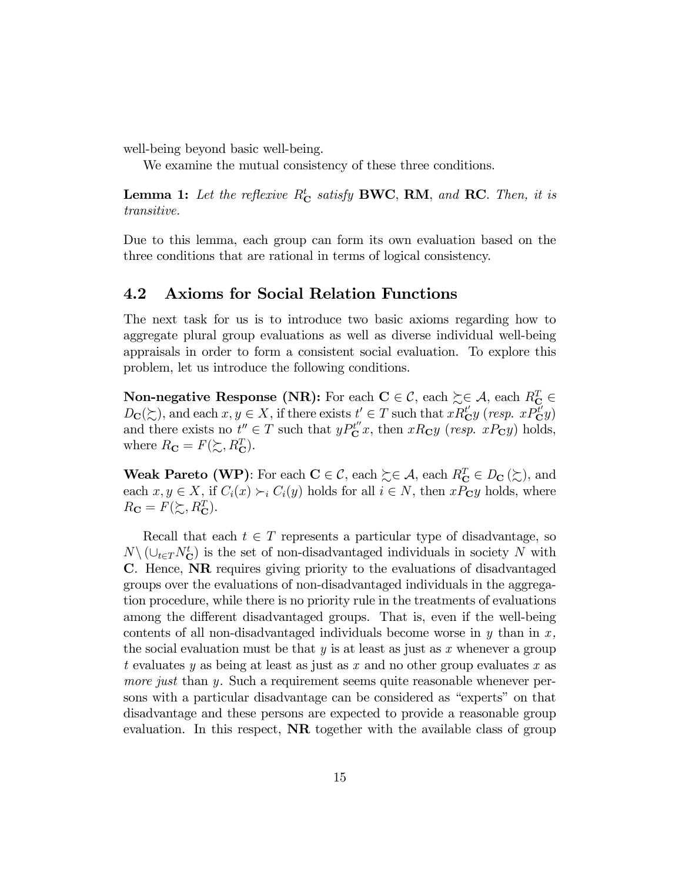well-being beyond basic well-being.

We examine the mutual consistency of these three conditions.

**Lemma 1:** *Let the reflexive $R^t_{\mathbf{C}}$ satisfy* **BWC**, **RM**, *and* **RC**. *Then, it is transitive.*

Due to this lemma, each group can form its own evaluation based on the three conditions that are rational in terms of logical consistency.

## 4.2 Axioms for Social Relation Functions

The next task for us is to introduce two basic axioms regarding how to aggregate plural group evaluations as well as diverse individual well-being appraisals in order to form a consistent social evaluation. To explore this problem, let us introduce the following conditions.

**Non-negative Response (NR):** For each $\mathbf{C} \in \mathcal{C}$, each $\succsim \in \mathcal{A}$, each $R^T_{\mathbf{C}} \in D_{\mathbf{C}}(\succsim)$, and each $x, y \in X$, if there exists $t' \in T$ such that $xR^{t'}_{\mathbf{C}}y$ (*resp.* $xP^{t'}_{\mathbf{C}}y$) and there exists no $t'' \in T$ such that $yP^{t''}_{\mathbf{C}}x$, then $xR_{\mathbf{C}}y$ (*resp.* $xP_{\mathbf{C}}y$) holds, where $R_{\mathbf{C}} = F(\succsim, R^T_{\mathbf{C}})$.

**Weak Pareto (WP)**: For each $\mathbf{C} \in \mathcal{C}$, each $\succsim \in \mathcal{A}$, each $R^T_{\mathbf{C}} \in D_{\mathbf{C}}(\succsim)$, and each $x, y \in X$, if $C_i(x) \succ_i C_i(y)$ holds for all $i \in N$, then $xP_{\mathbf{C}}y$ holds, where $R_{\mathbf{C}} = F(\succsim, R^T_{\mathbf{C}})$.

Recall that each $t \in T$ represents a particular type of disadvantage, so $N \backslash (\cup_{t \in T} N^t_{\mathbf{C}})$ is the set of non-disadvantaged individuals in society $N$ with $\mathbf{C}$. Hence, **NR** requires giving priority to the evaluations of disadvantaged groups over the evaluations of non-disadvantaged individuals in the aggregation procedure, while there is no priority rule in the treatments of evaluations among the different disadvantaged groups. That is, even if the well-being contents of all non-disadvantaged individuals become worse in $y$ than in $x$, the social evaluation must be that $y$ is at least as just as $x$ whenever a group $t$ evaluates $y$ as being at least as just as $x$ and no other group evaluates $x$ as *more just* than $y$. Such a requirement seems quite reasonable whenever persons with a particular disadvantage can be considered as "experts" on that disadvantage and these persons are expected to provide a reasonable group evaluation. In this respect, **NR** together with the available class of group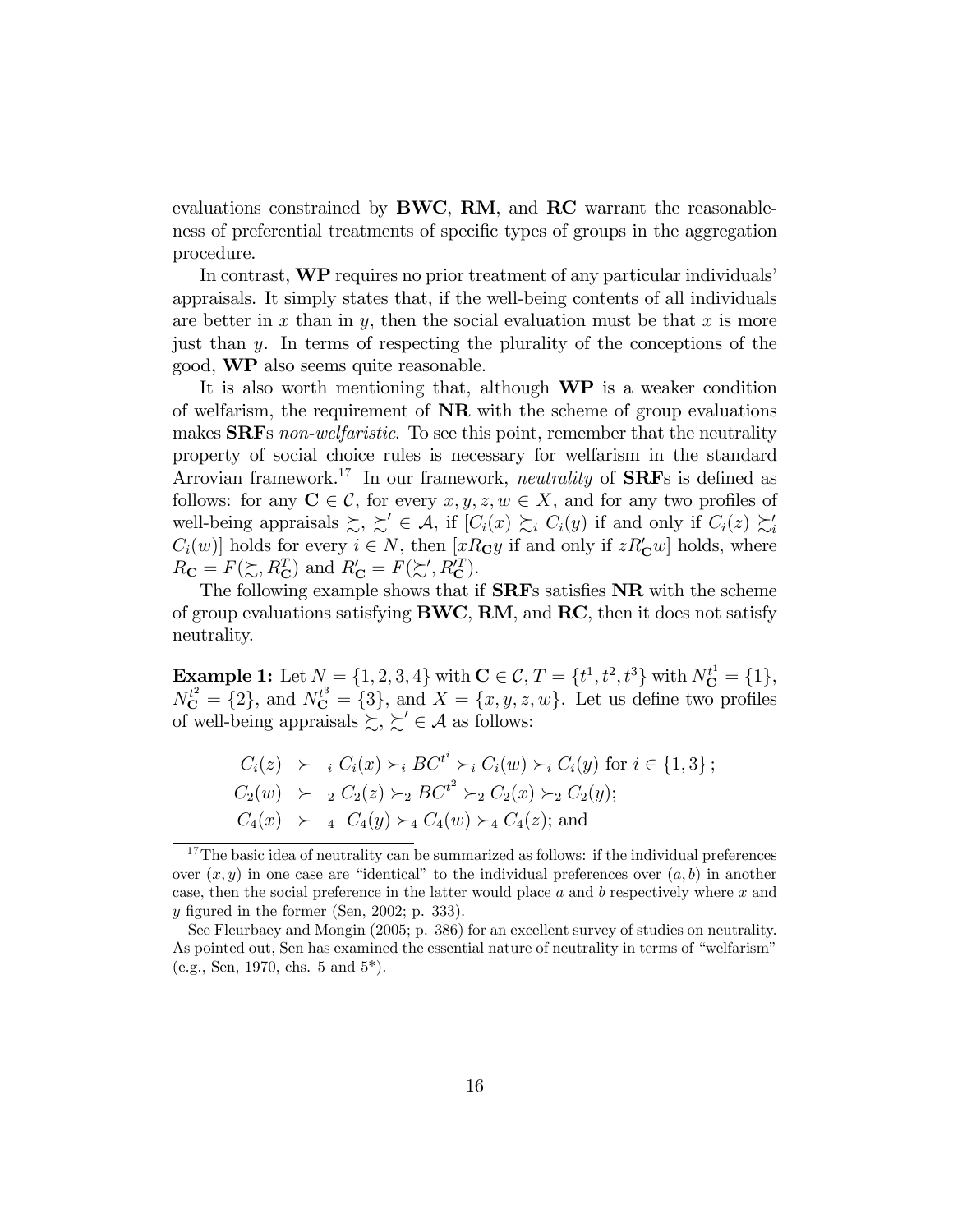evaluations constrained by **BWC**, **RM**, and **RC** warrant the reasonableness of preferential treatments of specific types of groups in the aggregation procedure.

In contrast, **WP** requires no prior treatment of any particular individuals' appraisals. It simply states that, if the well-being contents of all individuals are better in $x$ than in $y$, then the social evaluation must be that $x$ is more just than $y$. In terms of respecting the plurality of the conceptions of the good, **WP** also seems quite reasonable.

It is also worth mentioning that, although **WP** is a weaker condition of welfarism, the requirement of **NR** with the scheme of group evaluations makes **SRF**s *non-welfaristic*. To see this point, remember that the neutrality property of social choice rules is necessary for welfarism in the standard Arrovian framework.[17] In our framework, *neutrality* of **SRF**s is defined as follows: for any $\mathbf{C} \in \mathcal{C}$, for every $x, y, z, w \in X$, and for any two profiles of well-being appraisals $\succsim, \succsim' \in \mathcal{A}$, if $[C_i(x) \succsim_i C_i(y)$ if and only if $C_i(z) \succsim'_i C_i(w)]$ holds for every $i \in N$, then $[xR_{\mathbf{C}}y$ if and only if $zR'_{\mathbf{C}}w]$ holds, where $R_{\mathbf{C}} = F(\succsim, R^T_{\mathbf{C}})$ and $R'_{\mathbf{C}} = F(\succsim', R'^T_{\mathbf{C}})$.

The following example shows that if **SRF**s satisfies **NR** with the scheme of group evaluations satisfying **BWC**, **RM**, and **RC**, then it does not satisfy neutrality.

**Example 1:** Let $N = \{1, 2, 3, 4\}$ with $\mathbf{C} \in \mathcal{C}$, $T = \{t^1, t^2, t^3\}$ with $N^{t^1}_{\mathbf{C}} = \{1\}$, $N^{t^2}_{\mathbf{C}} = \{2\}$, and $N^{t^3}_{\mathbf{C}} = \{3\}$, and $X = \{x, y, z, w\}$. Let us define two profiles of well-being appraisals $\succsim, \succsim' \in \mathcal{A}$ as follows:

$$
\begin{aligned}
C_i(z) &\succ_i C_i(x) \succ_i BC^{t^i} \succ_i C_i(w) \succ_i C_i(y) \text{ for } i \in \{1, 3\}; \\
C_2(w) &\succ_2 C_2(z) \succ_2 BC^{t^2} \succ_2 C_2(x) \succ_2 C_2(y); \\
C_4(x) &\succ_4 C_4(y) \succ_4 C_4(w) \succ_4 C_4(z); \text{ and}
\end{aligned}
$$

[17] The basic idea of neutrality can be summarized as follows: if the individual preferences over $(x, y)$ in one case are "identical" to the individual preferences over $(a, b)$ in another case, then the social preference in the latter would place $a$ and $b$ respectively where $x$ and $y$ figured in the former (Sen, 2002; p. 333).

See Fleurbaey and Mongin (2005; p. 386) for an excellent survey of studies on neutrality. As pointed out, Sen has examined the essential nature of neutrality in terms of "welfarism" (e.g., Sen, 1970, chs. 5 and 5*).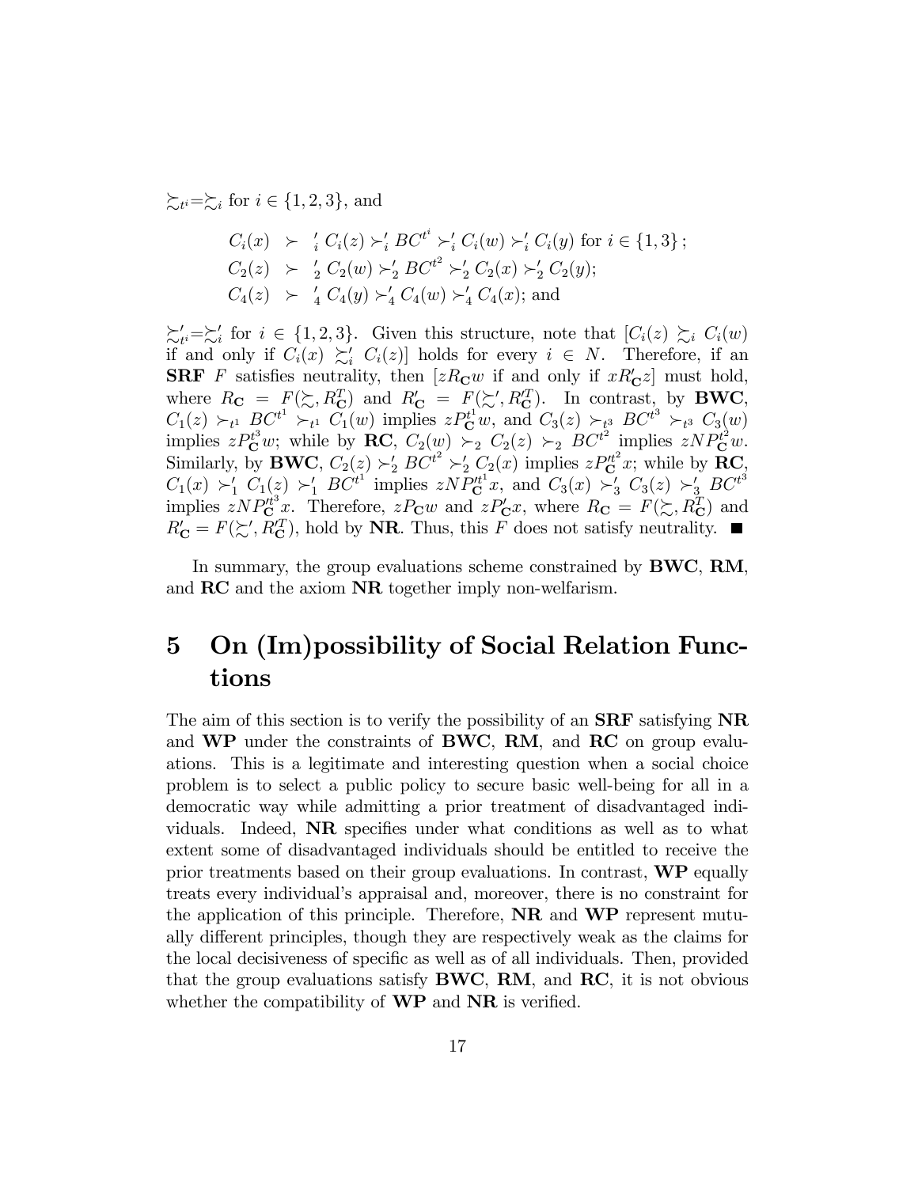$\succsim_{t^i} = \succsim_i$ for $i \in \{1, 2, 3\}$, and

$$
\begin{aligned}
C_i(x) &\succ'_i C_i(z) \succ'_i BC^{t^i} \succ'_i C_i(w) \succ'_i C_i(y) \text{ for } i \in \{1, 3\}; \\
C_2(z) &\succ'_2 C_2(w) \succ'_2 BC^{t^2} \succ'_2 C_2(x) \succ'_2 C_2(y); \\
C_4(z) &\succ'_4 C_4(y) \succ'_4 C_4(w) \succ'_4 C_4(x); \text{ and}
\end{aligned}
$$

$\succsim'_{t^i} = \succsim'_i$ for $i \in \{1, 2, 3\}$. Given this structure, note that $[C_i(z) \succsim_i C_i(w)$ if and only if $C_i(x) \succsim'_i C_i(z)]$ holds for every $i \in N$. Therefore, if an **SRF** $F$ satisfies neutrality, then $[zR_{\mathbf{C}}w$ if and only if $xR'_{\mathbf{C}}z]$ must hold, where $R_{\mathbf{C}} = F(\succsim, R^T_{\mathbf{C}})$ and $R'_{\mathbf{C}} = F(\succsim', R'^T_{\mathbf{C}})$. In contrast, by **BWC**, $C_1(z) \succ_{t^1} BC^{t^1} \succ_{t^1} C_1(w)$ implies $zP^{t^1}_{\mathbf{C}}w$, and $C_3(z) \succ_{t^3} BC^{t^3} \succ_{t^3} C_3(w)$ implies $zP^{t^3}_{\mathbf{C}}w$; while by **RC**, $C_2(w) \succ_2 C_2(z) \succ_2 BC^{t^2}$ implies $zNP^{t^2}_{\mathbf{C}}w$. Similarly, by **BWC**, $C_2(z) \succ'_2 BC^{t^2} \succ'_2 C_2(x)$ implies $zP'^{t^2}_{\mathbf{C}}x$; while by **RC**, $C_1(x) \succ'_1 C_1(z) \succ'_1 BC^{t^1}$ implies $zNP'^{t^1}_{\mathbf{C}}x$, and $C_3(x) \succ'_3 C_3(z) \succ'_3 BC^{t^3}$ implies $zNP'^{t^3}_{\mathbf{C}}x$. Therefore, $zP_{\mathbf{C}}w$ and $zP'_{\mathbf{C}}x$, where $R_{\mathbf{C}} = F(\succsim, R^T_{\mathbf{C}})$ and $R'_{\mathbf{C}} = F(\succsim', R'^T_{\mathbf{C}})$, hold by **NR**. Thus, this $F$ does not satisfy neutrality. ■

In summary, the group evaluations scheme constrained by **BWC**, **RM**, and **RC** and the axiom **NR** together imply non-welfarism.

# 5 On (Im)possibility of Social Relation Functions

The aim of this section is to verify the possibility of an **SRF** satisfying **NR** and **WP** under the constraints of **BWC**, **RM**, and **RC** on group evaluations. This is a legitimate and interesting question when a social choice problem is to select a public policy to secure basic well-being for all in a democratic way while admitting a prior treatment of disadvantaged individuals. Indeed, **NR** specifies under what conditions as well as to what extent some of disadvantaged individuals should be entitled to receive the prior treatments based on their group evaluations. In contrast, **WP** equally treats every individual's appraisal and, moreover, there is no constraint for the application of this principle. Therefore, **NR** and **WP** represent mutually different principles, though they are respectively weak as the claims for the local decisiveness of specific as well as of all individuals. Then, provided that the group evaluations satisfy **BWC**, **RM**, and **RC**, it is not obvious whether the compatibility of **WP** and **NR** is verified.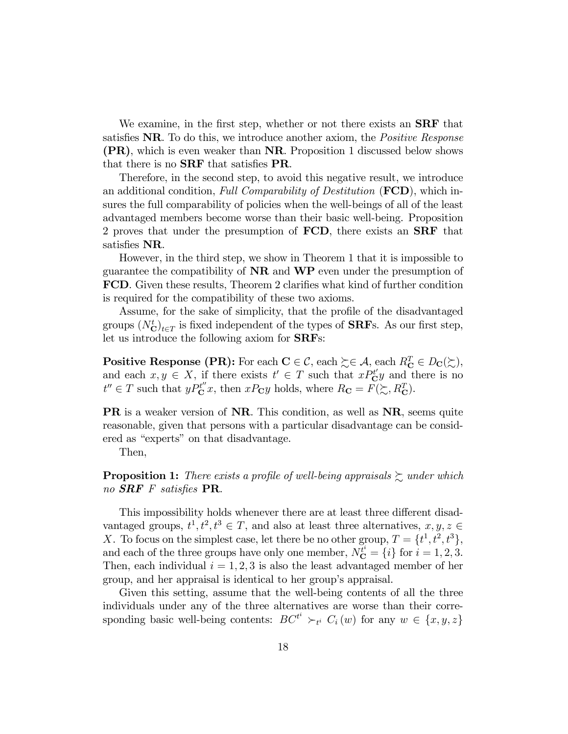We examine, in the first step, whether or not there exists an **SRF** that satisfies **NR**. To do this, we introduce another axiom, the *Positive Response* **(PR)**, which is even weaker than **NR**. Proposition 1 discussed below shows that there is no **SRF** that satisfies **PR**.

Therefore, in the second step, to avoid this negative result, we introduce an additional condition, *Full Comparability of Destitution* (**FCD**), which insures the full comparability of policies when the well-beings of all of the least advantaged members become worse than their basic well-being. Proposition 2 proves that under the presumption of **FCD**, there exists an **SRF** that satisfies **NR**.

However, in the third step, we show in Theorem 1 that it is impossible to guarantee the compatibility of **NR** and **WP** even under the presumption of **FCD**. Given these results, Theorem 2 clarifies what kind of further condition is required for the compatibility of these two axioms.

Assume, for the sake of simplicity, that the profile of the disadvantaged groups $(N_{\mathbf{C}}^t)_{t \in T}$ is fixed independent of the types of **SRF**s. As our first step, let us introduce the following axiom for **SRF**s:

**Positive Response (PR):** For each $\mathbf{C} \in \mathcal{C}$, each $\succsim \in \mathcal{A}$, each $R_{\mathbf{C}}^T \in D_{\mathbf{C}}(\succsim)$, and each $x, y \in X$, if there exists $t' \in T$ such that $x P_{\mathbf{C}}^{t'} y$ and there is no $t'' \in T$ such that $y P_{\mathbf{C}}^{t''} x$, then $x P_{\mathbf{C}} y$ holds, where $R_{\mathbf{C}} = F(\succsim, R_{\mathbf{C}}^T)$.

**PR** is a weaker version of **NR**. This condition, as well as **NR**, seems quite reasonable, given that persons with a particular disadvantage can be considered as "experts" on that disadvantage.

Then,

**Proposition 1:** *There exists a profile of well-being appraisals $\succsim$ under which no **SRF** $F$ satisfies* **PR**.

This impossibility holds whenever there are at least three different disadvantaged groups, $t^1, t^2, t^3 \in T$, and also at least three alternatives, $x, y, z \in X$. To focus on the simplest case, let there be no other group, $T = \{t^1, t^2, t^3\}$, and each of the three groups have only one member, $N_{\mathbf{C}}^{t^i} = \{i\}$ for $i = 1, 2, 3$. Then, each individual $i = 1, 2, 3$ is also the least advantaged member of her group, and her appraisal is identical to her group's appraisal.

Given this setting, assume that the well-being contents of all the three individuals under any of the three alternatives are worse than their corresponding basic well-being contents: $BC^{t^i} \succ_{t^i} C_i(w)$ for any $w \in \{x, y, z\}$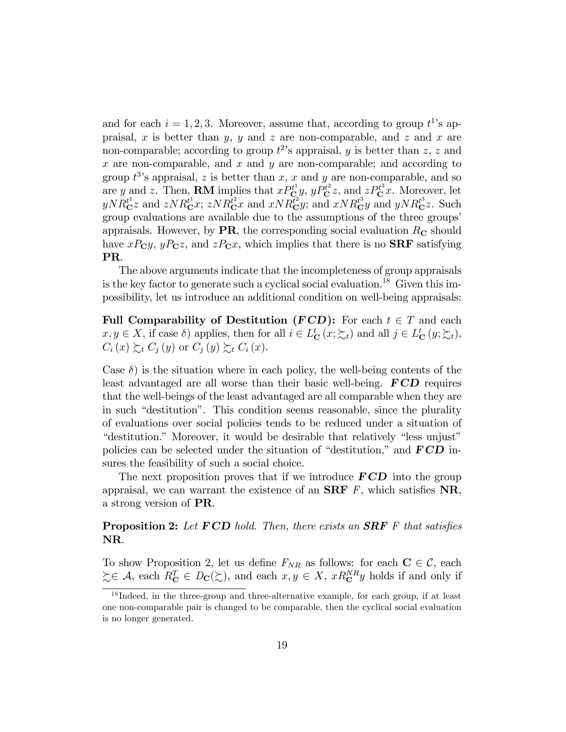and for each $i = 1, 2, 3$. Moreover, assume that, according to group $t^1$'s appraisal, $x$ is better than $y$, $y$ and $z$ are non-comparable, and $z$ and $x$ are non-comparable; according to group $t^2$'s appraisal, $y$ is better than $z$, $z$ and $x$ are non-comparable, and $x$ and $y$ are non-comparable; and according to group $t^3$'s appraisal, $z$ is better than $x$, $x$ and $y$ are non-comparable, and so are $y$ and $z$. Then, **RM** implies that $xP_{\mathbf{C}}^{t^1}y$, $yP_{\mathbf{C}}^{t^2}z$, and $zP_{\mathbf{C}}^{t^3}x$. Moreover, let $yNR_{\mathbf{C}}^{t^1}z$ and $zNR_{\mathbf{C}}^{t^1}x$; $zNR_{\mathbf{C}}^{t^2}x$ and $xNR_{\mathbf{C}}^{t^2}y$; and $xNR_{\mathbf{C}}^{t^3}y$ and $yNR_{\mathbf{C}}^{t^3}z$. Such group evaluations are available due to the assumptions of the three groups' appraisals. However, by **PR**, the corresponding social evaluation $R_{\mathbf{C}}$ should have $xP_{\mathbf{C}}y$, $yP_{\mathbf{C}}z$, and $zP_{\mathbf{C}}x$, which implies that there is no **SRF** satisfying **PR**.

The above arguments indicate that the incompleteness of group appraisals is the key factor to generate such a cyclical social evaluation.[18] Given this impossibility, let us introduce an additional condition on well-being appraisals:

**Full Comparability of Destitution (*FCD*):** For each $t \in T$ and each $x, y \in X$, if case $\delta$) applies, then for all $i \in L_{\mathbf{C}}^t(x; \succsim_t)$ and all $j \in L_{\mathbf{C}}^t(y; \succsim_t)$, $C_i(x) \succsim_t C_j(y)$ or $C_j(y) \succsim_t C_i(x)$.

Case $\delta$) is the situation where in each policy, the well-being contents of the least advantaged are all worse than their basic well-being. ***FCD*** requires that the well-beings of the least advantaged are all comparable when they are in such "destitution". This condition seems reasonable, since the plurality of evaluations over social policies tends to be reduced under a situation of "destitution." Moreover, it would be desirable that relatively "less unjust" policies can be selected under the situation of "destitution," and ***FCD*** insures the feasibility of such a social choice.

The next proposition proves that if we introduce ***FCD*** into the group appraisal, we can warrant the existence of an **SRF** $F$, which satisfies **NR**, a strong version of **PR**.

**Proposition 2:** *Let **FCD** hold. Then, there exists an **SRF** $F$ that satisfies* **NR**.

To show Proposition 2, let us define $F_{NR}$ as follows: for each $\mathbf{C} \in \mathcal{C}$, each $\succsim \in \mathcal{A}$, each $R_{\mathbf{C}}^T \in D_{\mathbf{C}}(\succsim)$, and each $x, y \in X$, $xR_{\mathbf{C}}^{NR}y$ holds if and only if

[18] Indeed, in the three-group and three-alternative example, for each group, if at least one non-comparable pair is changed to be comparable, then the cyclical social evaluation is no longer generated.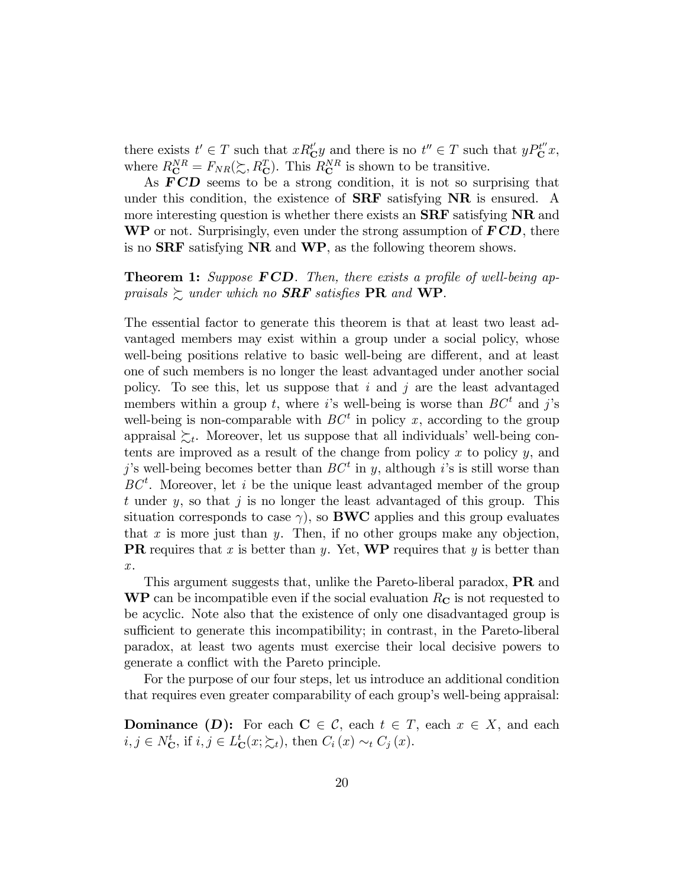there exists $t' \in T$ such that $xR^{t'}_{\mathbf{C}}y$ and there is no $t'' \in T$ such that $yP^{t''}_{\mathbf{C}}x$, where $R^{NR}_{\mathbf{C}} = F_{NR}(\succsim, R^{T}_{\mathbf{C}})$. This $R^{NR}_{\mathbf{C}}$ is shown to be transitive.

As $\boldsymbol{FCD}$ seems to be a strong condition, it is not so surprising that under this condition, the existence of **SRF** satisfying **NR** is ensured. A more interesting question is whether there exists an **SRF** satisfying **NR** and **WP** or not. Surprisingly, even under the strong assumption of $\boldsymbol{FCD}$, there is no **SRF** satisfying **NR** and **WP**, as the following theorem shows.

**Theorem 1:** *Suppose* $\boldsymbol{FCD}$. *Then, there exists a profile of well-being appraisals* $\succsim$ *under which no* $\boldsymbol{SRF}$ *satisfies* **PR** *and* **WP**.

The essential factor to generate this theorem is that at least two least advantaged members may exist within a group under a social policy, whose well-being positions relative to basic well-being are different, and at least one of such members is no longer the least advantaged under another social policy. To see this, let us suppose that $i$ and $j$ are the least advantaged members within a group $t$, where $i$'s well-being is worse than $BC^t$ and $j$'s well-being is non-comparable with $BC^t$ in policy $x$, according to the group appraisal $\succsim_t$. Moreover, let us suppose that all individuals' well-being contents are improved as a result of the change from policy $x$ to policy $y$, and $j$'s well-being becomes better than $BC^t$ in $y$, although $i$'s is still worse than $BC^t$. Moreover, let $i$ be the unique least advantaged member of the group $t$ under $y$, so that $j$ is no longer the least advantaged of this group. This situation corresponds to case $\gamma$), so **BWC** applies and this group evaluates that $x$ is more just than $y$. Then, if no other groups make any objection, **PR** requires that $x$ is better than $y$. Yet, **WP** requires that $y$ is better than $x$.

This argument suggests that, unlike the Pareto-liberal paradox, **PR** and **WP** can be incompatible even if the social evaluation $R_{\mathbf{C}}$ is not requested to be acyclic. Note also that the existence of only one disadvantaged group is sufficient to generate this incompatibility; in contrast, in the Pareto-liberal paradox, at least two agents must exercise their local decisive powers to generate a conflict with the Pareto principle.

For the purpose of our four steps, let us introduce an additional condition that requires even greater comparability of each group's well-being appraisal:

**Dominance ($\boldsymbol{D}$):** For each $\mathbf{C} \in \mathcal{C}$, each $t \in T$, each $x \in X$, and each $i, j \in N^t_{\mathbf{C}}$, if $i, j \in L^t_{\mathbf{C}}(x; \succsim_t)$, then $C_i(x) \sim_t C_j(x)$.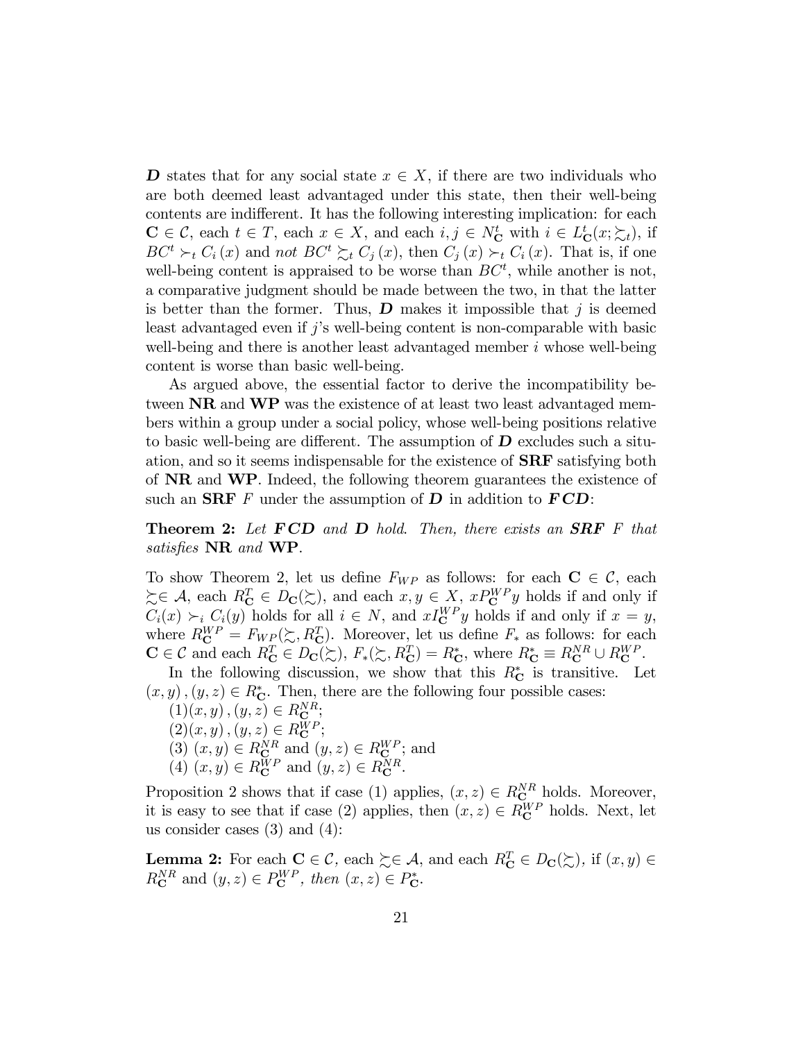***D*** states that for any social state $x \in X$, if there are two individuals who are both deemed least advantaged under this state, then their well-being contents are indifferent. It has the following interesting implication: for each $\mathbf{C} \in \mathcal{C}$, each $t \in T$, each $x \in X$, and each $i, j \in N^t_{\mathbf{C}}$ with $i \in L^t_{\mathbf{C}}(x; \succsim_t)$, if $BC^t \succ_t C_i(x)$ and *not* $BC^t \succsim_t C_j(x)$, then $C_j(x) \succ_t C_i(x)$. That is, if one well-being content is appraised to be worse than $BC^t$, while another is not, a comparative judgment should be made between the two, in that the latter is better than the former. Thus, ***D*** makes it impossible that $j$ is deemed least advantaged even if $j$'s well-being content is non-comparable with basic well-being and there is another least advantaged member $i$ whose well-being content is worse than basic well-being.

As argued above, the essential factor to derive the incompatibility between **NR** and **WP** was the existence of at least two least advantaged members within a group under a social policy, whose well-being positions relative to basic well-being are different. The assumption of ***D*** excludes such a situation, and so it seems indispensable for the existence of **SRF** satisfying both of **NR** and **WP**. Indeed, the following theorem guarantees the existence of such an **SRF** $F$ under the assumption of ***D*** in addition to ***FCD***:

**Theorem 2:** *Let **FCD** and **D** hold. Then, there exists an **SRF** $F$ that satisfies* **NR** *and* **WP**.

To show Theorem 2, let us define $F_{WP}$ as follows: for each $\mathbf{C} \in \mathcal{C}$, each $\succsim \in \mathcal{A}$, each $R^T_{\mathbf{C}} \in D_{\mathbf{C}}(\succsim)$, and each $x, y \in X$, $xP^{WP}_{\mathbf{C}}y$ holds if and only if $C_i(x) \succ_i C_i(y)$ holds for all $i \in N$, and $xI^{WP}_{\mathbf{C}}y$ holds if and only if $x = y$, where $R^{WP}_{\mathbf{C}} = F_{WP}(\succsim, R^T_{\mathbf{C}})$. Moreover, let us define $F_*$ as follows: for each $\mathbf{C} \in \mathcal{C}$ and each $R^T_{\mathbf{C}} \in D_{\mathbf{C}}(\succsim)$, $F_*(\succsim, R^T_{\mathbf{C}}) = R^*_{\mathbf{C}}$, where $R^*_{\mathbf{C}} \equiv R^{NR}_{\mathbf{C}} \cup R^{WP}_{\mathbf{C}}$.

In the following discussion, we show that this $R^*_{\mathbf{C}}$ is transitive. Let $(x, y), (y, z) \in R^*_{\mathbf{C}}$. Then, there are the following four possible cases:

(1) $(x, y), (y, z) \in R^{NR}_{\mathbf{C}}$;

(2) $(x, y), (y, z) \in R^{WP}_{\mathbf{C}}$;

(3) $(x, y) \in R^{NR}_{\mathbf{C}}$ and $(y, z) \in R^{WP}_{\mathbf{C}}$; and

(4) $(x, y) \in R^{WP}_{\mathbf{C}}$ and $(y, z) \in R^{NR}_{\mathbf{C}}$.

Proposition 2 shows that if case (1) applies, $(x, z) \in R^{NR}_{\mathbf{C}}$ holds. Moreover, it is easy to see that if case (2) applies, then $(x, z) \in R^{WP}_{\mathbf{C}}$ holds. Next, let us consider cases (3) and (4):

**Lemma 2:** For each $\mathbf{C} \in \mathcal{C}$, each $\succsim \in \mathcal{A}$, and each $R^T_{\mathbf{C}} \in D_{\mathbf{C}}(\succsim)$, if $(x, y) \in R^{NR}_{\mathbf{C}}$ and $(y, z) \in P^{WP}_{\mathbf{C}}$, *then* $(x, z) \in P^*_{\mathbf{C}}$.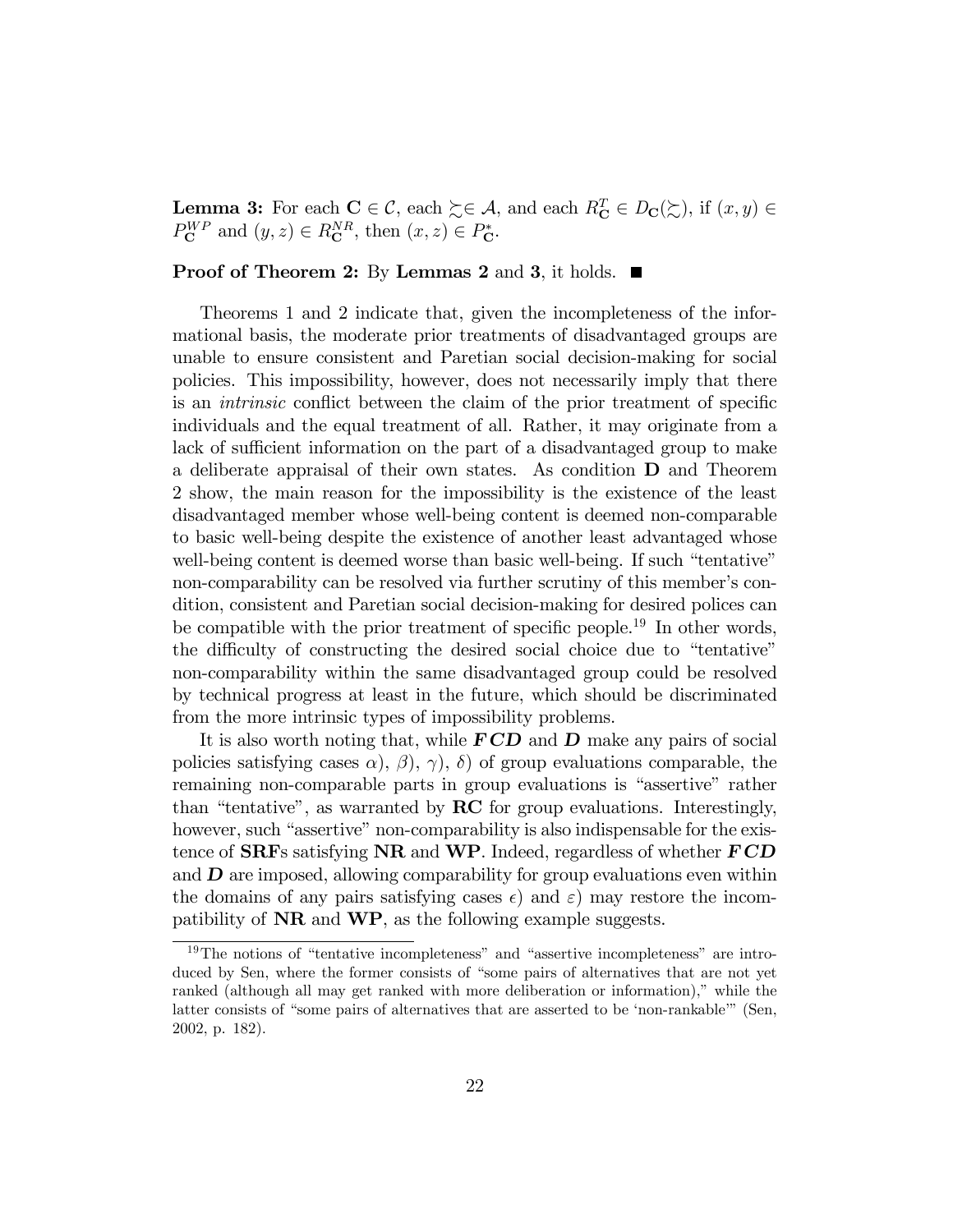**Lemma 3:** For each $\mathbf{C} \in \mathcal{C}$, each $\succsim \in \mathcal{A}$, and each $R^T_{\mathbf{C}} \in D_{\mathbf{C}}(\succsim)$, if $(x, y) \in P^{WP}_{\mathbf{C}}$ and $(y, z) \in R^{NR}_{\mathbf{C}}$, then $(x, z) \in P^*_{\mathbf{C}}$.

**Proof of Theorem 2:** By **Lemmas 2** and **3**, it holds. ■

Theorems 1 and 2 indicate that, given the incompleteness of the informational basis, the moderate prior treatments of disadvantaged groups are unable to ensure consistent and Paretian social decision-making for social policies. This impossibility, however, does not necessarily imply that there is an *intrinsic* conflict between the claim of the prior treatment of specific individuals and the equal treatment of all. Rather, it may originate from a lack of sufficient information on the part of a disadvantaged group to make a deliberate appraisal of their own states. As condition **D** and Theorem 2 show, the main reason for the impossibility is the existence of the least disadvantaged member whose well-being content is deemed non-comparable to basic well-being despite the existence of another least advantaged whose well-being content is deemed worse than basic well-being. If such "tentative" non-comparability can be resolved via further scrutiny of this member's condition, consistent and Paretian social decision-making for desired polices can be compatible with the prior treatment of specific people.[19] In other words, the difficulty of constructing the desired social choice due to "tentative" non-comparability within the same disadvantaged group could be resolved by technical progress at least in the future, which should be discriminated from the more intrinsic types of impossibility problems.

It is also worth noting that, while $\boldsymbol{FCD}$ and $\boldsymbol{D}$ make any pairs of social policies satisfying cases $\alpha$), $\beta$), $\gamma$), $\delta$) of group evaluations comparable, the remaining non-comparable parts in group evaluations is "assertive" rather than "tentative", as warranted by **RC** for group evaluations. Interestingly, however, such "assertive" non-comparability is also indispensable for the existence of **SRF**s satisfying **NR** and **WP**. Indeed, regardless of whether $\boldsymbol{FCD}$ and $\boldsymbol{D}$ are imposed, allowing comparability for group evaluations even within the domains of any pairs satisfying cases $\epsilon$) and $\varepsilon$) may restore the incompatibility of **NR** and **WP**, as the following example suggests.

[19] The notions of "tentative incompleteness" and "assertive incompleteness" are introduced by Sen, where the former consists of "some pairs of alternatives that are not yet ranked (although all may get ranked with more deliberation or information)," while the latter consists of "some pairs of alternatives that are asserted to be 'non-rankable'" (Sen, 2002, p. 182).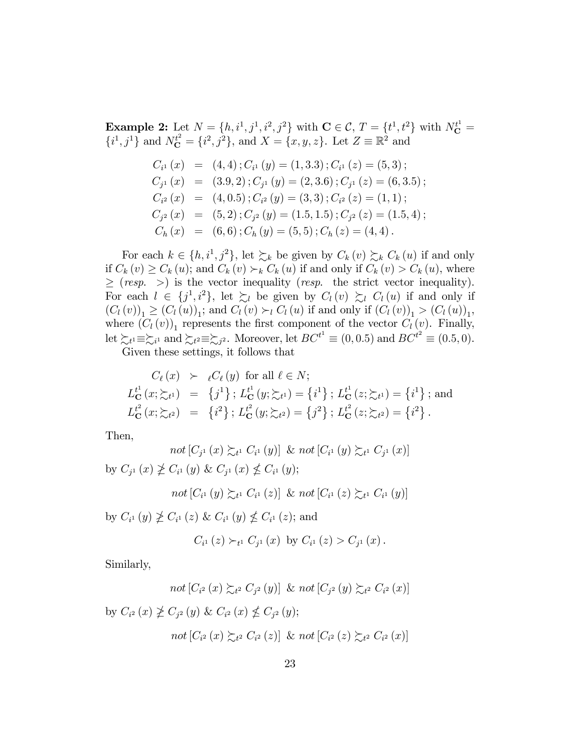**Example 2:** Let $N = \{h, i^1, j^1, i^2, j^2\}$ with $\mathbf{C} \in \mathcal{C}$, $T = \{t^1, t^2\}$ with $N_{\mathbf{C}}^{t^1} = \{i^1, j^1\}$ and $N_{\mathbf{C}}^{t^2} = \{i^2, j^2\}$, and $X = \{x, y, z\}$. Let $Z \equiv \mathbb{R}^2$ and

$$
\begin{aligned}
C_{i^1}(x) &= (4,4); C_{i^1}(y) = (1,3.3); C_{i^1}(z) = (5,3); \\
C_{j^1}(x) &= (3.9,2); C_{j^1}(y) = (2,3.6); C_{j^1}(z) = (6,3.5); \\
C_{i^2}(x) &= (4,0.5); C_{i^2}(y) = (3,3); C_{i^2}(z) = (1,1); \\
C_{j^2}(x) &= (5,2); C_{j^2}(y) = (1.5,1.5); C_{j^2}(z) = (1.5,4); \\
C_h(x) &= (6,6); C_h(y) = (5,5); C_h(z) = (4,4).
\end{aligned}
$$

For each $k \in \{h, i^1, j^2\}$, let $\succsim_k$ be given by $C_k(v) \succsim_k C_k(u)$ if and only if $C_k(v) \geq C_k(u)$; and $C_k(v) \succ_k C_k(u)$ if and only if $C_k(v) > C_k(u)$, where $\geq$ (*resp.* $>$) is the vector inequality (*resp.* the strict vector inequality). For each $l \in \{j^1, i^2\}$, let $\succsim_l$ be given by $C_l(v) \succsim_l C_l(u)$ if and only if $(C_l(v))_1 \geq (C_l(u))_1$; and $C_l(v) \succ_l C_l(u)$ if and only if $(C_l(v))_1 > (C_l(u))_1$, where $(C_l(v))_1$ represents the first component of the vector $C_l(v)$. Finally, let $\succsim_{t^1} \equiv \succsim_{i^1}$ and $\succsim_{t^2} \equiv \succsim_{j^2}$. Moreover, let $BC^{t^1} \equiv (0, 0.5)$ and $BC^{t^2} \equiv (0.5, 0)$.

Given these settings, it follows that

$$
\begin{aligned}
C_\ell(x) &\succ_\ell C_\ell(y) \text{ for all } \ell \in N; \\
L_{\mathbf{C}}^{t^1}(x; \succsim_{t^1}) &= \{j^1\}; L_{\mathbf{C}}^{t^1}(y; \succsim_{t^1}) = \{i^1\}; L_{\mathbf{C}}^{t^1}(z; \succsim_{t^1}) = \{i^1\}; \text{ and} \\
L_{\mathbf{C}}^{t^2}(x; \succsim_{t^2}) &= \{i^2\}; L_{\mathbf{C}}^{t^2}(y; \succsim_{t^2}) = \{j^2\}; L_{\mathbf{C}}^{t^2}(z; \succsim_{t^2}) = \{i^2\}.
\end{aligned}
$$

Then,

$$
\textit{not}\,[C_{j^1}(x) \succsim_{t^1} C_{i^1}(y)] \ \&\ \textit{not}\,[C_{i^1}(y) \succsim_{t^1} C_{j^1}(x)]
$$

by $C_{j^1}(x) \ngeq C_{i^1}(y)$ & $C_{j^1}(x) \nleq C_{i^1}(y)$;

$$
\textit{not}\,[C_{i^1}(y) \succsim_{t^1} C_{i^1}(z)] \ \&\ \textit{not}\,[C_{i^1}(z) \succsim_{t^1} C_{i^1}(y)]
$$

by $C_{i^1}(y) \ngeq C_{i^1}(z)$ & $C_{i^1}(y) \nleq C_{i^1}(z)$; and

$$
C_{i^1}(z) \succ_{t^1} C_{j^1}(x) \text{ by } C_{i^1}(z) > C_{j^1}(x).
$$

Similarly,

$$
\textit{not}\,[C_{i^2}(x) \succsim_{t^2} C_{j^2}(y)] \ \&\ \textit{not}\,[C_{j^2}(y) \succsim_{t^2} C_{i^2}(x)]
$$

by $C_{i^2}(x) \ngeq C_{j^2}(y)$ & $C_{i^2}(x) \nleq C_{j^2}(y)$;

$$
\textit{not}\,[C_{i^2}(x) \succsim_{t^2} C_{i^2}(z)] \ \&\ \textit{not}\,[C_{i^2}(z) \succsim_{t^2} C_{i^2}(x)]
$$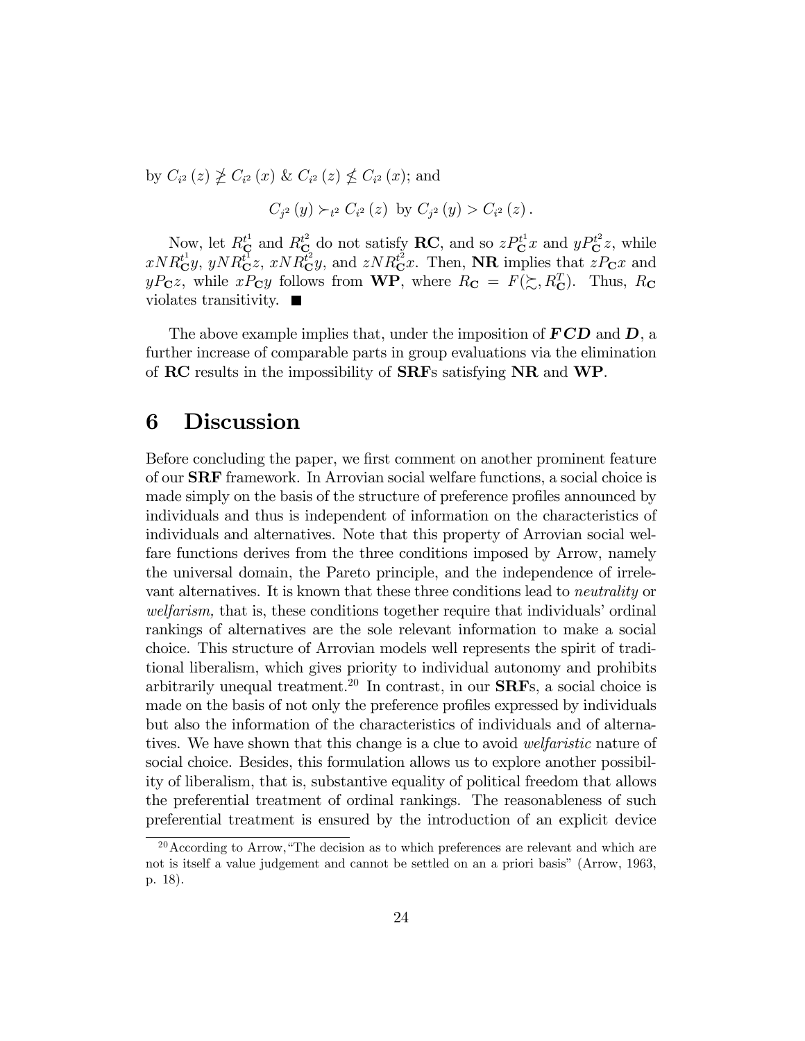by $C_{i^2}(z) \ngtr C_{i^2}(x)$ & $C_{i^2}(z) \nless C_{i^2}(x)$; and

$$C_{j^2}(y) \succ_{t^2} C_{i^2}(z) \text{ by } C_{j^2}(y) > C_{i^2}(z).$$

Now, let $R_{\mathbf{C}}^{t^1}$ and $R_{\mathbf{C}}^{t^2}$ do not satisfy **RC**, and so $zP_{\mathbf{C}}^{t^1}x$ and $yP_{\mathbf{C}}^{t^2}z$, while $xNR_{\mathbf{C}}^{t^1}y$, $yNR_{\mathbf{C}}^{t^1}z$, $xNR_{\mathbf{C}}^{t^2}y$, and $zNR_{\mathbf{C}}^{t^2}x$. Then, **NR** implies that $zP_{\mathbf{C}}x$ and $yP_{\mathbf{C}}z$, while $xP_{\mathbf{C}}y$ follows from **WP**, where $R_{\mathbf{C}} = F(\succsim, R_{\mathbf{C}}^{T})$. Thus, $R_{\mathbf{C}}$ violates transitivity. ■

The above example implies that, under the imposition of ***FCD*** and ***D***, a further increase of comparable parts in group evaluations via the elimination of **RC** results in the impossibility of **SRF**s satisfying **NR** and **WP**.

## 6 Discussion

Before concluding the paper, we first comment on another prominent feature of our **SRF** framework. In Arrovian social welfare functions, a social choice is made simply on the basis of the structure of preference profiles announced by individuals and thus is independent of information on the characteristics of individuals and alternatives. Note that this property of Arrovian social welfare functions derives from the three conditions imposed by Arrow, namely the universal domain, the Pareto principle, and the independence of irrelevant alternatives. It is known that these three conditions lead to *neutrality* or *welfarism,* that is, these conditions together require that individuals' ordinal rankings of alternatives are the sole relevant information to make a social choice. This structure of Arrovian models well represents the spirit of traditional liberalism, which gives priority to individual autonomy and prohibits arbitrarily unequal treatment.[20] In contrast, in our **SRF**s, a social choice is made on the basis of not only the preference profiles expressed by individuals but also the information of the characteristics of individuals and of alternatives. We have shown that this change is a clue to avoid *welfaristic* nature of social choice. Besides, this formulation allows us to explore another possibility of liberalism, that is, substantive equality of political freedom that allows the preferential treatment of ordinal rankings. The reasonableness of such preferential treatment is ensured by the introduction of an explicit device

[20] According to Arrow, "The decision as to which preferences are relevant and which are not is itself a value judgement and cannot be settled on an a priori basis" (Arrow, 1963, p. 18).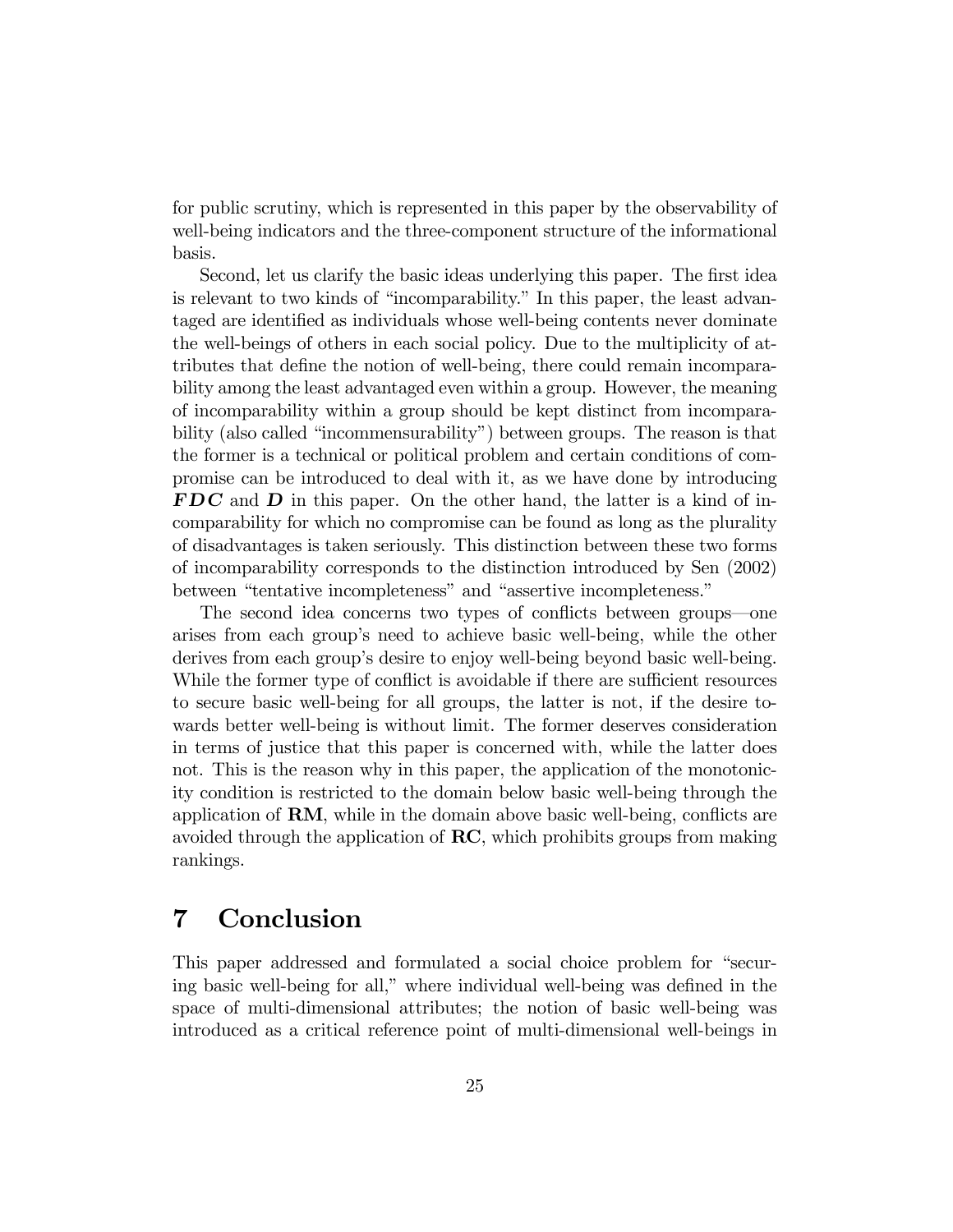for public scrutiny, which is represented in this paper by the observability of well-being indicators and the three-component structure of the informational basis.

Second, let us clarify the basic ideas underlying this paper. The first idea is relevant to two kinds of "incomparability." In this paper, the least advantaged are identified as individuals whose well-being contents never dominate the well-beings of others in each social policy. Due to the multiplicity of attributes that define the notion of well-being, there could remain incomparability among the least advantaged even within a group. However, the meaning of incomparability within a group should be kept distinct from incomparability (also called "incommensurability") between groups. The reason is that the former is a technical or political problem and certain conditions of compromise can be introduced to deal with it, as we have done by introducing $\boldsymbol{FDC}$ and $\boldsymbol{D}$ in this paper. On the other hand, the latter is a kind of incomparability for which no compromise can be found as long as the plurality of disadvantages is taken seriously. This distinction between these two forms of incomparability corresponds to the distinction introduced by Sen (2002) between "tentative incompleteness" and "assertive incompleteness."

The second idea concerns two types of conflicts between groups—one arises from each group's need to achieve basic well-being, while the other derives from each group's desire to enjoy well-being beyond basic well-being. While the former type of conflict is avoidable if there are sufficient resources to secure basic well-being for all groups, the latter is not, if the desire towards better well-being is without limit. The former deserves consideration in terms of justice that this paper is concerned with, while the latter does not. This is the reason why in this paper, the application of the monotonicity condition is restricted to the domain below basic well-being through the application of **RM**, while in the domain above basic well-being, conflicts are avoided through the application of **RC**, which prohibits groups from making rankings.

# 7 Conclusion

This paper addressed and formulated a social choice problem for "securing basic well-being for all," where individual well-being was defined in the space of multi-dimensional attributes; the notion of basic well-being was introduced as a critical reference point of multi-dimensional well-beings in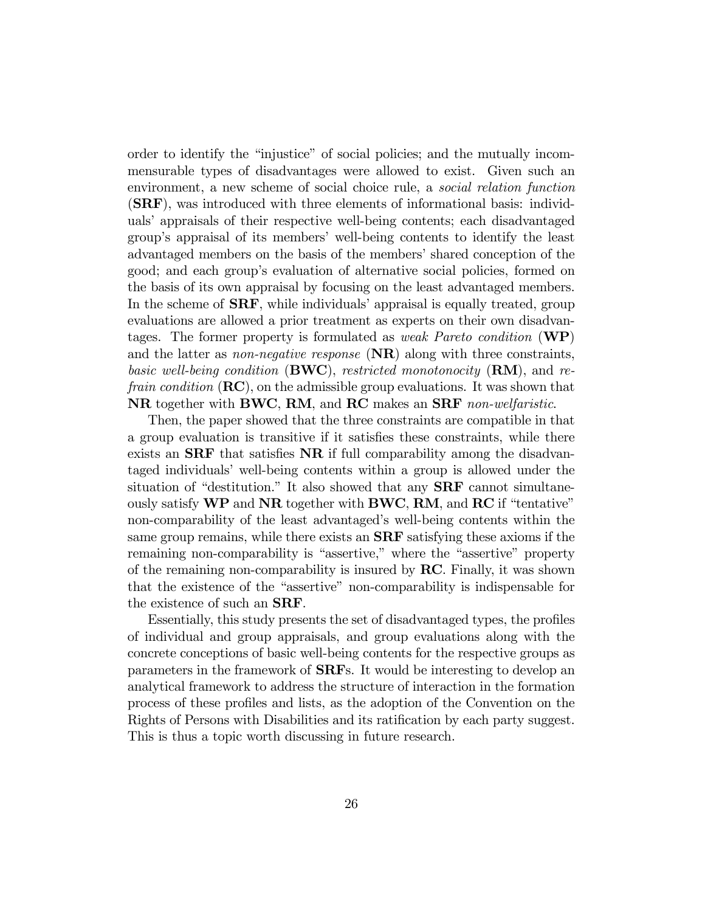order to identify the "injustice" of social policies; and the mutually incommensurable types of disadvantages were allowed to exist. Given such an environment, a new scheme of social choice rule, a *social relation function* (**SRF**), was introduced with three elements of informational basis: individuals' appraisals of their respective well-being contents; each disadvantaged group's appraisal of its members' well-being contents to identify the least advantaged members on the basis of the members' shared conception of the good; and each group's evaluation of alternative social policies, formed on the basis of its own appraisal by focusing on the least advantaged members. In the scheme of **SRF**, while individuals' appraisal is equally treated, group evaluations are allowed a prior treatment as experts on their own disadvantages. The former property is formulated as *weak Pareto condition* (**WP**) and the latter as *non-negative response* (**NR**) along with three constraints, *basic well-being condition* (**BWC**), *restricted monotonocity* (**RM**), and *refrain condition* (**RC**), on the admissible group evaluations. It was shown that **NR** together with **BWC**, **RM**, and **RC** makes an **SRF** *non-welfaristic*.

Then, the paper showed that the three constraints are compatible in that a group evaluation is transitive if it satisfies these constraints, while there exists an **SRF** that satisfies **NR** if full comparability among the disadvantaged individuals' well-being contents within a group is allowed under the situation of "destitution." It also showed that any **SRF** cannot simultaneously satisfy **WP** and **NR** together with **BWC**, **RM**, and **RC** if "tentative" non-comparability of the least advantaged's well-being contents within the same group remains, while there exists an **SRF** satisfying these axioms if the remaining non-comparability is "assertive," where the "assertive" property of the remaining non-comparability is insured by **RC**. Finally, it was shown that the existence of the "assertive" non-comparability is indispensable for the existence of such an **SRF**.

Essentially, this study presents the set of disadvantaged types, the profiles of individual and group appraisals, and group evaluations along with the concrete conceptions of basic well-being contents for the respective groups as parameters in the framework of **SRF**s. It would be interesting to develop an analytical framework to address the structure of interaction in the formation process of these profiles and lists, as the adoption of the Convention on the Rights of Persons with Disabilities and its ratification by each party suggest. This is thus a topic worth discussing in future research.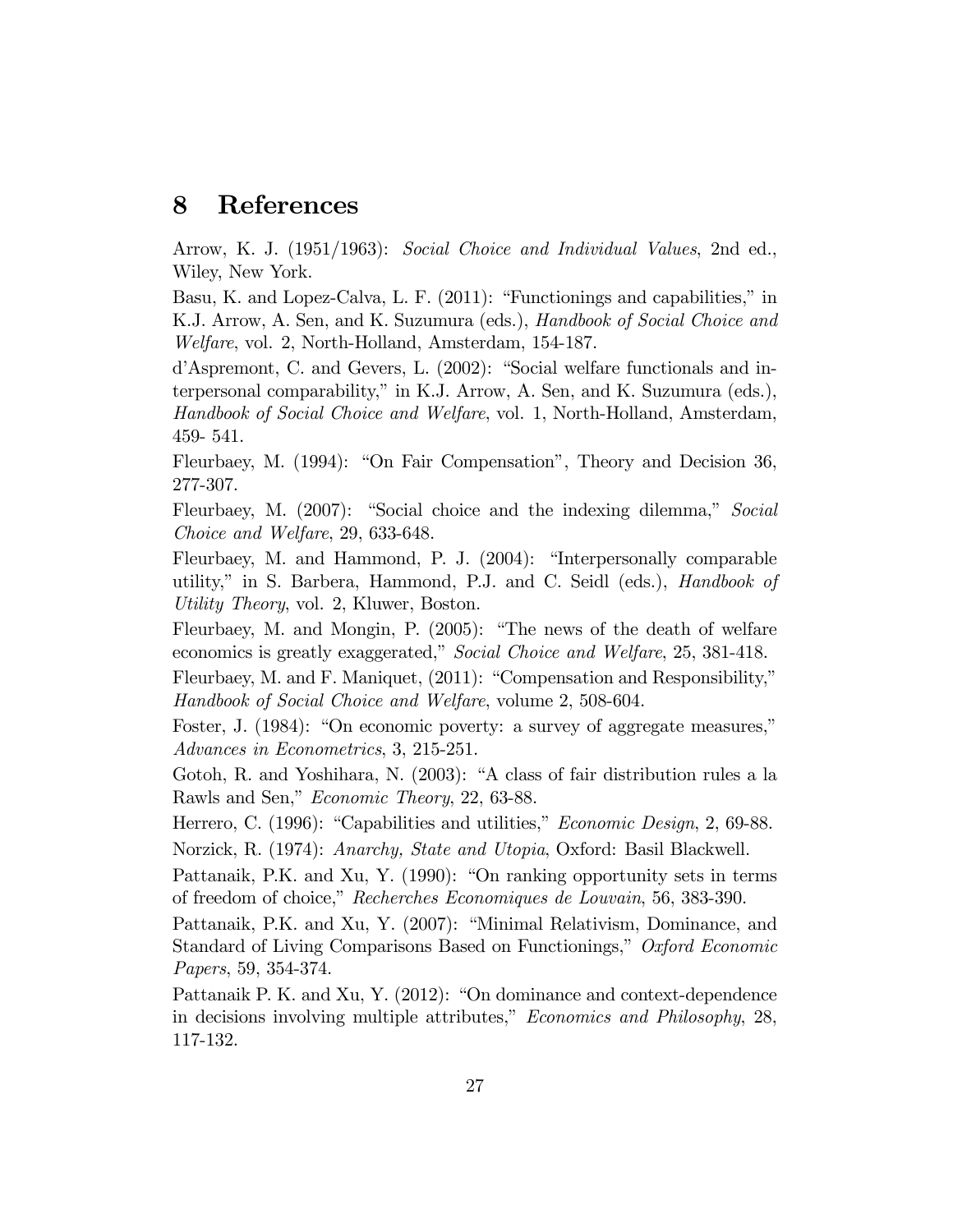# 8 References

Arrow, K. J. (1951/1963): *Social Choice and Individual Values*, 2nd ed., Wiley, New York.

Basu, K. and Lopez-Calva, L. F. (2011): "Functionings and capabilities," in K.J. Arrow, A. Sen, and K. Suzumura (eds.), *Handbook of Social Choice and Welfare*, vol. 2, North-Holland, Amsterdam, 154-187.

d'Aspremont, C. and Gevers, L. (2002): "Social welfare functionals and interpersonal comparability," in K.J. Arrow, A. Sen, and K. Suzumura (eds.), *Handbook of Social Choice and Welfare*, vol. 1, North-Holland, Amsterdam, 459- 541.

Fleurbaey, M. (1994): "On Fair Compensation", Theory and Decision 36, 277-307.

Fleurbaey, M. (2007): "Social choice and the indexing dilemma," *Social Choice and Welfare*, 29, 633-648.

Fleurbaey, M. and Hammond, P. J. (2004): "Interpersonally comparable utility," in S. Barbera, Hammond, P.J. and C. Seidl (eds.), *Handbook of Utility Theory*, vol. 2, Kluwer, Boston.

Fleurbaey, M. and Mongin, P. (2005): "The news of the death of welfare economics is greatly exaggerated," *Social Choice and Welfare*, 25, 381-418.

Fleurbaey, M. and F. Maniquet, (2011): "Compensation and Responsibility," *Handbook of Social Choice and Welfare*, volume 2, 508-604.

Foster, J. (1984): "On economic poverty: a survey of aggregate measures," *Advances in Econometrics*, 3, 215-251.

Gotoh, R. and Yoshihara, N. (2003): "A class of fair distribution rules a la Rawls and Sen," *Economic Theory*, 22, 63-88.

Herrero, C. (1996): "Capabilities and utilities," *Economic Design*, 2, 69-88.

Norzick, R. (1974): *Anarchy, State and Utopia*, Oxford: Basil Blackwell.

Pattanaik, P.K. and Xu, Y. (1990): "On ranking opportunity sets in terms of freedom of choice," *Recherches Economiques de Louvain*, 56, 383-390.

Pattanaik, P.K. and Xu, Y. (2007): "Minimal Relativism, Dominance, and Standard of Living Comparisons Based on Functionings," *Oxford Economic Papers*, 59, 354-374.

Pattanaik P. K. and Xu, Y. (2012): "On dominance and context-dependence in decisions involving multiple attributes," *Economics and Philosophy*, 28, 117-132.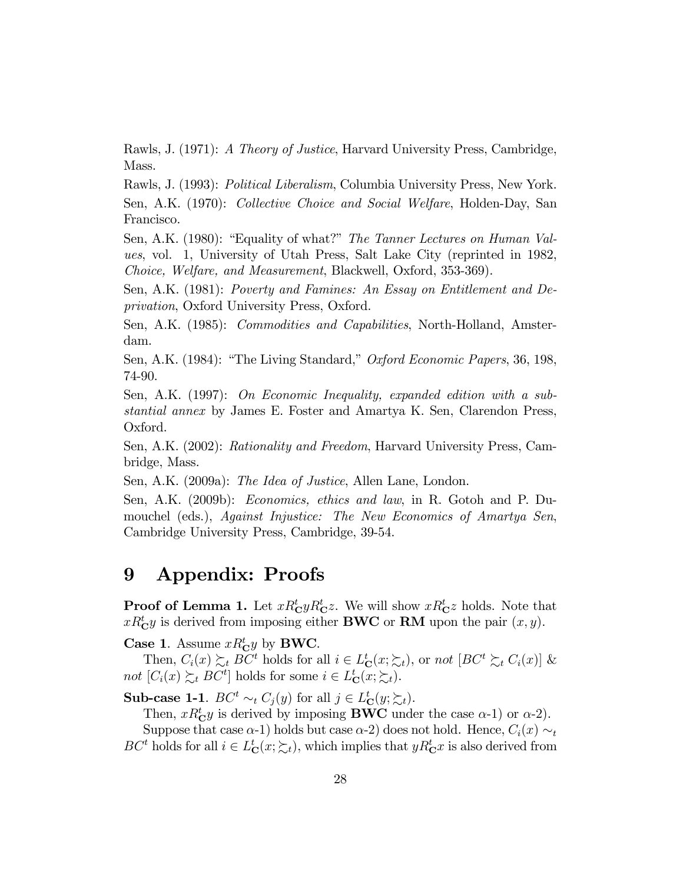Rawls, J. (1971): *A Theory of Justice*, Harvard University Press, Cambridge, Mass.

Rawls, J. (1993): *Political Liberalism*, Columbia University Press, New York.

Sen, A.K. (1970): *Collective Choice and Social Welfare*, Holden-Day, San Francisco.

Sen, A.K. (1980): "Equality of what?" *The Tanner Lectures on Human Values*, vol. 1, University of Utah Press, Salt Lake City (reprinted in 1982, *Choice, Welfare, and Measurement*, Blackwell, Oxford, 353-369).

Sen, A.K. (1981): *Poverty and Famines: An Essay on Entitlement and Deprivation*, Oxford University Press, Oxford.

Sen, A.K. (1985): *Commodities and Capabilities*, North-Holland, Amsterdam.

Sen, A.K. (1984): "The Living Standard," *Oxford Economic Papers*, 36, 198, 74-90.

Sen, A.K. (1997): *On Economic Inequality, expanded edition with a substantial annex* by James E. Foster and Amartya K. Sen, Clarendon Press, Oxford.

Sen, A.K. (2002): *Rationality and Freedom*, Harvard University Press, Cambridge, Mass.

Sen, A.K. (2009a): *The Idea of Justice*, Allen Lane, London.

Sen, A.K. (2009b): *Economics, ethics and law*, in R. Gotoh and P. Dumouchel (eds.), *Against Injustice: The New Economics of Amartya Sen*, Cambridge University Press, Cambridge, 39-54.

# 9 Appendix: Proofs

**Proof of Lemma 1.** Let $xR_{\mathbf{C}}^{t}yR_{\mathbf{C}}^{t}z$. We will show $xR_{\mathbf{C}}^{t}z$ holds. Note that $xR_{\mathbf{C}}^{t}y$ is derived from imposing either **BWC** or **RM** upon the pair $(x, y)$.

**Case 1**. Assume $xR_{\mathbf{C}}^{t}y$ by **BWC**.

Then, $C_i(x) \succsim_t BC^t$ holds for all $i \in L_{\mathbf{C}}^{t}(x; \succsim_t)$, or *not* $[BC^t \succsim_t C_i(x)]$ & *not* $[C_i(x) \succsim_t BC^t]$ holds for some $i \in L_{\mathbf{C}}^{t}(x; \succsim_t)$.

**Sub-case 1-1**. $BC^t \sim_t C_j(y)$ for all $j \in L_{\mathbf{C}}^{t}(y; \succsim_t)$.

Then, $xR_{\mathbf{C}}^{t}y$ is derived by imposing **BWC** under the case $\alpha$-1) or $\alpha$-2).

Suppose that case $\alpha$-1) holds but case $\alpha$-2) does not hold. Hence, $C_i(x) \sim_t BC^t$ holds for all $i \in L_{\mathbf{C}}^{t}(x; \succsim_t)$, which implies that $yR_{\mathbf{C}}^{t}x$ is also derived from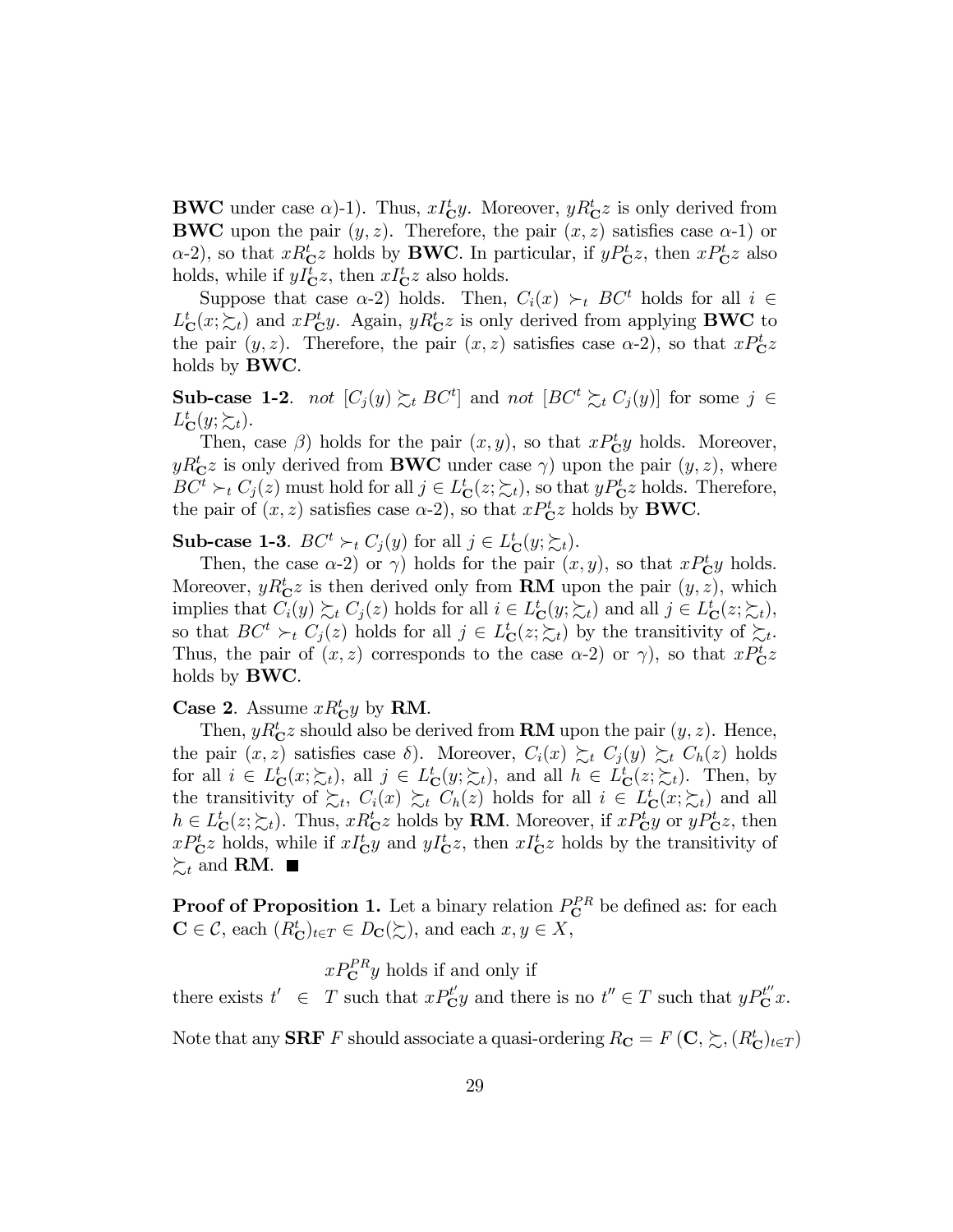**BWC** under case $\alpha$)-1). Thus, $xI^t_{\mathbf{C}}y$. Moreover, $yR^t_{\mathbf{C}}z$ is only derived from **BWC** upon the pair $(y, z)$. Therefore, the pair $(x, z)$ satisfies case $\alpha$-1) or $\alpha$-2), so that $xR^t_{\mathbf{C}}z$ holds by **BWC**. In particular, if $yP^t_{\mathbf{C}}z$, then $xP^t_{\mathbf{C}}z$ also holds, while if $yI^t_{\mathbf{C}}z$, then $xI^t_{\mathbf{C}}z$ also holds.

Suppose that case $\alpha$-2) holds. Then, $C_i(x) \succ_t BC^t$ holds for all $i \in L^t_{\mathbf{C}}(x; \succsim_t)$ and $xP^t_{\mathbf{C}}y$. Again, $yR^t_{\mathbf{C}}z$ is only derived from applying **BWC** to the pair $(y, z)$. Therefore, the pair $(x, z)$ satisfies case $\alpha$-2), so that $xP^t_{\mathbf{C}}z$ holds by **BWC**.

**Sub-case 1-2**. *not* $[C_j(y) \succsim_t BC^t]$ and *not* $[BC^t \succsim_t C_j(y)]$ for some $j \in L^t_{\mathbf{C}}(y; \succsim_t)$.

Then, case $\beta$) holds for the pair $(x, y)$, so that $xP^t_{\mathbf{C}}y$ holds. Moreover, $yR^t_{\mathbf{C}}z$ is only derived from **BWC** under case $\gamma$) upon the pair $(y, z)$, where $BC^t \succ_t C_j(z)$ must hold for all $j \in L^t_{\mathbf{C}}(z; \succsim_t)$, so that $yP^t_{\mathbf{C}}z$ holds. Therefore, the pair of $(x, z)$ satisfies case $\alpha$-2), so that $xP^t_{\mathbf{C}}z$ holds by **BWC**.

**Sub-case 1-3**. $BC^t \succ_t C_j(y)$ for all $j \in L^t_{\mathbf{C}}(y; \succsim_t)$.

Then, the case $\alpha$-2) or $\gamma$) holds for the pair $(x, y)$, so that $xP^t_{\mathbf{C}}y$ holds. Moreover, $yR^t_{\mathbf{C}}z$ is then derived only from **RM** upon the pair $(y, z)$, which implies that $C_i(y) \succsim_t C_j(z)$ holds for all $i \in L^t_{\mathbf{C}}(y; \succsim_t)$ and all $j \in L^t_{\mathbf{C}}(z; \succsim_t)$, so that $BC^t \succ_t C_j(z)$ holds for all $j \in L^t_{\mathbf{C}}(z; \succsim_t)$ by the transitivity of $\succsim_t$. Thus, the pair of $(x, z)$ corresponds to the case $\alpha$-2) or $\gamma$), so that $xP^t_{\mathbf{C}}z$ holds by **BWC**.

**Case 2**. Assume $xR^t_{\mathbf{C}}y$ by **RM**.

Then, $yR^t_{\mathbf{C}}z$ should also be derived from **RM** upon the pair $(y, z)$. Hence, the pair $(x, z)$ satisfies case $\delta$). Moreover, $C_i(x) \succsim_t C_j(y) \succsim_t C_h(z)$ holds for all $i \in L^t_{\mathbf{C}}(x; \succsim_t)$, all $j \in L^t_{\mathbf{C}}(y; \succsim_t)$, and all $h \in L^t_{\mathbf{C}}(z; \succsim_t)$. Then, by the transitivity of $\succsim_t$, $C_i(x) \succsim_t C_h(z)$ holds for all $i \in L^t_{\mathbf{C}}(x; \succsim_t)$ and all $h \in L^t_{\mathbf{C}}(z; \succsim_t)$. Thus, $xR^t_{\mathbf{C}}z$ holds by **RM**. Moreover, if $xP^t_{\mathbf{C}}y$ or $yP^t_{\mathbf{C}}z$, then $xP^t_{\mathbf{C}}z$ holds, while if $xI^t_{\mathbf{C}}y$ and $yI^t_{\mathbf{C}}z$, then $xI^t_{\mathbf{C}}z$ holds by the transitivity of $\succsim_t$ and **RM**. ■

**Proof of Proposition 1.** Let a binary relation $P^{PR}_{\mathbf{C}}$ be defined as: for each $\mathbf{C} \in \mathcal{C}$, each $(R^t_{\mathbf{C}})_{t \in T} \in D_{\mathbf{C}}(\succsim)$, and each $x, y \in X$,

$$xP^{PR}_{\mathbf{C}}y \text{ holds if and only if}$$
$$\text{there exists } t' \in T \text{ such that } xP^{t'}_{\mathbf{C}}y \text{ and there is no } t'' \in T \text{ such that } yP^{t''}_{\mathbf{C}}x.$$

Note that any **SRF** $F$ should associate a quasi-ordering $R_{\mathbf{C}} = F(\mathbf{C}, \succsim, (R^t_{\mathbf{C}})_{t \in T})$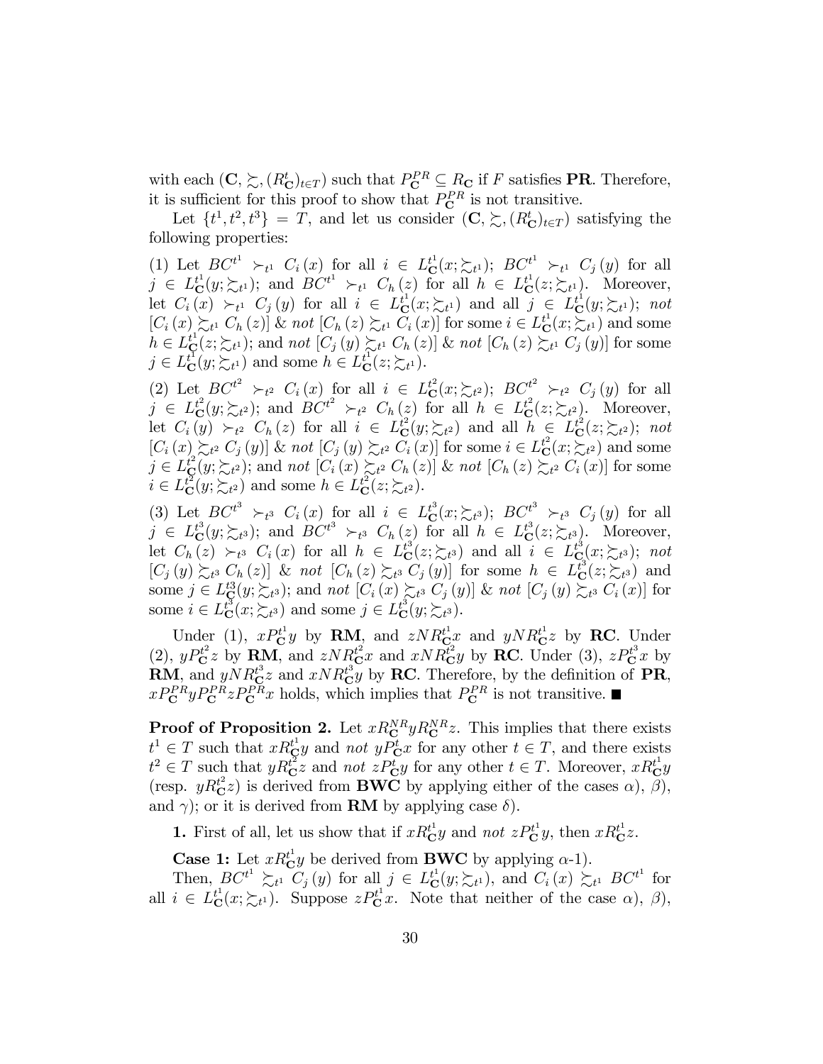with each $(\mathbf{C}, \succsim, (R^t_{\mathbf{C}})_{t\in T})$ such that $P^{PR}_{\mathbf{C}} \subseteq R_{\mathbf{C}}$ if $F$ satisfies **PR**. Therefore, it is sufficient for this proof to show that $P^{PR}_{\mathbf{C}}$ is not transitive.

Let $\{t^1, t^2, t^3\} = T$, and let us consider $(\mathbf{C}, \succsim, (R^t_{\mathbf{C}})_{t\in T})$ satisfying the following properties:

(1) Let $BC^{t^1} \succ_{t^1} C_i(x)$ for all $i \in L^{t^1}_{\mathbf{C}}(x; \succsim_{t^1})$; $BC^{t^1} \succ_{t^1} C_j(y)$ for all $j \in L^{t^1}_{\mathbf{C}}(y; \succsim_{t^1})$; and $BC^{t^1} \succ_{t^1} C_h(z)$ for all $h \in L^{t^1}_{\mathbf{C}}(z; \succsim_{t^1})$. Moreover, let $C_i(x) \succ_{t^1} C_j(y)$ for all $i \in L^{t^1}_{\mathbf{C}}(x; \succsim_{t^1})$ and all $j \in L^{t^1}_{\mathbf{C}}(y; \succsim_{t^1})$; *not* $[C_i(x) \succsim_{t^1} C_h(z)]$ & *not* $[C_h(z) \succsim_{t^1} C_i(x)]$ for some $i \in L^{t^1}_{\mathbf{C}}(x; \succsim_{t^1})$ and some $h \in L^{t^1}_{\mathbf{C}}(z; \succsim_{t^1})$; and *not* $[C_j(y) \succsim_{t^1} C_h(z)]$ & *not* $[C_h(z) \succsim_{t^1} C_j(y)]$ for some $j \in L^{t^1}_{\mathbf{C}}(y; \succsim_{t^1})$ and some $h \in L^{t^1}_{\mathbf{C}}(z; \succsim_{t^1})$.

(2) Let $BC^{t^2} \succ_{t^2} C_i(x)$ for all $i \in L^{t^2}_{\mathbf{C}}(x; \succsim_{t^2})$; $BC^{t^2} \succ_{t^2} C_j(y)$ for all $j \in L^{t^2}_{\mathbf{C}}(y; \succsim_{t^2})$; and $BC^{t^2} \succ_{t^2} C_h(z)$ for all $h \in L^{t^2}_{\mathbf{C}}(z; \succsim_{t^2})$. Moreover, let $C_i(y) \succ_{t^2} C_h(z)$ for all $i \in L^{t^2}_{\mathbf{C}}(y; \succsim_{t^2})$ and all $h \in L^{t^2}_{\mathbf{C}}(z; \succsim_{t^2})$; *not* $[C_i(x) \succsim_{t^2} C_j(y)]$ & *not* $[C_j(y) \succsim_{t^2} C_i(x)]$ for some $i \in L^{t^2}_{\mathbf{C}}(x; \succsim_{t^2})$ and some $j \in L^{t^2}_{\mathbf{C}}(y; \succsim_{t^2})$; and *not* $[C_i(x) \succsim_{t^2} C_h(z)]$ & *not* $[C_h(z) \succsim_{t^2} C_i(x)]$ for some $i \in L^{t^2}_{\mathbf{C}}(y; \succsim_{t^2})$ and some $h \in L^{t^2}_{\mathbf{C}}(z; \succsim_{t^2})$.

(3) Let $BC^{t^3} \succ_{t^3} C_i(x)$ for all $i \in L^{t^3}_{\mathbf{C}}(x; \succsim_{t^3})$; $BC^{t^3} \succ_{t^3} C_j(y)$ for all $j \in L^{t^3}_{\mathbf{C}}(y; \succsim_{t^3})$; and $BC^{t^3} \succ_{t^3} C_h(z)$ for all $h \in L^{t^3}_{\mathbf{C}}(z; \succsim_{t^3})$. Moreover, let $C_h(z) \succ_{t^3} C_i(x)$ for all $h \in L^{t^3}_{\mathbf{C}}(z; \succsim_{t^3})$ and all $i \in L^{t^3}_{\mathbf{C}}(x; \succsim_{t^3})$; *not* $[C_j(y) \succsim_{t^3} C_h(z)]$ & *not* $[C_h(z) \succsim_{t^3} C_j(y)]$ for some $h \in L^{t^3}_{\mathbf{C}}(z; \succsim_{t^3})$ and some $j \in L^{t3}_{\mathbf{C}}(y; \succsim_{t^3})$; and *not* $[C_i(x) \succsim_{t^3} C_j(y)]$ & *not* $[C_j(y) \succsim_{t^3} C_i(x)]$ for some $i \in L^{t^3}_{\mathbf{C}}(x; \succsim_{t^3})$ and some $j \in L^{t^3}_{\mathbf{C}}(y; \succsim_{t^3})$.

Under (1), $xP^{t^1}_{\mathbf{C}}y$ by **RM**, and $zNR^{t^1}_{\mathbf{C}}x$ and $yNR^{t^1}_{\mathbf{C}}z$ by **RC**. Under (2), $yP^{t^2}_{\mathbf{C}}z$ by **RM**, and $zNR^{t^2}_{\mathbf{C}}x$ and $xNR^{t^2}_{\mathbf{C}}y$ by **RC**. Under (3), $zP^{t^3}_{\mathbf{C}}x$ by **RM**, and $yNR^{t^3}_{\mathbf{C}}z$ and $xNR^{t^3}_{\mathbf{C}}y$ by **RC**. Therefore, by the definition of **PR**, $xP^{PR}_{\mathbf{C}}yP^{PR}_{\mathbf{C}}zP^{PR}_{\mathbf{C}}x$ holds, which implies that $P^{PR}_{\mathbf{C}}$ is not transitive. ■

**Proof of Proposition 2.** Let $xR^{NR}_{\mathbf{C}}yR^{NR}_{\mathbf{C}}z$. This implies that there exists $t^1 \in T$ such that $xR^{t^1}_{\mathbf{C}}y$ and *not* $yP^t_{\mathbf{C}}x$ for any other $t \in T$, and there exists $t^2 \in T$ such that $yR^{t^2}_{\mathbf{C}}z$ and *not* $zP^t_{\mathbf{C}}y$ for any other $t \in T$. Moreover, $xR^{t^1}_{\mathbf{C}}y$ (resp. $yR^{t^2}_{\mathbf{C}}z$) is derived from **BWC** by applying either of the cases $\alpha$), $\beta$), and $\gamma$); or it is derived from **RM** by applying case $\delta$).

**1.** First of all, let us show that if $xR^{t^1}_{\mathbf{C}}y$ and *not* $zP^{t^1}_{\mathbf{C}}y$, then $xR^{t^1}_{\mathbf{C}}z$.

**Case 1:** Let $xR^{t^1}_{\mathbf{C}}y$ be derived from **BWC** by applying $\alpha$-1).

Then, $BC^{t^1} \succsim_{t^1} C_j(y)$ for all $j \in L^{t^1}_{\mathbf{C}}(y; \succsim_{t^1})$, and $C_i(x) \succsim_{t^1} BC^{t^1}$ for all $i \in L^{t^1}_{\mathbf{C}}(x; \succsim_{t^1})$. Suppose $zP^{t^1}_{\mathbf{C}}x$. Note that neither of the case $\alpha$), $\beta$),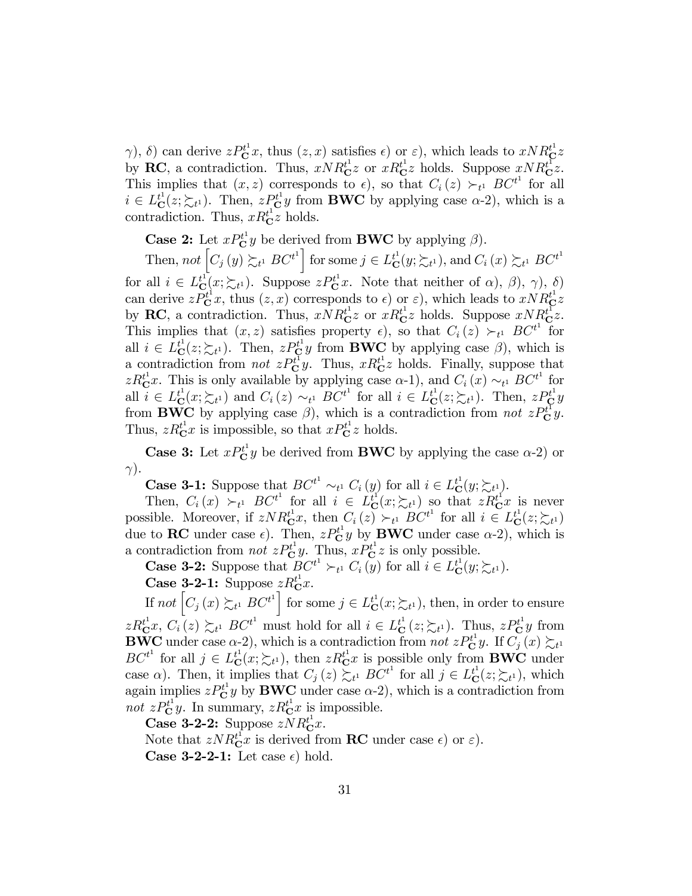$\gamma$), $\delta$) can derive $zP_{\mathbf{C}}^{t^1}x$, thus $(z,x)$ satisfies $\epsilon$) or $\varepsilon$), which leads to $xNR_{\mathbf{C}}^{t^1}z$ by **RC**, a contradiction. Thus, $xNR_{\mathbf{C}}^{t^1}z$ or $xR_{\mathbf{C}}^{t^1}z$ holds. Suppose $xNR_{\mathbf{C}}^{t^1}z$. This implies that $(x,z)$ corresponds to $\epsilon$), so that $C_i(z) \succ_{t^1} BC^{t^1}$ for all $i \in L_{\mathbf{C}}^{t^1}(z;\succsim_{t^1})$. Then, $zP_{\mathbf{C}}^{t^1}y$ from **BWC** by applying case $\alpha$-2), which is a contradiction. Thus, $xR_{\mathbf{C}}^{t^1}z$ holds.

**Case 2:** Let $xP_{\mathbf{C}}^{t^1}y$ be derived from **BWC** by applying $\beta$).

Then, *not* $\left[C_j(y) \succsim_{t^1} BC^{t^1}\right]$ for some $j \in L_{\mathbf{C}}^{t^1}(y;\succsim_{t^1})$, and $C_i(x) \succsim_{t^1} BC^{t^1}$ for all $i \in L_{\mathbf{C}}^{t^1}(x;\succsim_{t^1})$. Suppose $zP_{\mathbf{C}}^{t^1}x$. Note that neither of $\alpha$), $\beta$), $\gamma$), $\delta$) can derive $zP_{\mathbf{C}}^{t^1}x$, thus $(z,x)$ corresponds to $\epsilon$) or $\varepsilon$), which leads to $xNR_{\mathbf{C}}^{t^1}z$ by **RC**, a contradiction. Thus, $xNR_{\mathbf{C}}^{t^1}z$ or $xR_{\mathbf{C}}^{t^1}z$ holds. Suppose $xNR_{\mathbf{C}}^{t^1}z$. This implies that $(x,z)$ satisfies property $\epsilon$), so that $C_i(z) \succ_{t^1} BC^{t^1}$ for all $i \in L_{\mathbf{C}}^{t^1}(z;\succsim_{t^1})$. Then, $zP_{\mathbf{C}}^{t^1}y$ from **BWC** by applying case $\beta$), which is a contradiction from *not* $zP_{\mathbf{C}}^{t^1}y$. Thus, $xR_{\mathbf{C}}^{t^1}z$ holds. Finally, suppose that $zR_{\mathbf{C}}^{t^1}x$. This is only available by applying case $\alpha$-1), and $C_i(x) \sim_{t^1} BC^{t^1}$ for all $i \in L_{\mathbf{C}}^{t^1}(x;\succsim_{t^1})$ and $C_i(z) \sim_{t^1} BC^{t^1}$ for all $i \in L_{\mathbf{C}}^{t^1}(z;\succsim_{t^1})$. Then, $zP_{\mathbf{C}}^{t^1}y$ from **BWC** by applying case $\beta$), which is a contradiction from *not* $zP_{\mathbf{C}}^{t^1}y$. Thus, $zR_{\mathbf{C}}^{t^1}x$ is impossible, so that $xP_{\mathbf{C}}^{t^1}z$ holds.

**Case 3:** Let $xP_{\mathbf{C}}^{t^1}y$ be derived from **BWC** by applying the case $\alpha$-2) or $\gamma$).

**Case 3-1:** Suppose that $BC^{t^1} \sim_{t^1} C_i(y)$ for all $i \in L_{\mathbf{C}}^{t^1}(y;\succsim_{t^1})$.

Then, $C_i(x) \succ_{t^1} BC^{t^1}$ for all $i \in L_{\mathbf{C}}^{t^1}(x;\succsim_{t^1})$ so that $zR_{\mathbf{C}}^{t^1}x$ is never possible. Moreover, if $zNR_{\mathbf{C}}^{t^1}x$, then $C_i(z) \succ_{t^1} BC^{t^1}$ for all $i \in L_{\mathbf{C}}^{t^1}(z;\succsim_{t^1})$ due to **RC** under case $\epsilon$). Then, $zP_{\mathbf{C}}^{t^1}y$ by **BWC** under case $\alpha$-2), which is a contradiction from *not* $zP_{\mathbf{C}}^{t^1}y$. Thus, $xP_{\mathbf{C}}^{t^1}z$ is only possible.

**Case 3-2:** Suppose that $BC^{t^1} \succ_{t^1} C_i(y)$ for all $i \in L_{\mathbf{C}}^{t^1}(y;\succsim_{t^1})$.

**Case 3-2-1:** Suppose $zR_{\mathbf{C}}^{t^1}x$.

If *not* $\left[C_j(x) \succsim_{t^1} BC^{t^1}\right]$ for some $j \in L_{\mathbf{C}}^{t^1}(x;\succsim_{t^1})$, then, in order to ensure $zR_{\mathbf{C}}^{t^1}x$, $C_i(z) \succsim_{t^1} BC^{t^1}$ must hold for all $i \in L_{\mathbf{C}}^{t^1}(z;\succsim_{t^1})$. Thus, $zP_{\mathbf{C}}^{t^1}y$ from **BWC** under case $\alpha$-2), which is a contradiction from *not* $zP_{\mathbf{C}}^{t^1}y$. If $C_j(x) \succsim_{t^1} BC^{t^1}$ for all $j \in L_{\mathbf{C}}^{t^1}(x;\succsim_{t^1})$, then $zR_{\mathbf{C}}^{t^1}x$ is possible only from **BWC** under case $\alpha$). Then, it implies that $C_j(z) \succsim_{t^1} BC^{t^1}$ for all $j \in L_{\mathbf{C}}^{t^1}(z;\succsim_{t^1})$, which again implies $zP_{\mathbf{C}}^{t^1}y$ by **BWC** under case $\alpha$-2), which is a contradiction from *not* $zP_{\mathbf{C}}^{t^1}y$. In summary, $zR_{\mathbf{C}}^{t^1}x$ is impossible.

**Case 3-2-2:** Suppose $zNR_{\mathbf{C}}^{t^1}x$.

Note that $zNR_{\mathbf{C}}^{t^1}x$ is derived from **RC** under case $\epsilon$) or $\varepsilon$).

**Case 3-2-2-1:** Let case $\epsilon$) hold.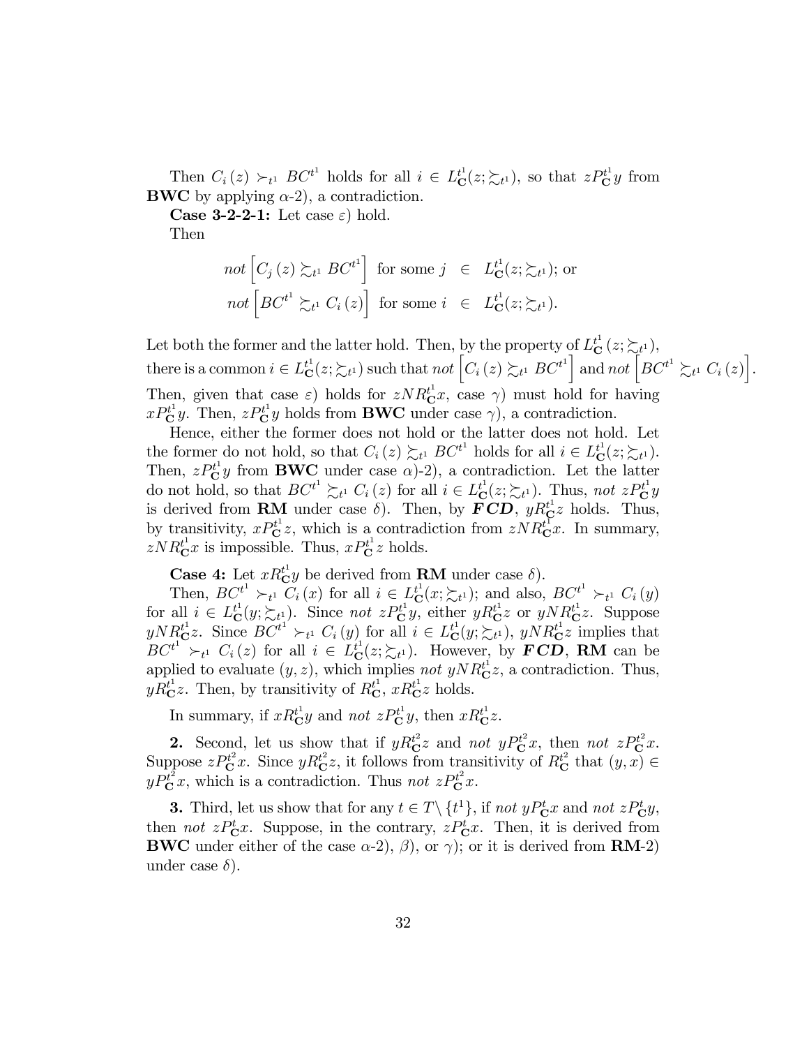Then $C_i(z) \succ_{t^1} BC^{t^1}$ holds for all $i \in L^{t^1}_{\mathbf{C}}(z; \succsim_{t^1})$, so that $zP^{t^1}_{\mathbf{C}}y$ from **BWC** by applying $\alpha$-2), a contradiction.

**Case 3-2-2-1:** Let case $\varepsilon$) hold.

Then

$$
\begin{aligned}
\textit{not}\left[C_j(z) \succsim_{t^1} BC^{t^1}\right] \text{ for some } j &\in L^{t^1}_{\mathbf{C}}(z; \succsim_{t^1}); \text{ or} \\
\textit{not}\left[BC^{t^1} \succsim_{t^1} C_i(z)\right] \text{ for some } i &\in L^{t^1}_{\mathbf{C}}(z; \succsim_{t^1}).
\end{aligned}
$$

Let both the former and the latter hold. Then, by the property of $L^{t^1}_{\mathbf{C}}(z; \succsim_{t^1})$, there is a common $i \in L^{t^1}_{\mathbf{C}}(z; \succsim_{t^1})$ such that *not* $\left[C_i(z) \succsim_{t^1} BC^{t^1}\right]$ and *not* $\left[BC^{t^1} \succsim_{t^1} C_i(z)\right]$. Then, given that case $\varepsilon$) holds for $zNR^{t^1}_{\mathbf{C}}x$, case $\gamma$) must hold for having $xP^{t^1}_{\mathbf{C}}y$. Then, $zP^{t^1}_{\mathbf{C}}y$ holds from **BWC** under case $\gamma$), a contradiction.

Hence, either the former does not hold or the latter does not hold. Let the former do not hold, so that $C_i(z) \succsim_{t^1} BC^{t^1}$ holds for all $i \in L^{t^1}_{\mathbf{C}}(z; \succsim_{t^1})$. Then, $zP^{t^1}_{\mathbf{C}}y$ from **BWC** under case $\alpha$)-2), a contradiction. Let the latter do not hold, so that $BC^{t^1} \succsim_{t^1} C_i(z)$ for all $i \in L^{t^1}_{\mathbf{C}}(z; \succsim_{t^1})$. Thus, *not* $zP^{t^1}_{\mathbf{C}}y$ is derived from **RM** under case $\delta$). Then, by ***FCD***, $yR^{t^1}_{\mathbf{C}}z$ holds. Thus, by transitivity, $xP^{t^1}_{\mathbf{C}}z$, which is a contradiction from $zNR^{t^1}_{\mathbf{C}}x$. In summary, $zNR^{t^1}_{\mathbf{C}}x$ is impossible. Thus, $xP^{t^1}_{\mathbf{C}}z$ holds.

**Case 4:** Let $xR^{t^1}_{\mathbf{C}}y$ be derived from **RM** under case $\delta$).

Then, $BC^{t^1} \succ_{t^1} C_i(x)$ for all $i \in L^{t^1}_{\mathbf{C}}(x; \succsim_{t^1})$; and also, $BC^{t^1} \succ_{t^1} C_i(y)$ for all $i \in L^{t^1}_{\mathbf{C}}(y; \succsim_{t^1})$. Since *not* $zP^{t^1}_{\mathbf{C}}y$, either $yR^{t^1}_{\mathbf{C}}z$ or $yNR^{t^1}_{\mathbf{C}}z$. Suppose $yNR^{t^1}_{\mathbf{C}}z$. Since $BC^{t^1} \succ_{t^1} C_i(y)$ for all $i \in L^{t^1}_{\mathbf{C}}(y; \succsim_{t^1})$, $yNR^{t^1}_{\mathbf{C}}z$ implies that $BC^{t^1} \succ_{t^1} C_i(z)$ for all $i \in L^{t^1}_{\mathbf{C}}(z; \succsim_{t^1})$. However, by ***FCD***, **RM** can be applied to evaluate $(y, z)$, which implies *not* $yNR^{t^1}_{\mathbf{C}}z$, a contradiction. Thus, $yR^{t^1}_{\mathbf{C}}z$. Then, by transitivity of $R^{t^1}_{\mathbf{C}}$, $xR^{t^1}_{\mathbf{C}}z$ holds.

In summary, if $xR^{t^1}_{\mathbf{C}}y$ and *not* $zP^{t^1}_{\mathbf{C}}y$, then $xR^{t^1}_{\mathbf{C}}z$.

**2.** Second, let us show that if $yR^{t^2}_{\mathbf{C}}z$ and *not* $yP^{t^2}_{\mathbf{C}}x$, then *not* $zP^{t^2}_{\mathbf{C}}x$. Suppose $zP^{t^2}_{\mathbf{C}}x$. Since $yR^{t^2}_{\mathbf{C}}z$, it follows from transitivity of $R^{t^2}_{\mathbf{C}}$ that $(y, x) \in yP^{t^2}_{\mathbf{C}}x$, which is a contradiction. Thus *not* $zP^{t^2}_{\mathbf{C}}x$.

**3.** Third, let us show that for any $t \in T \setminus \{t^1\}$, if *not* $yP^{t}_{\mathbf{C}}x$ and *not* $zP^{t}_{\mathbf{C}}y$, then *not* $zP^{t}_{\mathbf{C}}x$. Suppose, in the contrary, $zP^{t}_{\mathbf{C}}x$. Then, it is derived from **BWC** under either of the case $\alpha$-2), $\beta$), or $\gamma$); or it is derived from **RM**-2) under case $\delta$).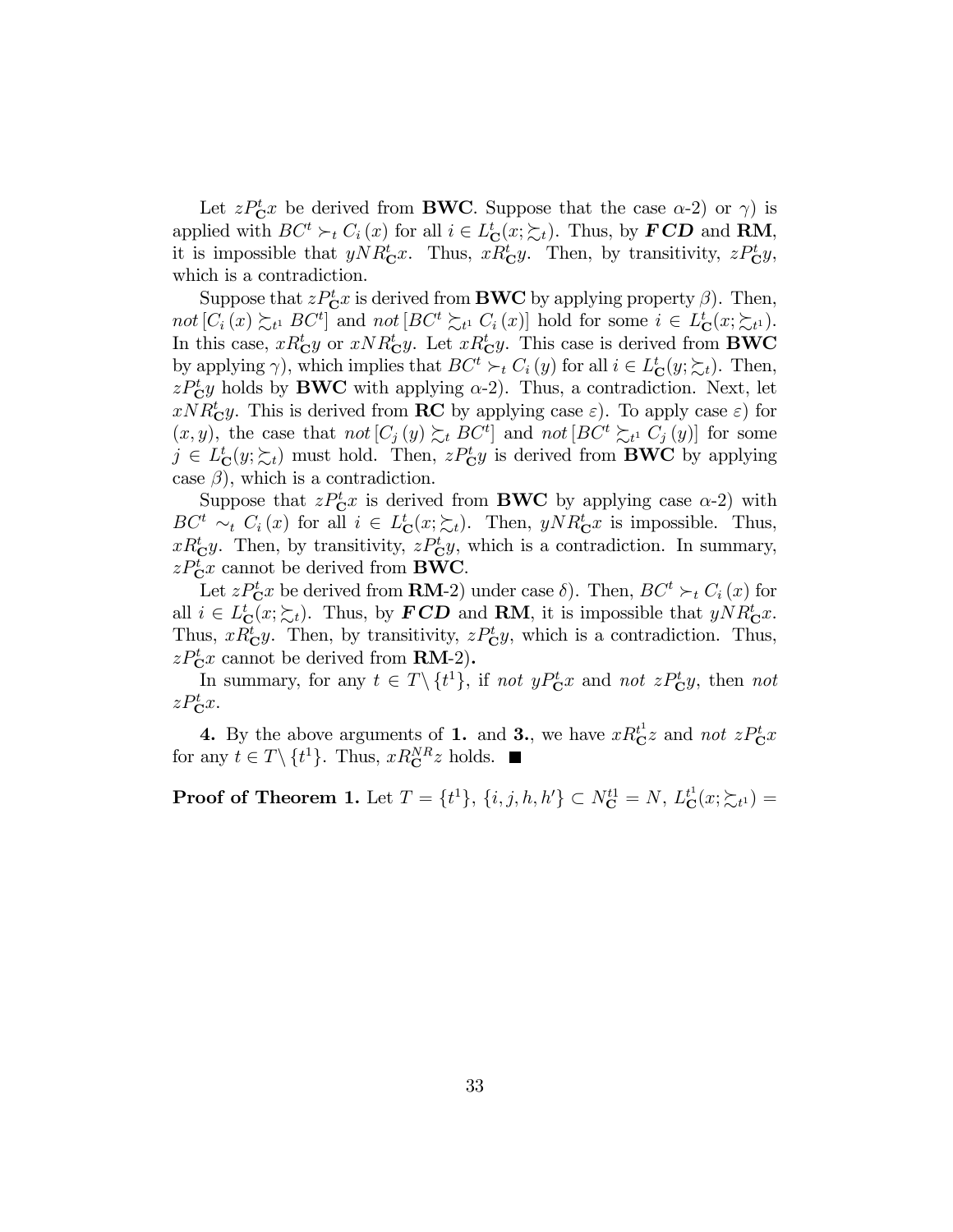Let $zP_{\mathbf{C}}^{t}x$ be derived from **BWC**. Suppose that the case $\alpha$-2) or $\gamma$) is applied with $BC^{t} \succ_{t} C_{i}(x)$ for all $i \in L_{\mathbf{C}}^{t}(x;\succsim_{t})$. Thus, by $\boldsymbol{FCD}$ and **RM**, it is impossible that $yNR_{\mathbf{C}}^{t}x$. Thus, $xR_{\mathbf{C}}^{t}y$. Then, by transitivity, $zP_{\mathbf{C}}^{t}y$, which is a contradiction.

Suppose that $zP_{\mathbf{C}}^{t}x$ is derived from **BWC** by applying property $\beta$). Then, *not* $[C_{i}(x) \succsim_{t^{1}} BC^{t}]$ and *not* $[BC^{t} \succsim_{t^{1}} C_{i}(x)]$ hold for some $i \in L_{\mathbf{C}}^{t}(x;\succsim_{t^{1}})$. In this case, $xR_{\mathbf{C}}^{t}y$ or $xNR_{\mathbf{C}}^{t}y$. Let $xR_{\mathbf{C}}^{t}y$. This case is derived from **BWC** by applying $\gamma$), which implies that $BC^{t} \succ_{t} C_{i}(y)$ for all $i \in L_{\mathbf{C}}^{t}(y;\succsim_{t})$. Then, $zP_{\mathbf{C}}^{t}y$ holds by **BWC** with applying $\alpha$-2). Thus, a contradiction. Next, let $xNR_{\mathbf{C}}^{t}y$. This is derived from **RC** by applying case $\varepsilon$). To apply case $\varepsilon$) for $(x,y)$, the case that *not* $[C_{j}(y) \succsim_{t} BC^{t}]$ and *not* $[BC^{t} \succsim_{t^{1}} C_{j}(y)]$ for some $j \in L_{\mathbf{C}}^{t}(y;\succsim_{t})$ must hold. Then, $zP_{\mathbf{C}}^{t}y$ is derived from **BWC** by applying case $\beta$), which is a contradiction.

Suppose that $zP_{\mathbf{C}}^{t}x$ is derived from **BWC** by applying case $\alpha$-2) with $BC^{t} \sim_{t} C_{i}(x)$ for all $i \in L_{\mathbf{C}}^{t}(x;\succsim_{t})$. Then, $yNR_{\mathbf{C}}^{t}x$ is impossible. Thus, $xR_{\mathbf{C}}^{t}y$. Then, by transitivity, $zP_{\mathbf{C}}^{t}y$, which is a contradiction. In summary, $zP_{\mathbf{C}}^{t}x$ cannot be derived from **BWC**.

Let $zP_{\mathbf{C}}^{t}x$ be derived from **RM**-2) under case $\delta$). Then, $BC^{t} \succ_{t} C_{i}(x)$ for all $i \in L_{\mathbf{C}}^{t}(x;\succsim_{t})$. Thus, by $\boldsymbol{FCD}$ and **RM**, it is impossible that $yNR_{\mathbf{C}}^{t}x$. Thus, $xR_{\mathbf{C}}^{t}y$. Then, by transitivity, $zP_{\mathbf{C}}^{t}y$, which is a contradiction. Thus, $zP_{\mathbf{C}}^{t}x$ cannot be derived from **RM**-2)**.**

In summary, for any $t \in T\backslash\{t^{1}\}$, if *not* $yP_{\mathbf{C}}^{t}x$ and *not* $zP_{\mathbf{C}}^{t}y$, then *not* $zP_{\mathbf{C}}^{t}x$.

**4.** By the above arguments of **1.** and **3.**, we have $xR_{\mathbf{C}}^{t^{1}}z$ and *not* $zP_{\mathbf{C}}^{t}x$ for any $t \in T\backslash\{t^{1}\}$. Thus, $xR_{\mathbf{C}}^{NR}z$ holds. ■

**Proof of Theorem 1.** Let $T = \{t^{1}\}$, $\{i,j,h,h'\} \subset N_{\mathbf{C}}^{t1} = N$, $L_{\mathbf{C}}^{t^{1}}(x;\succsim_{t^{1}}) =$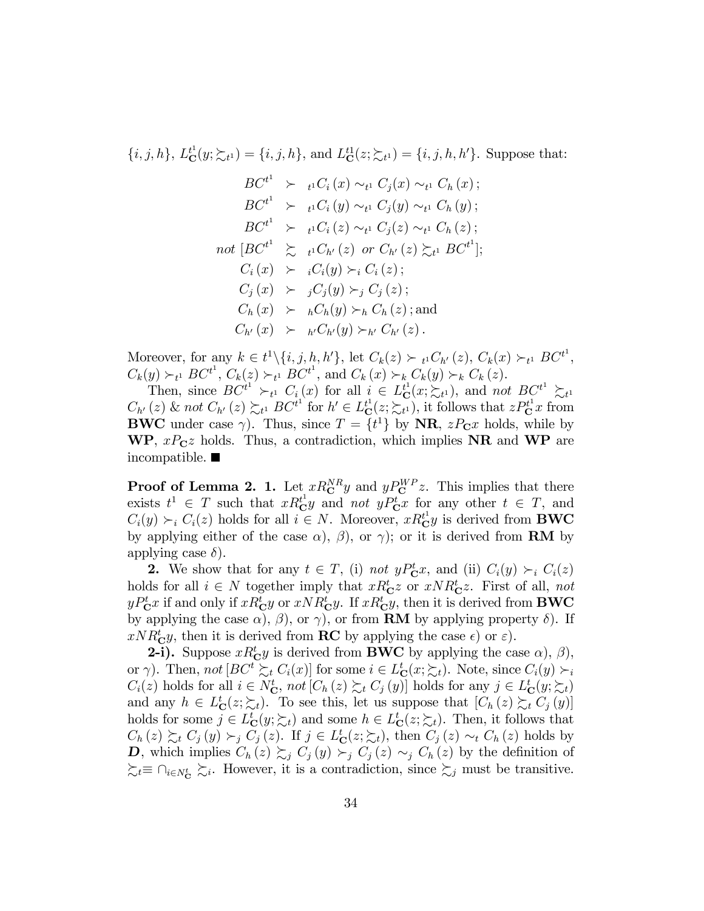$\{i,j,h\}$, $L^{t^1}_{\mathbf{C}}(y;\succsim_{t^1}) = \{i,j,h\}$, and $L^{t^1}_{\mathbf{C}}(z;\succsim_{t^1}) = \{i,j,h,h'\}$. Suppose that:

$$
\begin{aligned}
BC^{t^1} &\succ_{t^1} C_i(x) \sim_{t^1} C_j(x) \sim_{t^1} C_h(x);\\
BC^{t^1} &\succ_{t^1} C_i(y) \sim_{t^1} C_j(y) \sim_{t^1} C_h(y);\\
BC^{t^1} &\succ_{t^1} C_i(z) \sim_{t^1} C_j(z) \sim_{t^1} C_h(z);\\
\textit{not } [BC^{t^1} &\succsim_{t^1} C_{h'}(z) \textit{ or } C_{h'}(z) \succsim_{t^1} BC^{t^1}];\\
C_i(x) &\succ_i C_i(y) \succ_i C_i(z);\\
C_j(x) &\succ_j C_j(y) \succ_j C_j(z);\\
C_h(x) &\succ_h C_h(y) \succ_h C_h(z); \text{and}\\
C_{h'}(x) &\succ_{h'} C_{h'}(y) \succ_{h'} C_{h'}(z).
\end{aligned}
$$

Moreover, for any $k \in t^1\backslash\{i,j,h,h'\}$, let $C_k(z) \succ_{t^1} C_{h'}(z)$, $C_k(x) \succ_{t^1} BC^{t^1}$, $C_k(y) \succ_{t^1} BC^{t^1}$, $C_k(z) \succ_{t^1} BC^{t^1}$, and $C_k(x) \succ_k C_k(y) \succ_k C_k(z)$.

Then, since $BC^{t^1} \succ_{t^1} C_i(x)$ for all $i \in L^{t^1}_{\mathbf{C}}(x;\succsim_{t^1})$, and *not* $BC^{t^1} \succsim_{t^1} C_{h'}(z)$ & *not* $C_{h'}(z) \succsim_{t^1} BC^{t^1}$ for $h' \in L^{t^1}_{\mathbf{C}}(z;\succsim_{t^1})$, it follows that $zP^{t^1}_{\mathbf{C}}x$ from **BWC** under case $\gamma$). Thus, since $T = \{t^1\}$ by **NR**, $zP_{\mathbf{C}}x$ holds, while by **WP**, $xP_{\mathbf{C}}z$ holds. Thus, a contradiction, which implies **NR** and **WP** are incompatible. ■

**Proof of Lemma 2. 1.** Let $xR^{NR}_{\mathbf{C}}y$ and $yP^{WP}_{\mathbf{C}}z$. This implies that there exists $t^1 \in T$ such that $xR^{t^1}_{\mathbf{C}}y$ and *not* $yP^t_{\mathbf{C}}x$ for any other $t \in T$, and $C_i(y) \succ_i C_i(z)$ holds for all $i \in N$. Moreover, $xR^{t^1}_{\mathbf{C}}y$ is derived from **BWC** by applying either of the case $\alpha$), $\beta$), or $\gamma$); or it is derived from **RM** by applying case $\delta$).

**2.** We show that for any $t \in T$, (i) *not* $yP^t_{\mathbf{C}}x$, and (ii) $C_i(y) \succ_i C_i(z)$ holds for all $i \in N$ together imply that $xR^t_{\mathbf{C}}z$ or $xNR^t_{\mathbf{C}}z$. First of all, *not* $yP^t_{\mathbf{C}}x$ if and only if $xR^t_{\mathbf{C}}y$ or $xNR^t_{\mathbf{C}}y$. If $xR^t_{\mathbf{C}}y$, then it is derived from **BWC** by applying the case $\alpha$), $\beta$), or $\gamma$), or from **RM** by applying property $\delta$). If $xNR^t_{\mathbf{C}}y$, then it is derived from **RC** by applying the case $\epsilon$) or $\varepsilon$).

**2-i).** Suppose $xR^t_{\mathbf{C}}y$ is derived from **BWC** by applying the case $\alpha$), $\beta$), or $\gamma$). Then, *not* $[BC^t \succsim_t C_i(x)]$ for some $i \in L^t_{\mathbf{C}}(x;\succsim_t)$. Note, since $C_i(y) \succ_i C_i(z)$ holds for all $i \in N^t_{\mathbf{C}}$, *not* $[C_h(z) \succsim_t C_j(y)]$ holds for any $j \in L^t_{\mathbf{C}}(y;\succsim_t)$ and any $h \in L^t_{\mathbf{C}}(z;\succsim_t)$. To see this, let us suppose that $[C_h(z) \succsim_t C_j(y)]$ holds for some $j \in L^t_{\mathbf{C}}(y;\succsim_t)$ and some $h \in L^t_{\mathbf{C}}(z;\succsim_t)$. Then, it follows that $C_h(z) \succsim_t C_j(y) \succ_j C_j(z)$. If $j \in L^t_{\mathbf{C}}(z;\succsim_t)$, then $C_j(z) \sim_t C_h(z)$ holds by $\boldsymbol{D}$, which implies $C_h(z) \succsim_j C_j(y) \succ_j C_j(z) \sim_j C_h(z)$ by the definition of $\succsim_t \equiv \cap_{i \in N^t_{\mathbf{C}}} \succsim_i$. However, it is a contradiction, since $\succsim_j$ must be transitive.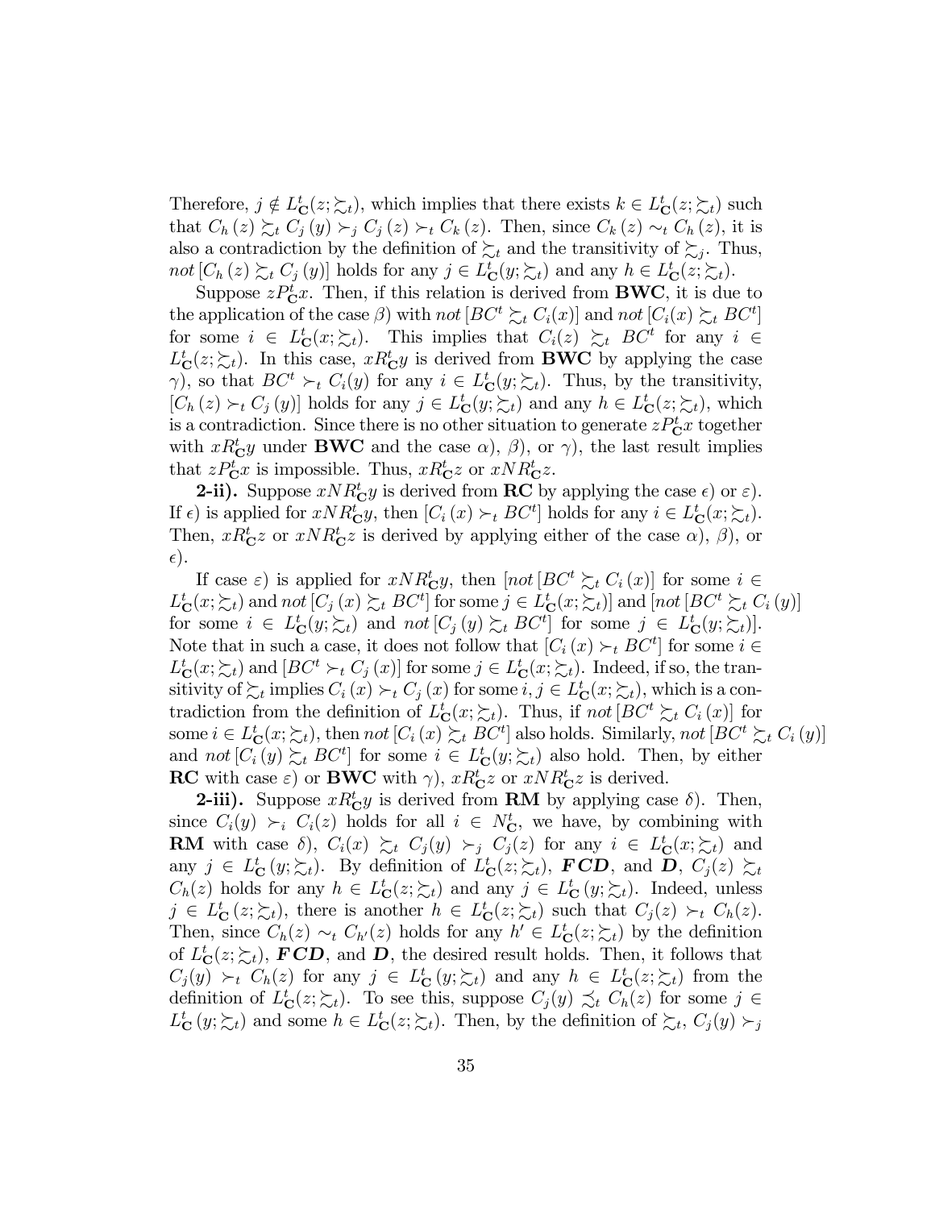Therefore, $j \notin L^t_{\mathbf{C}}(z; \succsim_t)$, which implies that there exists $k \in L^t_{\mathbf{C}}(z; \succsim_t)$ such that $C_h(z) \succsim_t C_j(y) \succ_j C_j(z) \succ_t C_k(z)$. Then, since $C_k(z) \sim_t C_h(z)$, it is also a contradiction by the definition of $\succsim_t$ and the transitivity of $\succsim_j$. Thus, *not* $[C_h(z) \succsim_t C_j(y)]$ holds for any $j \in L^t_{\mathbf{C}}(y; \succsim_t)$ and any $h \in L^t_{\mathbf{C}}(z; \succsim_t)$.

Suppose $z P^t_{\mathbf{C}} x$. Then, if this relation is derived from **BWC**, it is due to the application of the case $\beta$) with *not* $[BC^t \succsim_t C_i(x)]$ and *not* $[C_i(x) \succsim_t BC^t]$ for some $i \in L^t_{\mathbf{C}}(x; \succsim_t)$. This implies that $C_i(z) \succsim_t BC^t$ for any $i \in L^t_{\mathbf{C}}(z; \succsim_t)$. In this case, $x R^t_{\mathbf{C}} y$ is derived from **BWC** by applying the case $\gamma$), so that $BC^t \succ_t C_i(y)$ for any $i \in L^t_{\mathbf{C}}(y; \succsim_t)$. Thus, by the transitivity, $[C_h(z) \succ_t C_j(y)]$ holds for any $j \in L^t_{\mathbf{C}}(y; \succsim_t)$ and any $h \in L^t_{\mathbf{C}}(z; \succsim_t)$, which is a contradiction. Since there is no other situation to generate $z P^t_{\mathbf{C}} x$ together with $x R^t_{\mathbf{C}} y$ under **BWC** and the case $\alpha$), $\beta$), or $\gamma$), the last result implies that $z P^t_{\mathbf{C}} x$ is impossible. Thus, $x R^t_{\mathbf{C}} z$ or $x N R^t_{\mathbf{C}} z$.

**2-ii).** Suppose $x N R^t_{\mathbf{C}} y$ is derived from **RC** by applying the case $\epsilon$) or $\varepsilon$). If $\epsilon$) is applied for $x N R^t_{\mathbf{C}} y$, then $[C_i(x) \succ_t BC^t]$ holds for any $i \in L^t_{\mathbf{C}}(x; \succsim_t)$. Then, $x R^t_{\mathbf{C}} z$ or $x N R^t_{\mathbf{C}} z$ is derived by applying either of the case $\alpha$), $\beta$), or $\epsilon$).

If case $\varepsilon$) is applied for $x N R^t_{\mathbf{C}} y$, then [*not* $[BC^t \succsim_t C_i(x)]$ for some $i \in L^t_{\mathbf{C}}(x; \succsim_t)$ and *not* $[C_j(x) \succsim_t BC^t]$ for some $j \in L^t_{\mathbf{C}}(x; \succsim_t)$] and [*not* $[BC^t \succsim_t C_i(y)]$ for some $i \in L^t_{\mathbf{C}}(y; \succsim_t)$ and *not* $[C_j(y) \succsim_t BC^t]$ for some $j \in L^t_{\mathbf{C}}(y; \succsim_t)$]. Note that in such a case, it does not follow that $[C_i(x) \succ_t BC^t]$ for some $i \in L^t_{\mathbf{C}}(x; \succsim_t)$ and $[BC^t \succ_t C_j(x)]$ for some $j \in L^t_{\mathbf{C}}(x; \succsim_t)$. Indeed, if so, the transitivity of $\succsim_t$ implies $C_i(x) \succ_t C_j(x)$ for some $i, j \in L^t_{\mathbf{C}}(x; \succsim_t)$, which is a contradiction from the definition of $L^t_{\mathbf{C}}(x; \succsim_t)$. Thus, if *not* $[BC^t \succsim_t C_i(x)]$ for some $i \in L^t_{\mathbf{C}}(x; \succsim_t)$, then *not* $[C_i(x) \succsim_t BC^t]$ also holds. Similarly, *not* $[BC^t \succsim_t C_i(y)]$ and *not* $[C_i(y) \succsim_t BC^t]$ for some $i \in L^t_{\mathbf{C}}(y; \succsim_t)$ also hold. Then, by either **RC** with case $\varepsilon$) or **BWC** with $\gamma$), $x R^t_{\mathbf{C}} z$ or $x N R^t_{\mathbf{C}} z$ is derived.

**2-iii).** Suppose $x R^t_{\mathbf{C}} y$ is derived from **RM** by applying case $\delta$). Then, since $C_i(y) \succ_i C_i(z)$ holds for all $i \in N^t_{\mathbf{C}}$, we have, by combining with **RM** with case $\delta$), $C_i(x) \succsim_t C_j(y) \succ_j C_j(z)$ for any $i \in L^t_{\mathbf{C}}(x; \succsim_t)$ and any $j \in L^t_{\mathbf{C}}(y; \succsim_t)$. By definition of $L^t_{\mathbf{C}}(z; \succsim_t)$, ***FCD***, and ***D***, $C_j(z) \succsim_t C_h(z)$ holds for any $h \in L^t_{\mathbf{C}}(z; \succsim_t)$ and any $j \in L^t_{\mathbf{C}}(y; \succsim_t)$. Indeed, unless $j \in L^t_{\mathbf{C}}(z; \succsim_t)$, there is another $h \in L^t_{\mathbf{C}}(z; \succsim_t)$ such that $C_j(z) \succ_t C_h(z)$. Then, since $C_h(z) \sim_t C_{h'}(z)$ holds for any $h' \in L^t_{\mathbf{C}}(z; \succsim_t)$ by the definition of $L^t_{\mathbf{C}}(z; \succsim_t)$, ***FCD***, and ***D***, the desired result holds. Then, it follows that $C_j(y) \succ_t C_h(z)$ for any $j \in L^t_{\mathbf{C}}(y; \succsim_t)$ and any $h \in L^t_{\mathbf{C}}(z; \succsim_t)$ from the definition of $L^t_{\mathbf{C}}(z; \succsim_t)$. To see this, suppose $C_j(y) \precsim_t C_h(z)$ for some $j \in L^t_{\mathbf{C}}(y; \succsim_t)$ and some $h \in L^t_{\mathbf{C}}(z; \succsim_t)$. Then, by the definition of $\succsim_t$, $C_j(y) \succ_j$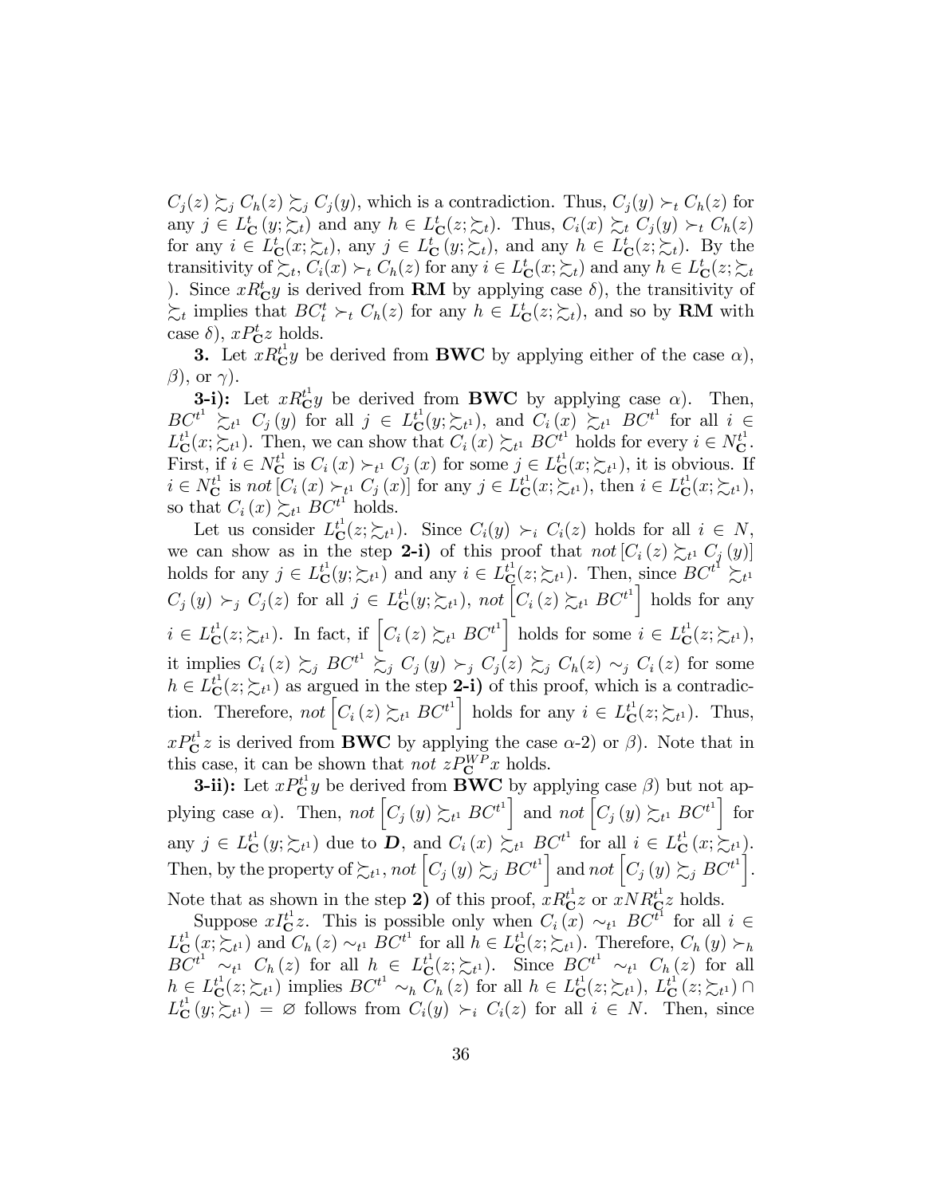$C_j(z) \succsim_j C_h(z) \succsim_j C_j(y)$, which is a contradiction. Thus, $C_j(y) \succ_t C_h(z)$ for any $j \in L^t_{\mathbf{C}}(y;\succsim_t)$ and any $h \in L^t_{\mathbf{C}}(z;\succsim_t)$. Thus, $C_i(x) \succsim_t C_j(y) \succ_t C_h(z)$ for any $i \in L^t_{\mathbf{C}}(x;\succsim_t)$, any $j \in L^t_{\mathbf{C}}(y;\succsim_t)$, and any $h \in L^t_{\mathbf{C}}(z;\succsim_t)$. By the transitivity of $\succsim_t$, $C_i(x) \succ_t C_h(z)$ for any $i \in L^t_{\mathbf{C}}(x;\succsim_t)$ and any $h \in L^t_{\mathbf{C}}(z;\succsim_t)$. Since $xR^t_{\mathbf{C}}y$ is derived from **RM** by applying case $\delta$), the transitivity of $\succsim_t$ implies that $BC^t_t \succ_t C_h(z)$ for any $h \in L^t_{\mathbf{C}}(z;\succsim_t)$, and so by **RM** with case $\delta$), $xP^t_{\mathbf{C}}z$ holds.

**3.** Let $xR^{t^1}_{\mathbf{C}}y$ be derived from **BWC** by applying either of the case $\alpha$), $\beta$), or $\gamma$).

**3-i):** Let $xR^{t^1}_{\mathbf{C}}y$ be derived from **BWC** by applying case $\alpha$). Then, $BC^{t^1} \succsim_{t^1} C_j(y)$ for all $j \in L^{t^1}_{\mathbf{C}}(y;\succsim_{t^1})$, and $C_i(x) \succsim_{t^1} BC^{t^1}$ for all $i \in L^{t^1}_{\mathbf{C}}(x;\succsim_{t^1})$. Then, we can show that $C_i(x) \succsim_{t^1} BC^{t^1}$ holds for every $i \in N^{t^1}_{\mathbf{C}}$. First, if $i \in N^{t^1}_{\mathbf{C}}$ is $C_i(x) \succ_{t^1} C_j(x)$ for some $j \in L^{t^1}_{\mathbf{C}}(x;\succsim_{t^1})$, it is obvious. If $i \in N^{t^1}_{\mathbf{C}}$ is *not* $[C_i(x) \succ_{t^1} C_j(x)]$ for any $j \in L^{t^1}_{\mathbf{C}}(x;\succsim_{t^1})$, then $i \in L^{t^1}_{\mathbf{C}}(x;\succsim_{t^1})$, so that $C_i(x) \succsim_{t^1} BC^{t^1}$ holds.

Let us consider $L^{t^1}_{\mathbf{C}}(z;\succsim_{t^1})$. Since $C_i(y) \succ_i C_i(z)$ holds for all $i \in N$, we can show as in the step **2-i)** of this proof that *not* $[C_i(z) \succsim_{t^1} C_j(y)]$ holds for any $j \in L^{t^1}_{\mathbf{C}}(y;\succsim_{t^1})$ and any $i \in L^{t^1}_{\mathbf{C}}(z;\succsim_{t^1})$. Then, since $BC^{t^1} \succsim_{t^1} C_j(y) \succ_j C_j(z)$ for all $j \in L^{t^1}_{\mathbf{C}}(y;\succsim_{t^1})$, *not* $\left[C_i(z) \succsim_{t^1} BC^{t^1}\right]$ holds for any $i \in L^{t^1}_{\mathbf{C}}(z;\succsim_{t^1})$. In fact, if $\left[C_i(z) \succsim_{t^1} BC^{t^1}\right]$ holds for some $i \in L^{t^1}_{\mathbf{C}}(z;\succsim_{t^1})$, it implies $C_i(z) \succsim_j BC^{t^1} \succsim_j C_j(y) \succ_j C_j(z) \succsim_j C_h(z) \sim_j C_i(z)$ for some $h \in L^{t^1}_{\mathbf{C}}(z;\succsim_{t^1})$ as argued in the step **2-i)** of this proof, which is a contradiction. Therefore, *not* $\left[C_i(z) \succsim_{t^1} BC^{t^1}\right]$ holds for any $i \in L^{t^1}_{\mathbf{C}}(z;\succsim_{t^1})$. Thus, $xP^{t^1}_{\mathbf{C}}z$ is derived from **BWC** by applying the case $\alpha$-2) or $\beta$). Note that in this case, it can be shown that *not* $zP^{WP}_{\mathbf{C}}x$ holds.

**3-ii):** Let $xP^{t^1}_{\mathbf{C}}y$ be derived from **BWC** by applying case $\beta$) but not applying case $\alpha$). Then, *not* $\left[C_j(y) \succsim_{t^1} BC^{t^1}\right]$ and *not* $\left[C_j(y) \succsim_{t^1} BC^{t^1}\right]$ for any $j \in L^{t^1}_{\mathbf{C}}(y;\succsim_{t^1})$ due to $\boldsymbol{D}$, and $C_i(x) \succsim_{t^1} BC^{t^1}$ for all $i \in L^{t^1}_{\mathbf{C}}(x;\succsim_{t^1})$. Then, by the property of $\succsim_{t^1}$, *not* $\left[C_j(y) \succsim_j BC^{t^1}\right]$ and *not* $\left[C_j(y) \succsim_j BC^{t^1}\right]$. Note that as shown in the step **2)** of this proof, $xR^{t^1}_{\mathbf{C}}z$ or $xNR^{t^1}_{\mathbf{C}}z$ holds.

Suppose $xI^{t^1}_{\mathbf{C}}z$. This is possible only when $C_i(x) \sim_{t^1} BC^{t^1}$ for all $i \in L^{t^1}_{\mathbf{C}}(x;\succsim_{t^1})$ and $C_h(z) \sim_{t^1} BC^{t^1}$ for all $h \in L^{t^1}_{\mathbf{C}}(z;\succsim_{t^1})$. Therefore, $C_h(y) \succ_h BC^{t^1} \sim_{t^1} C_h(z)$ for all $h \in L^{t^1}_{\mathbf{C}}(z;\succsim_{t^1})$. Since $BC^{t^1} \sim_{t^1} C_h(z)$ for all $h \in L^{t^1}_{\mathbf{C}}(z;\succsim_{t^1})$ implies $BC^{t^1} \sim_h C_h(z)$ for all $h \in L^{t^1}_{\mathbf{C}}(z;\succsim_{t^1})$, $L^{t^1}_{\mathbf{C}}(z;\succsim_{t^1}) \cap L^{t^1}_{\mathbf{C}}(y;\succsim_{t^1}) = \varnothing$ follows from $C_i(y) \succ_i C_i(z)$ for all $i \in N$. Then, since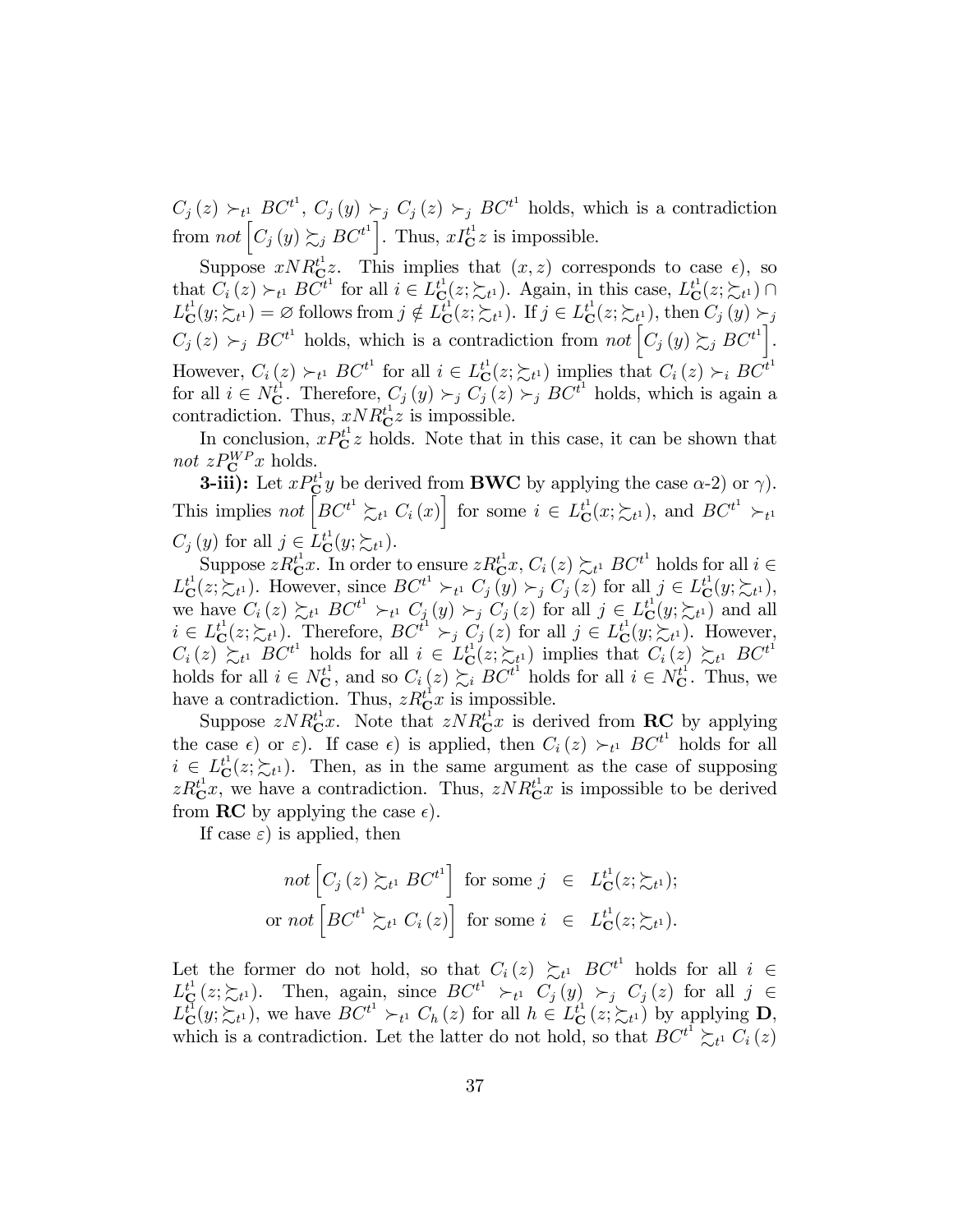$C_j(z) \succ_{t^1} BC^{t^1}$, $C_j(y) \succ_j C_j(z) \succ_j BC^{t^1}$ holds, which is a contradiction from *not* $\left[C_j(y) \succsim_j BC^{t^1}\right]$. Thus, $xI_{\mathbf{C}}^{t^1}z$ is impossible.

Suppose $xNR_{\mathbf{C}}^{t^1}z$. This implies that $(x,z)$ corresponds to case $\epsilon$), so that $C_i(z) \succ_{t^1} BC^{t^1}$ for all $i \in L_{\mathbf{C}}^{t^1}(z;\succsim_{t^1})$. Again, in this case, $L_{\mathbf{C}}^{t^1}(z;\succsim_{t^1}) \cap L_{\mathbf{C}}^{t^1}(y;\succsim_{t^1}) = \varnothing$ follows from $j \notin L_{\mathbf{C}}^{t^1}(z;\succsim_{t^1})$. If $j \in L_{\mathbf{C}}^{t^1}(z;\succsim_{t^1})$, then $C_j(y) \succ_j C_j(z) \succ_j BC^{t^1}$ holds, which is a contradiction from *not* $\left[C_j(y) \succsim_j BC^{t^1}\right]$. However, $C_i(z) \succ_{t^1} BC^{t^1}$ for all $i \in L_{\mathbf{C}}^{t^1}(z;\succsim_{t^1})$ implies that $C_i(z) \succ_i BC^{t^1}$ for all $i \in N_{\mathbf{C}}^{t^1}$. Therefore, $C_j(y) \succ_j C_j(z) \succ_j BC^{t^1}$ holds, which is again a contradiction. Thus, $xNR_{\mathbf{C}}^{t^1}z$ is impossible.

In conclusion, $xP_{\mathbf{C}}^{t^1}z$ holds. Note that in this case, it can be shown that *not* $zP_{\mathbf{C}}^{WP}x$ holds.

**3-iii):** Let $xP_{\mathbf{C}}^{t^1}y$ be derived from **BWC** by applying the case $\alpha$-2) or $\gamma$). This implies *not* $\left[BC^{t^1} \succsim_{t^1} C_i(x)\right]$ for some $i \in L_{\mathbf{C}}^{t^1}(x;\succsim_{t^1})$, and $BC^{t^1} \succ_{t^1} C_j(y)$ for all $j \in L_{\mathbf{C}}^{t^1}(y;\succsim_{t^1})$.

Suppose $zR_{\mathbf{C}}^{t^1}x$. In order to ensure $zR_{\mathbf{C}}^{t^1}x$, $C_i(z) \succsim_{t^1} BC^{t^1}$ holds for all $i \in L_{\mathbf{C}}^{t^1}(z;\succsim_{t^1})$. However, since $BC^{t^1} \succ_{t^1} C_j(y) \succ_j C_j(z)$ for all $j \in L_{\mathbf{C}}^{t^1}(y;\succsim_{t^1})$, we have $C_i(z) \succsim_{t^1} BC^{t^1} \succ_{t^1} C_j(y) \succ_j C_j(z)$ for all $j \in L_{\mathbf{C}}^{t^1}(y;\succsim_{t^1})$ and all $i \in L_{\mathbf{C}}^{t^1}(z;\succsim_{t^1})$. Therefore, $BC^{t^1} \succ_j C_j(z)$ for all $j \in L_{\mathbf{C}}^{t^1}(y;\succsim_{t^1})$. However, $C_i(z) \succsim_{t^1} BC^{t^1}$ holds for all $i \in L_{\mathbf{C}}^{t^1}(z;\succsim_{t^1})$ implies that $C_i(z) \succsim_{t^1} BC^{t^1}$ holds for all $i \in N_{\mathbf{C}}^{t^1}$, and so $C_i(z) \succsim_i BC^{t^1}$ holds for all $i \in N_{\mathbf{C}}^{t^1}$. Thus, we have a contradiction. Thus, $zR_{\mathbf{C}}^{t^1}x$ is impossible.

Suppose $zNR_{\mathbf{C}}^{t^1}x$. Note that $zNR_{\mathbf{C}}^{t^1}x$ is derived from **RC** by applying the case $\epsilon$) or $\varepsilon$). If case $\epsilon$) is applied, then $C_i(z) \succ_{t^1} BC^{t^1}$ holds for all $i \in L_{\mathbf{C}}^{t^1}(z;\succsim_{t^1})$. Then, as in the same argument as the case of supposing $zR_{\mathbf{C}}^{t^1}x$, we have a contradiction. Thus, $zNR_{\mathbf{C}}^{t^1}x$ is impossible to be derived from **RC** by applying the case $\epsilon$).

If case $\varepsilon$) is applied, then

$$
\begin{aligned}
\textit{not}\left[C_j(z) \succsim_{t^1} BC^{t^1}\right] &\text{ for some } j \in L_{\mathbf{C}}^{t^1}(z;\succsim_{t^1}); \\
\text{or } \textit{not}\left[BC^{t^1} \succsim_{t^1} C_i(z)\right] &\text{ for some } i \in L_{\mathbf{C}}^{t^1}(z;\succsim_{t^1}).
\end{aligned}
$$

Let the former do not hold, so that $C_i(z) \succsim_{t^1} BC^{t^1}$ holds for all $i \in L_{\mathbf{C}}^{t^1}(z;\succsim_{t^1})$. Then, again, since $BC^{t^1} \succ_{t^1} C_j(y) \succ_j C_j(z)$ for all $j \in L_{\mathbf{C}}^{t^1}(y;\succsim_{t^1})$, we have $BC^{t^1} \succ_{t^1} C_h(z)$ for all $h \in L_{\mathbf{C}}^{t^1}(z;\succsim_{t^1})$ by applying **D**, which is a contradiction. Let the latter do not hold, so that $BC^{t^1} \succsim_{t^1} C_i(z)$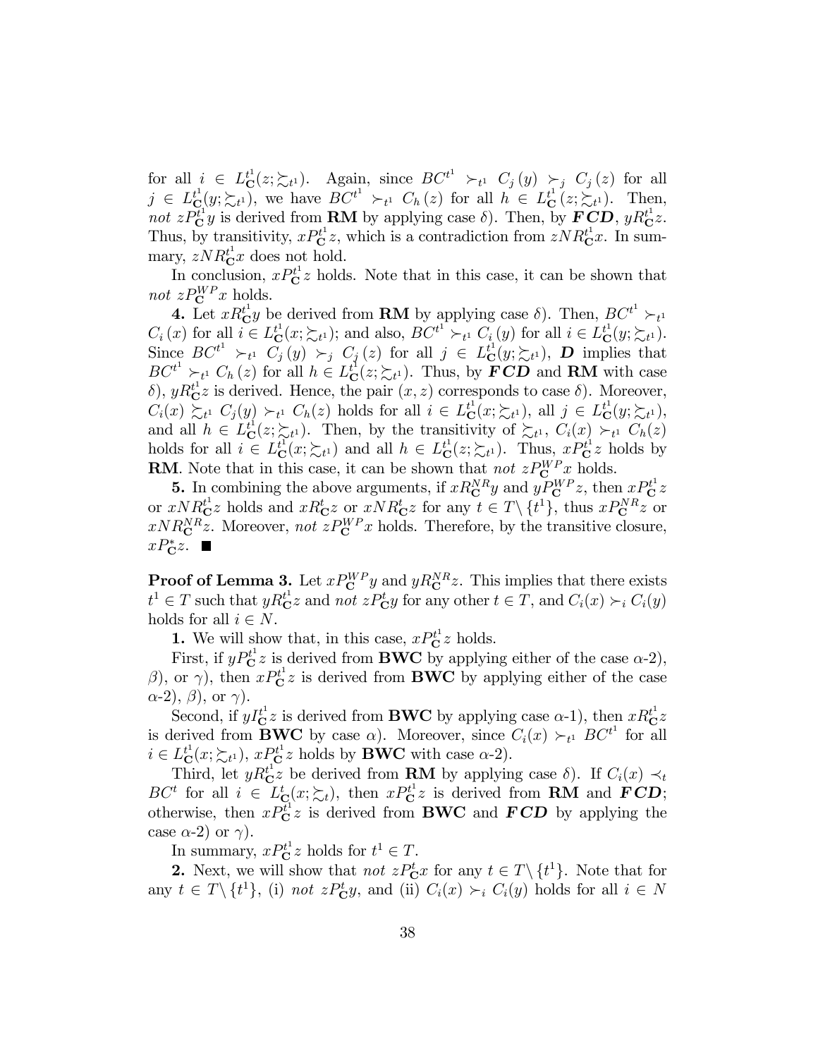for all $i \in L^{t^1}_{\mathbf{C}}(z;\succsim_{t^1})$. Again, since $BC^{t^1} \succ_{t^1} C_j(y) \succ_j C_j(z)$ for all $j \in L^{t^1}_{\mathbf{C}}(y;\succsim_{t^1})$, we have $BC^{t^1} \succ_{t^1} C_h(z)$ for all $h \in L^{t^1}_{\mathbf{C}}(z;\succsim_{t^1})$. Then, *not* $zP^{t^1}_{\mathbf{C}}y$ is derived from **RM** by applying case $\delta$). Then, by $\boldsymbol{FCD}$, $yR^{t^1}_{\mathbf{C}}z$. Thus, by transitivity, $xP^{t^1}_{\mathbf{C}}z$, which is a contradiction from $zNR^{t^1}_{\mathbf{C}}x$. In summary, $zNR^{t^1}_{\mathbf{C}}x$ does not hold.

In conclusion, $xP^{t^1}_{\mathbf{C}}z$ holds. Note that in this case, it can be shown that *not* $zP^{WP}_{\mathbf{C}}x$ holds.

**4.** Let $xR^{t^1}_{\mathbf{C}}y$ be derived from **RM** by applying case $\delta$). Then, $BC^{t^1} \succ_{t^1} C_i(x)$ for all $i \in L^{t^1}_{\mathbf{C}}(x;\succsim_{t^1})$; and also, $BC^{t^1} \succ_{t^1} C_i(y)$ for all $i \in L^{t^1}_{\mathbf{C}}(y;\succsim_{t^1})$. Since $BC^{t^1} \succ_{t^1} C_j(y) \succ_j C_j(z)$ for all $j \in L^{t^1}_{\mathbf{C}}(y;\succsim_{t^1})$, $\boldsymbol{D}$ implies that $BC^{t^1} \succ_{t^1} C_h(z)$ for all $h \in L^{t^1}_{\mathbf{C}}(z;\succsim_{t^1})$. Thus, by $\boldsymbol{FCD}$ and **RM** with case $\delta$), $yR^{t^1}_{\mathbf{C}}z$ is derived. Hence, the pair $(x,z)$ corresponds to case $\delta$). Moreover, $C_i(x) \succsim_{t^1} C_j(y) \succ_{t^1} C_h(z)$ holds for all $i \in L^{t^1}_{\mathbf{C}}(x;\succsim_{t^1})$, all $j \in L^{t^1}_{\mathbf{C}}(y;\succsim_{t^1})$, and all $h \in L^{t^1}_{\mathbf{C}}(z;\succsim_{t^1})$. Then, by the transitivity of $\succsim_{t^1}$, $C_i(x) \succ_{t^1} C_h(z)$ holds for all $i \in L^{t^1}_{\mathbf{C}}(x;\succsim_{t^1})$ and all $h \in L^{t^1}_{\mathbf{C}}(z;\succsim_{t^1})$. Thus, $xP^{t^1}_{\mathbf{C}}z$ holds by **RM**. Note that in this case, it can be shown that *not* $zP^{WP}_{\mathbf{C}}x$ holds.

**5.** In combining the above arguments, if $xR^{NR}_{\mathbf{C}}y$ and $yP^{WP}_{\mathbf{C}}z$, then $xP^{t^1}_{\mathbf{C}}z$ or $xNR^{t^1}_{\mathbf{C}}z$ holds and $xR^{t}_{\mathbf{C}}z$ or $xNR^{t}_{\mathbf{C}}z$ for any $t \in T\setminus\{t^1\}$, thus $xP^{NR}_{\mathbf{C}}z$ or $xNR^{NR}_{\mathbf{C}}z$. Moreover, *not* $zP^{WP}_{\mathbf{C}}x$ holds. Therefore, by the transitive closure, $xP^{*}_{\mathbf{C}}z$. ■

**Proof of Lemma 3.** Let $xP^{WP}_{\mathbf{C}}y$ and $yR^{NR}_{\mathbf{C}}z$. This implies that there exists $t^1 \in T$ such that $yR^{t^1}_{\mathbf{C}}z$ and *not* $zP^{t}_{\mathbf{C}}y$ for any other $t \in T$, and $C_i(x) \succ_i C_i(y)$ holds for all $i \in N$.

**1.** We will show that, in this case, $xP^{t^1}_{\mathbf{C}}z$ holds.

First, if $yP^{t^1}_{\mathbf{C}}z$ is derived from **BWC** by applying either of the case $\alpha$-2), $\beta$), or $\gamma$), then $xP^{t^1}_{\mathbf{C}}z$ is derived from **BWC** by applying either of the case $\alpha$-2), $\beta$), or $\gamma$).

Second, if $yI^{t^1}_{\mathbf{C}}z$ is derived from **BWC** by applying case $\alpha$-1), then $xR^{t^1}_{\mathbf{C}}z$ is derived from **BWC** by case $\alpha$). Moreover, since $C_i(x) \succ_{t^1} BC^{t^1}$ for all $i \in L^{t^1}_{\mathbf{C}}(x;\succsim_{t^1})$, $xP^{t^1}_{\mathbf{C}}z$ holds by **BWC** with case $\alpha$-2).

Third, let $yR^{t^1}_{\mathbf{C}}z$ be derived from **RM** by applying case $\delta$). If $C_i(x) \prec_t BC^t$ for all $i \in L^{t}_{\mathbf{C}}(x;\succsim_t)$, then $xP^{t^1}_{\mathbf{C}}z$ is derived from **RM** and $\boldsymbol{FCD}$; otherwise, then $xP^{t^1}_{\mathbf{C}}z$ is derived from **BWC** and $\boldsymbol{FCD}$ by applying the case $\alpha$-2) or $\gamma$).

In summary, $xP^{t^1}_{\mathbf{C}}z$ holds for $t^1 \in T$.

**2.** Next, we will show that *not* $zP^{t}_{\mathbf{C}}x$ for any $t \in T\setminus\{t^1\}$. Note that for any $t \in T\setminus\{t^1\}$, (i) *not* $zP^{t}_{\mathbf{C}}y$, and (ii) $C_i(x) \succ_i C_i(y)$ holds for all $i \in N$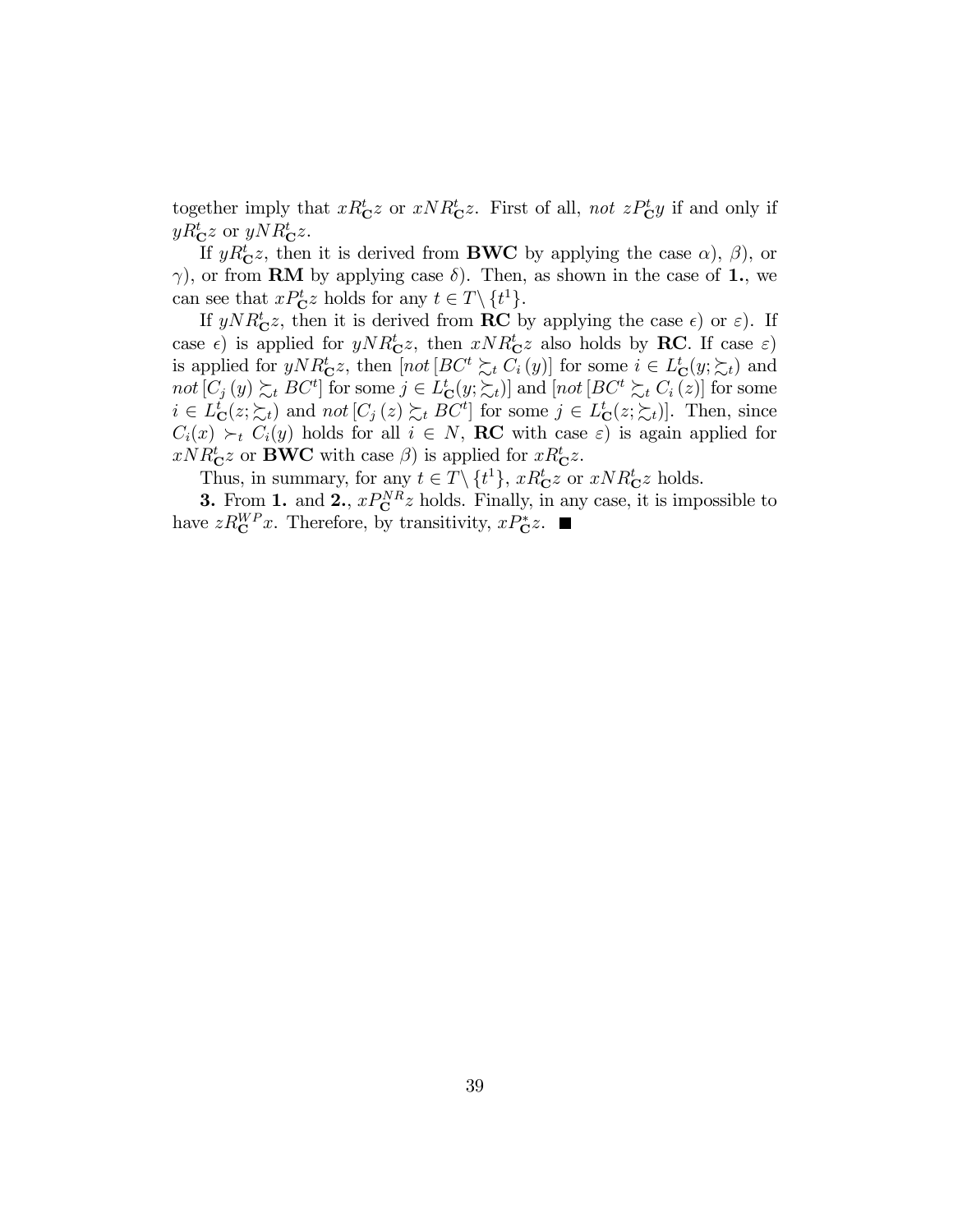together imply that $xR^t_{\mathbf{C}}z$ or $xNR^t_{\mathbf{C}}z$. First of all, *not* $zP^t_{\mathbf{C}}y$ if and only if $yR^t_{\mathbf{C}}z$ or $yNR^t_{\mathbf{C}}z$.

If $yR^t_{\mathbf{C}}z$, then it is derived from **BWC** by applying the case $\alpha$), $\beta$), or $\gamma$), or from **RM** by applying case $\delta$). Then, as shown in the case of **1.**, we can see that $xP^t_{\mathbf{C}}z$ holds for any $t \in T \setminus \{t^1\}$.

If $yNR^t_{\mathbf{C}}z$, then it is derived from **RC** by applying the case $\epsilon$) or $\varepsilon$). If case $\epsilon$) is applied for $yNR^t_{\mathbf{C}}z$, then $xNR^t_{\mathbf{C}}z$ also holds by **RC**. If case $\varepsilon$) is applied for $yNR^t_{\mathbf{C}}z$, then [*not* $[BC^t \succsim_t C_i(y)]$ for some $i \in L^t_{\mathbf{C}}(y; \succsim_t)$ and *not* $[C_j(y) \succsim_t BC^t]$ for some $j \in L^t_{\mathbf{C}}(y; \succsim_t)$] and [*not* $[BC^t \succsim_t C_i(z)]$ for some $i \in L^t_{\mathbf{C}}(z; \succsim_t)$ and *not* $[C_j(z) \succsim_t BC^t]$ for some $j \in L^t_{\mathbf{C}}(z; \succsim_t)$]. Then, since $C_i(x) \succ_t C_i(y)$ holds for all $i \in N$, **RC** with case $\varepsilon$) is again applied for $xNR^t_{\mathbf{C}}z$ or **BWC** with case $\beta$) is applied for $xR^t_{\mathbf{C}}z$.

Thus, in summary, for any $t \in T \setminus \{t^1\}$, $xR^t_{\mathbf{C}}z$ or $xNR^t_{\mathbf{C}}z$ holds.

**3.** From **1.** and **2.**, $xP^{NR}_{\mathbf{C}}z$ holds. Finally, in any case, it is impossible to have $zR^{WP}_{\mathbf{C}}x$. Therefore, by transitivity, $xP^*_{\mathbf{C}}z$. ■